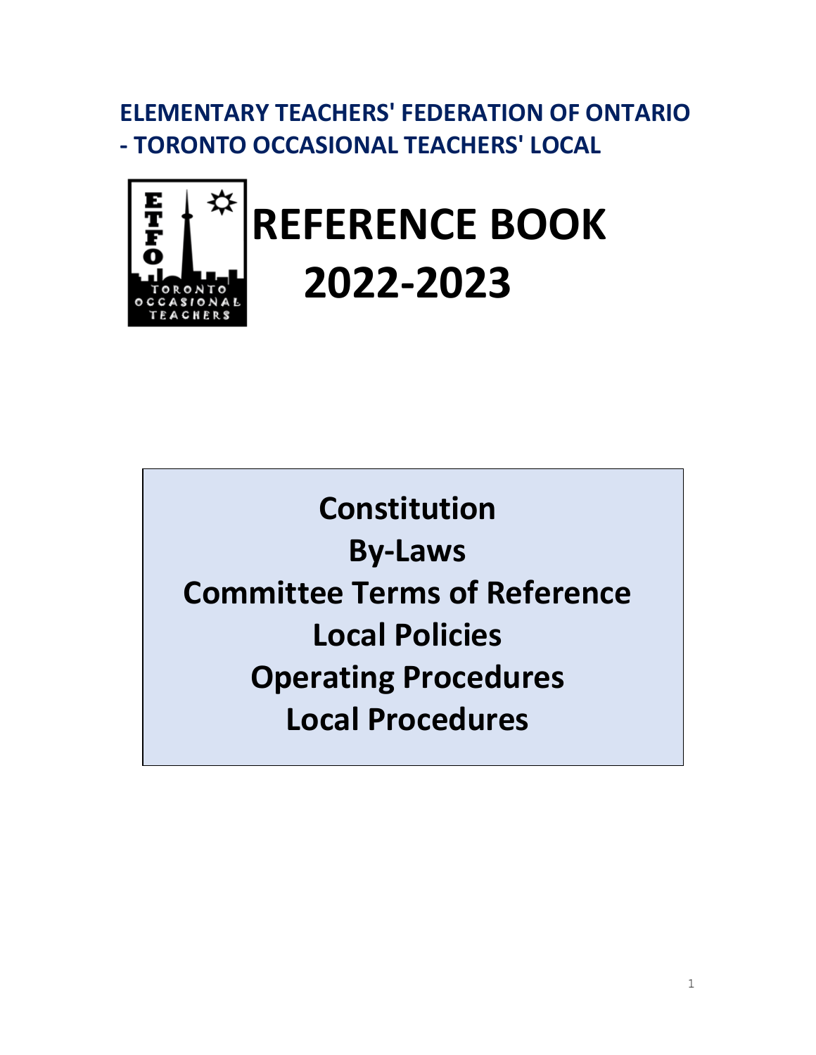# ELEMENTARY TEACHERS' FEDERATION OF ONTARIO - TORONTO OCCASIONAL TEACHERS' LOCAL

# REFERENCE BOOK 2022-2023

**Constitution**

**By-Laws**

**Committee Terms of Reference**

**Local Policies**

**Operating Procedures**

**Local Procedures**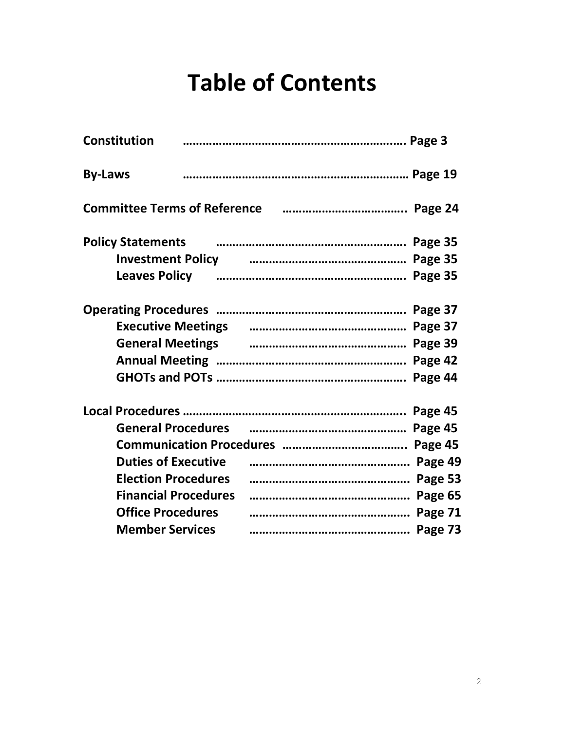# Table of Contents

**Constitution** ……………………………………………………………. **Page 3**

**By-Laws** ……………………………………………………………… **Page 19**

**Committee Terms of Reference** ……………………………….. **Page 24**

**Policy Statements** …………………………………………………. **Page 35**
- **Investment Policy** ………………………………………. **Page 35**
- **Leaves Policy** …………………………………………………. **Page 35**

**Operating Procedures** …………………………………………………. **Page 37**
- **Executive Meetings** ………………………………………. **Page 37**
- **General Meetings** ………………………………………. **Page 39**
- **Annual Meeting** …………………………………………………. **Page 42**
- **GHOTs and POTs** …………………………………………………. **Page 44**

**Local Procedures** ……………………………………………………….. **Page 45**
- **General Procedures** ………………………………………. **Page 45**
- **Communication Procedures** ……………………………….. **Page 45**
- **Duties of Executive** ………………………………………….. **Page 49**
- **Election Procedures** ………………………………………….. **Page 53**
- **Financial Procedures** ………………………………………….. **Page 65**
- **Office Procedures** ………………………………………….. **Page 71**
- **Member Services** ………………………………………….. **Page 73**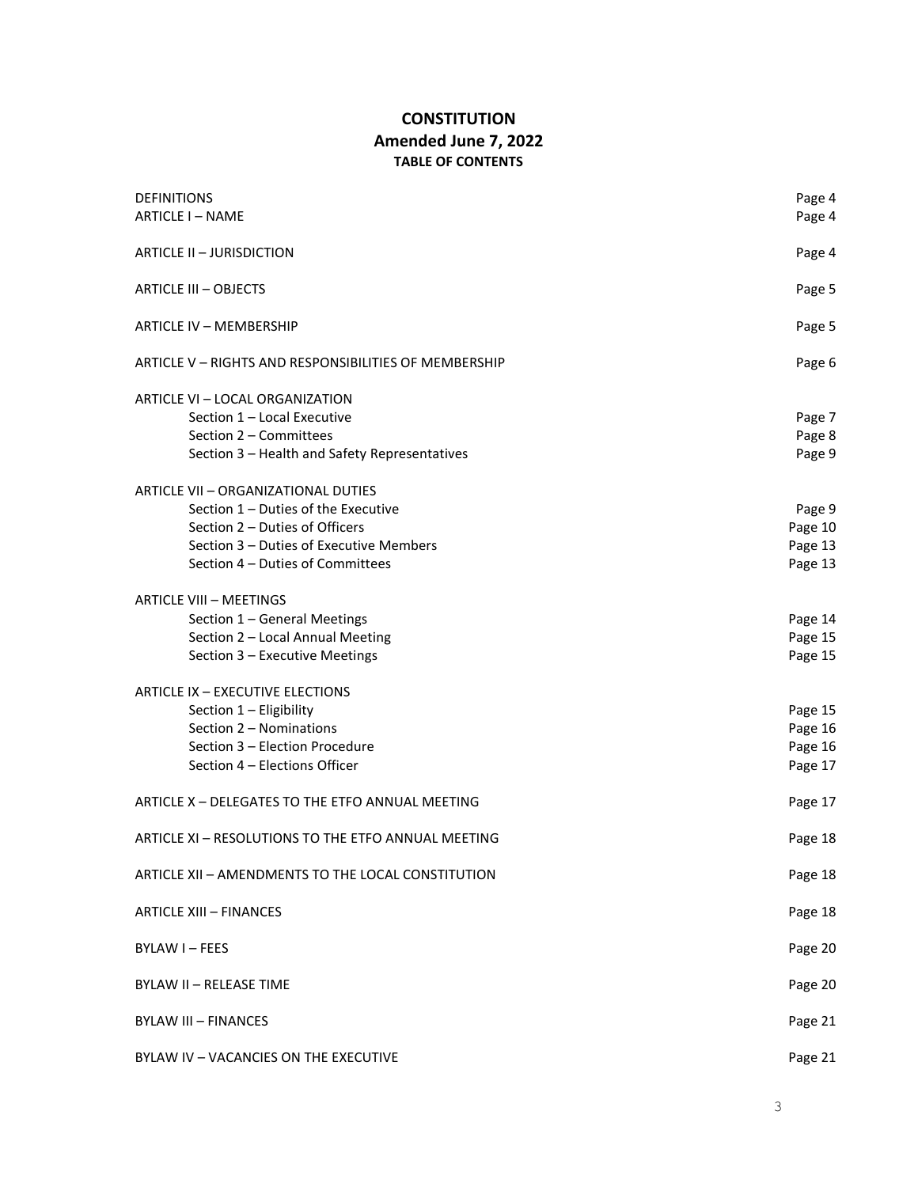# CONSTITUTION

## Amended June 7, 2022

### TABLE OF CONTENTS

| | |
|---|---|
| DEFINITIONS | Page 4 |
| ARTICLE I – NAME | Page 4 |
| ARTICLE II – JURISDICTION | Page 4 |
| ARTICLE III – OBJECTS | Page 5 |
| ARTICLE IV – MEMBERSHIP | Page 5 |
| ARTICLE V – RIGHTS AND RESPONSIBILITIES OF MEMBERSHIP | Page 6 |
| ARTICLE VI – LOCAL ORGANIZATION | |
| Section 1 – Local Executive | Page 7 |
| Section 2 – Committees | Page 8 |
| Section 3 – Health and Safety Representatives | Page 9 |
| ARTICLE VII – ORGANIZATIONAL DUTIES | |
| Section 1 – Duties of the Executive | Page 9 |
| Section 2 – Duties of Officers | Page 10 |
| Section 3 – Duties of Executive Members | Page 13 |
| Section 4 – Duties of Committees | Page 13 |
| ARTICLE VIII – MEETINGS | |
| Section 1 – General Meetings | Page 14 |
| Section 2 – Local Annual Meeting | Page 15 |
| Section 3 – Executive Meetings | Page 15 |
| ARTICLE IX – EXECUTIVE ELECTIONS | |
| Section 1 – Eligibility | Page 15 |
| Section 2 – Nominations | Page 16 |
| Section 3 – Election Procedure | Page 16 |
| Section 4 – Elections Officer | Page 17 |
| ARTICLE X – DELEGATES TO THE ETFO ANNUAL MEETING | Page 17 |
| ARTICLE XI – RESOLUTIONS TO THE ETFO ANNUAL MEETING | Page 18 |
| ARTICLE XII – AMENDMENTS TO THE LOCAL CONSTITUTION | Page 18 |
| ARTICLE XIII – FINANCES | Page 18 |
| BYLAW I – FEES | Page 20 |
| BYLAW II – RELEASE TIME | Page 20 |
| BYLAW III – FINANCES | Page 21 |
| BYLAW IV – VACANCIES ON THE EXECUTIVE | Page 21 |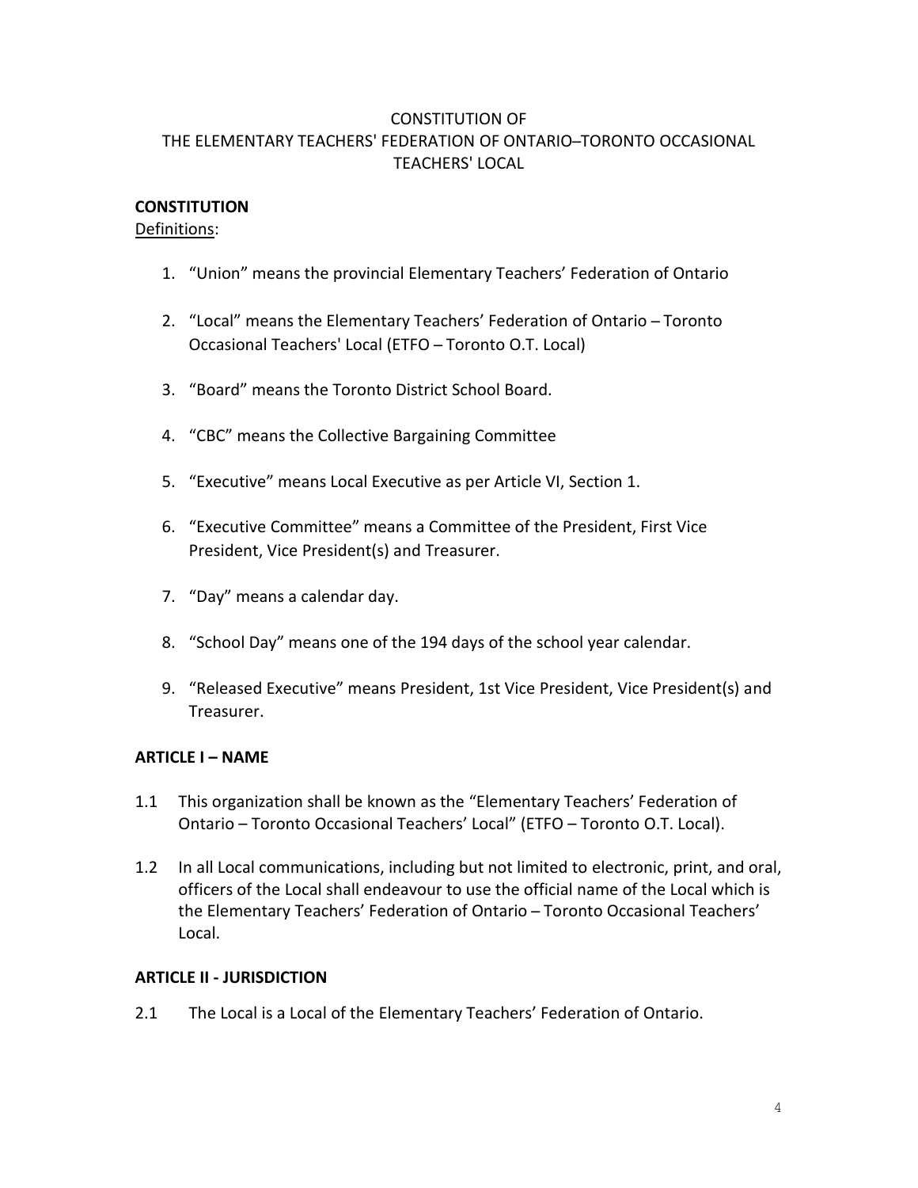# CONSTITUTION OF THE ELEMENTARY TEACHERS' FEDERATION OF ONTARIO–TORONTO OCCASIONAL TEACHERS' LOCAL

## CONSTITUTION

Definitions:

1. "Union" means the provincial Elementary Teachers' Federation of Ontario

2. "Local" means the Elementary Teachers' Federation of Ontario – Toronto Occasional Teachers' Local (ETFO – Toronto O.T. Local)

3. "Board" means the Toronto District School Board.

4. "CBC" means the Collective Bargaining Committee

5. "Executive" means Local Executive as per Article VI, Section 1.

6. "Executive Committee" means a Committee of the President, First Vice President, Vice President(s) and Treasurer.

7. "Day" means a calendar day.

8. "School Day" means one of the 194 days of the school year calendar.

9. "Released Executive" means President, 1st Vice President, Vice President(s) and Treasurer.

## ARTICLE I – NAME

1.1 This organization shall be known as the "Elementary Teachers' Federation of Ontario – Toronto Occasional Teachers' Local" (ETFO – Toronto O.T. Local).

1.2 In all Local communications, including but not limited to electronic, print, and oral, officers of the Local shall endeavour to use the official name of the Local which is the Elementary Teachers' Federation of Ontario – Toronto Occasional Teachers' Local.

## ARTICLE II - JURISDICTION

2.1 The Local is a Local of the Elementary Teachers' Federation of Ontario.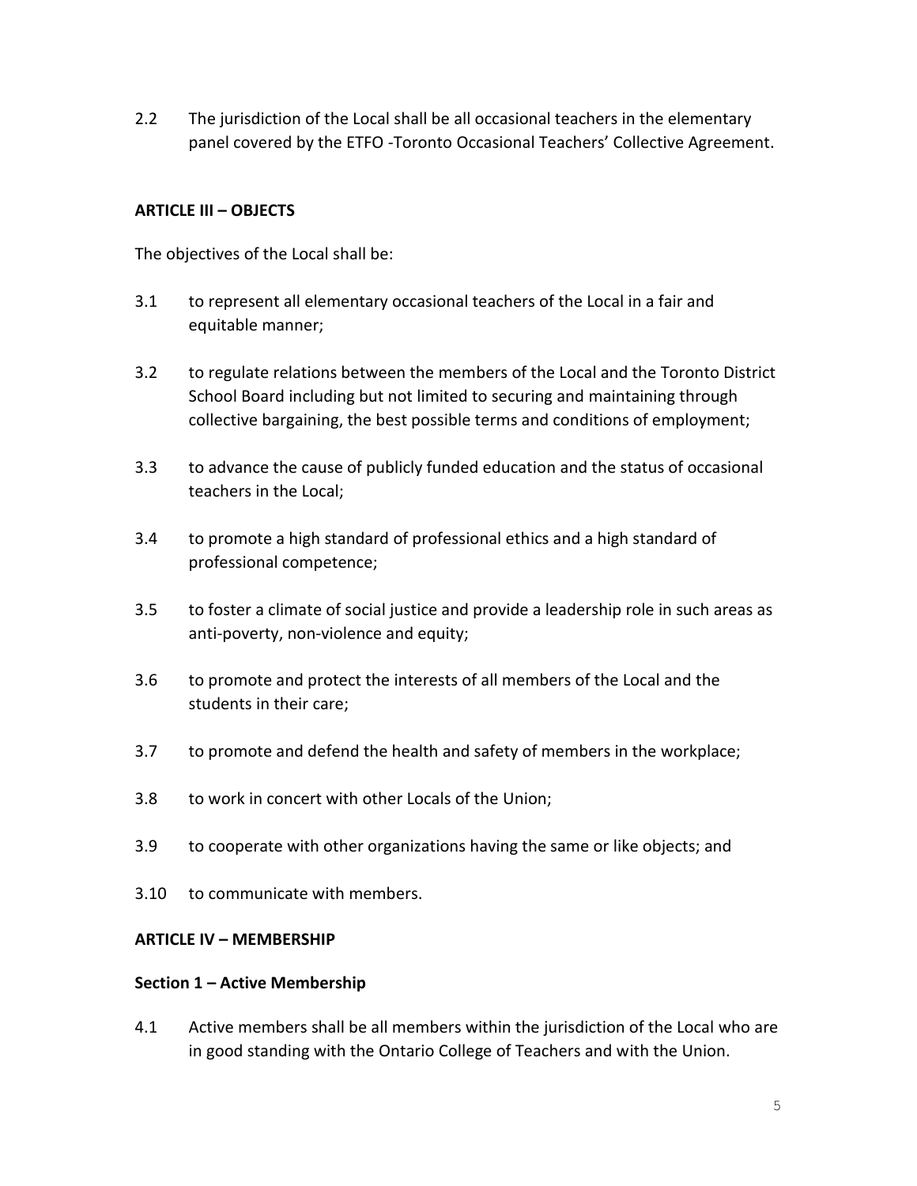2.2 The jurisdiction of the Local shall be all occasional teachers in the elementary panel covered by the ETFO -Toronto Occasional Teachers' Collective Agreement.

## ARTICLE III – OBJECTS

The objectives of the Local shall be:

3.1 to represent all elementary occasional teachers of the Local in a fair and equitable manner;

3.2 to regulate relations between the members of the Local and the Toronto District School Board including but not limited to securing and maintaining through collective bargaining, the best possible terms and conditions of employment;

3.3 to advance the cause of publicly funded education and the status of occasional teachers in the Local;

3.4 to promote a high standard of professional ethics and a high standard of professional competence;

3.5 to foster a climate of social justice and provide a leadership role in such areas as anti-poverty, non-violence and equity;

3.6 to promote and protect the interests of all members of the Local and the students in their care;

3.7 to promote and defend the health and safety of members in the workplace;

3.8 to work in concert with other Locals of the Union;

3.9 to cooperate with other organizations having the same or like objects; and

3.10 to communicate with members.

## ARTICLE IV – MEMBERSHIP

### Section 1 – Active Membership

4.1 Active members shall be all members within the jurisdiction of the Local who are in good standing with the Ontario College of Teachers and with the Union.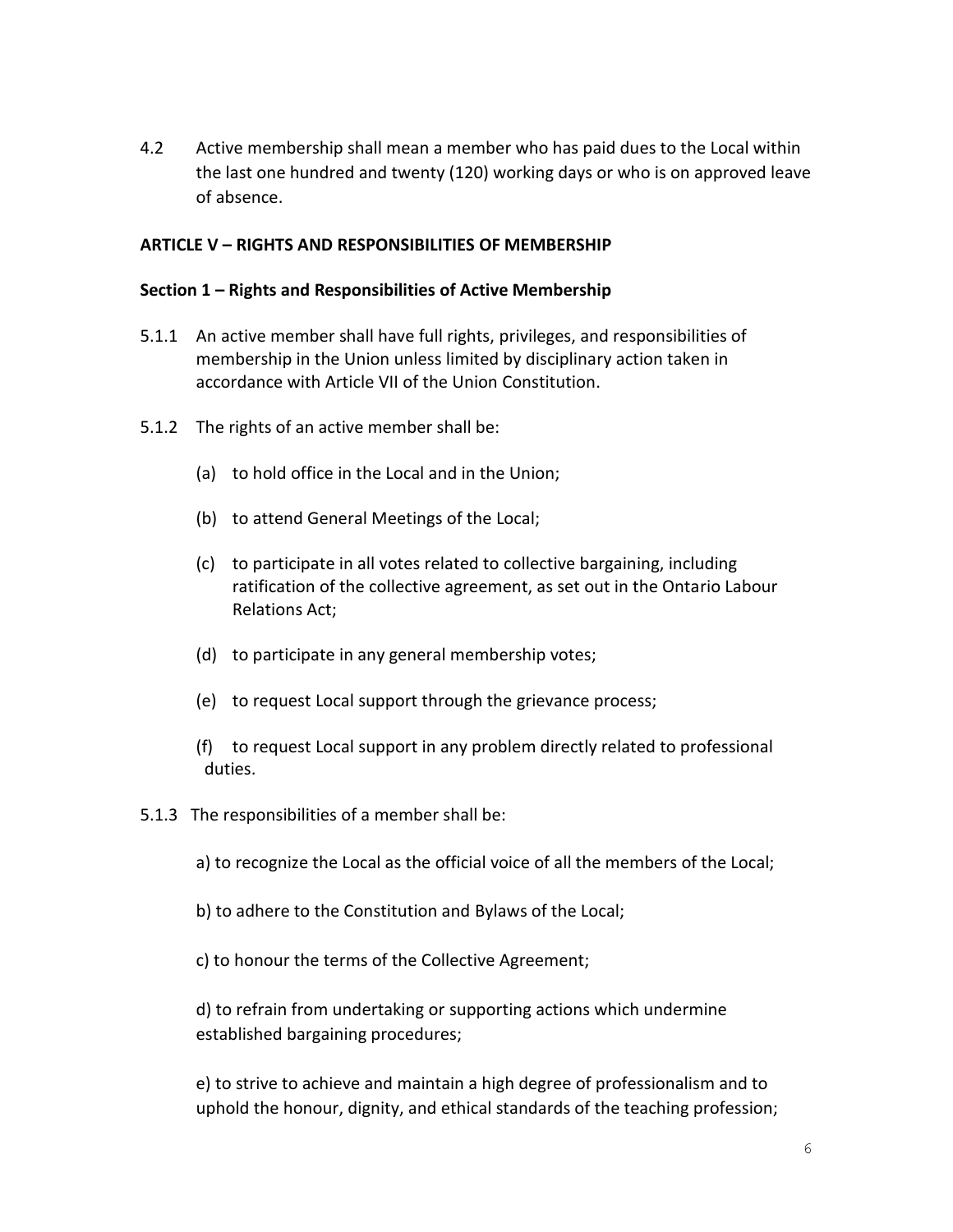4.2 Active membership shall mean a member who has paid dues to the Local within the last one hundred and twenty (120) working days or who is on approved leave of absence.

## ARTICLE V – RIGHTS AND RESPONSIBILITIES OF MEMBERSHIP

### Section 1 – Rights and Responsibilities of Active Membership

5.1.1 An active member shall have full rights, privileges, and responsibilities of membership in the Union unless limited by disciplinary action taken in accordance with Article VII of the Union Constitution.

5.1.2 The rights of an active member shall be:

- (a) to hold office in the Local and in the Union;
- (b) to attend General Meetings of the Local;
- (c) to participate in all votes related to collective bargaining, including ratification of the collective agreement, as set out in the Ontario Labour Relations Act;
- (d) to participate in any general membership votes;
- (e) to request Local support through the grievance process;
- (f) to request Local support in any problem directly related to professional duties.

5.1.3 The responsibilities of a member shall be:

- a) to recognize the Local as the official voice of all the members of the Local;
- b) to adhere to the Constitution and Bylaws of the Local;
- c) to honour the terms of the Collective Agreement;
- d) to refrain from undertaking or supporting actions which undermine established bargaining procedures;
- e) to strive to achieve and maintain a high degree of professionalism and to uphold the honour, dignity, and ethical standards of the teaching profession;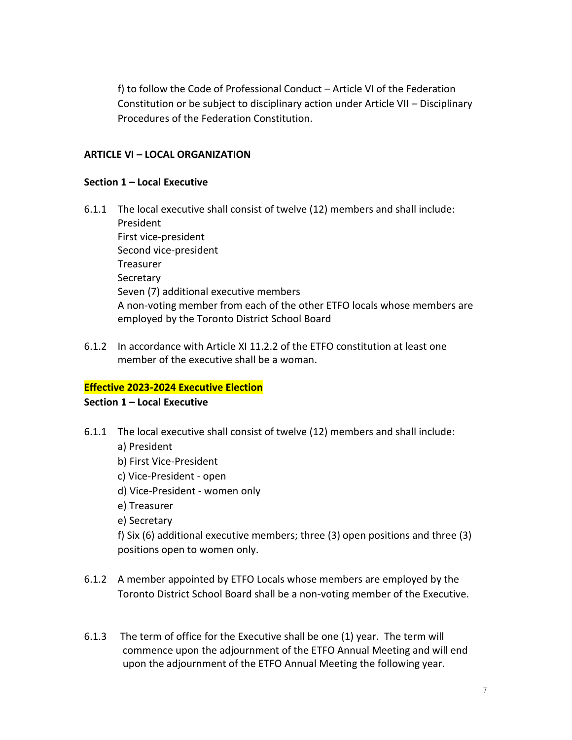f) to follow the Code of Professional Conduct – Article VI of the Federation Constitution or be subject to disciplinary action under Article VII – Disciplinary Procedures of the Federation Constitution.

## ARTICLE VI – LOCAL ORGANIZATION

### Section 1 – Local Executive

6.1.1 The local executive shall consist of twelve (12) members and shall include:
President
First vice-president
Second vice-president
Treasurer
Secretary
Seven (7) additional executive members
A non-voting member from each of the other ETFO locals whose members are employed by the Toronto District School Board

6.1.2 In accordance with Article XI 11.2.2 of the ETFO constitution at least one member of the executive shall be a woman.

**Effective 2023-2024 Executive Election**

### Section 1 – Local Executive

6.1.1 The local executive shall consist of twelve (12) members and shall include:
a) President
b) First Vice-President
c) Vice-President - open
d) Vice-President - women only
e) Treasurer
e) Secretary
f) Six (6) additional executive members; three (3) open positions and three (3) positions open to women only.

6.1.2 A member appointed by ETFO Locals whose members are employed by the Toronto District School Board shall be a non-voting member of the Executive.

6.1.3 The term of office for the Executive shall be one (1) year. The term will commence upon the adjournment of the ETFO Annual Meeting and will end upon the adjournment of the ETFO Annual Meeting the following year.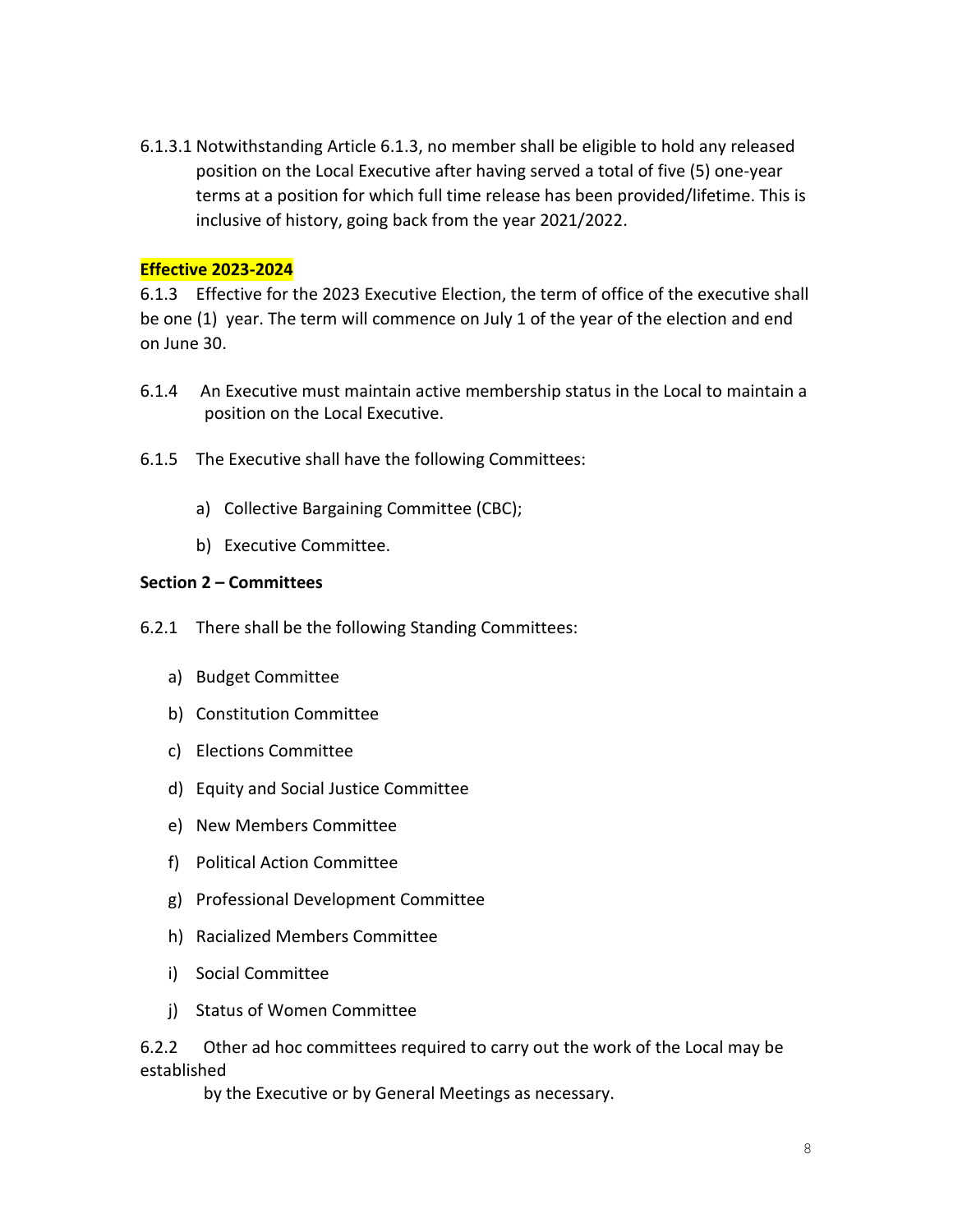6.1.3.1 Notwithstanding Article 6.1.3, no member shall be eligible to hold any released position on the Local Executive after having served a total of five (5) one-year terms at a position for which full time release has been provided/lifetime. This is inclusive of history, going back from the year 2021/2022.

**Effective 2023-2024**

6.1.3 Effective for the 2023 Executive Election, the term of office of the executive shall be one (1) year. The term will commence on July 1 of the year of the election and end on June 30.

6.1.4 An Executive must maintain active membership status in the Local to maintain a position on the Local Executive.

6.1.5 The Executive shall have the following Committees:

a) Collective Bargaining Committee (CBC);

b) Executive Committee.

**Section 2 – Committees**

6.2.1 There shall be the following Standing Committees:

a) Budget Committee

b) Constitution Committee

c) Elections Committee

d) Equity and Social Justice Committee

e) New Members Committee

f) Political Action Committee

g) Professional Development Committee

h) Racialized Members Committee

i) Social Committee

j) Status of Women Committee

6.2.2 Other ad hoc committees required to carry out the work of the Local may be established by the Executive or by General Meetings as necessary.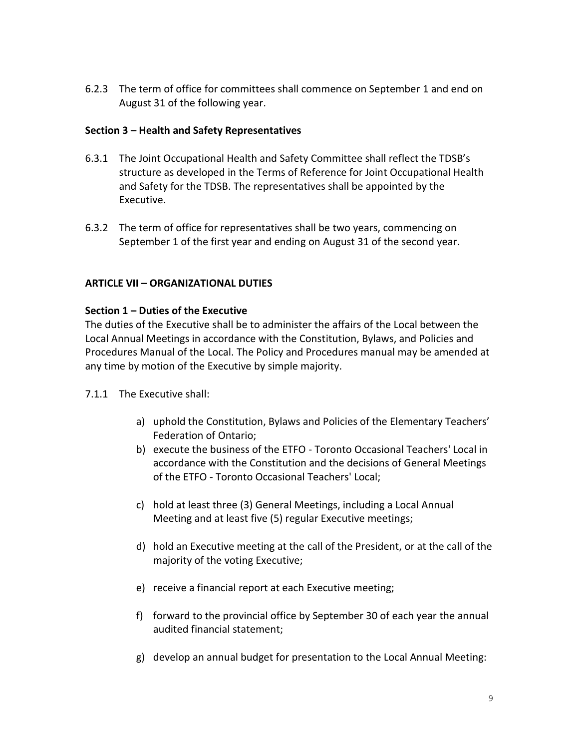6.2.3 The term of office for committees shall commence on September 1 and end on August 31 of the following year.

**Section 3 – Health and Safety Representatives**

6.3.1 The Joint Occupational Health and Safety Committee shall reflect the TDSB's structure as developed in the Terms of Reference for Joint Occupational Health and Safety for the TDSB. The representatives shall be appointed by the Executive.

6.3.2 The term of office for representatives shall be two years, commencing on September 1 of the first year and ending on August 31 of the second year.

## ARTICLE VII – ORGANIZATIONAL DUTIES

**Section 1 – Duties of the Executive**

The duties of the Executive shall be to administer the affairs of the Local between the Local Annual Meetings in accordance with the Constitution, Bylaws, and Policies and Procedures Manual of the Local. The Policy and Procedures manual may be amended at any time by motion of the Executive by simple majority.

7.1.1 The Executive shall:

a) uphold the Constitution, Bylaws and Policies of the Elementary Teachers' Federation of Ontario;
b) execute the business of the ETFO - Toronto Occasional Teachers' Local in accordance with the Constitution and the decisions of General Meetings of the ETFO - Toronto Occasional Teachers' Local;
c) hold at least three (3) General Meetings, including a Local Annual Meeting and at least five (5) regular Executive meetings;
d) hold an Executive meeting at the call of the President, or at the call of the majority of the voting Executive;
e) receive a financial report at each Executive meeting;
f) forward to the provincial office by September 30 of each year the annual audited financial statement;
g) develop an annual budget for presentation to the Local Annual Meeting: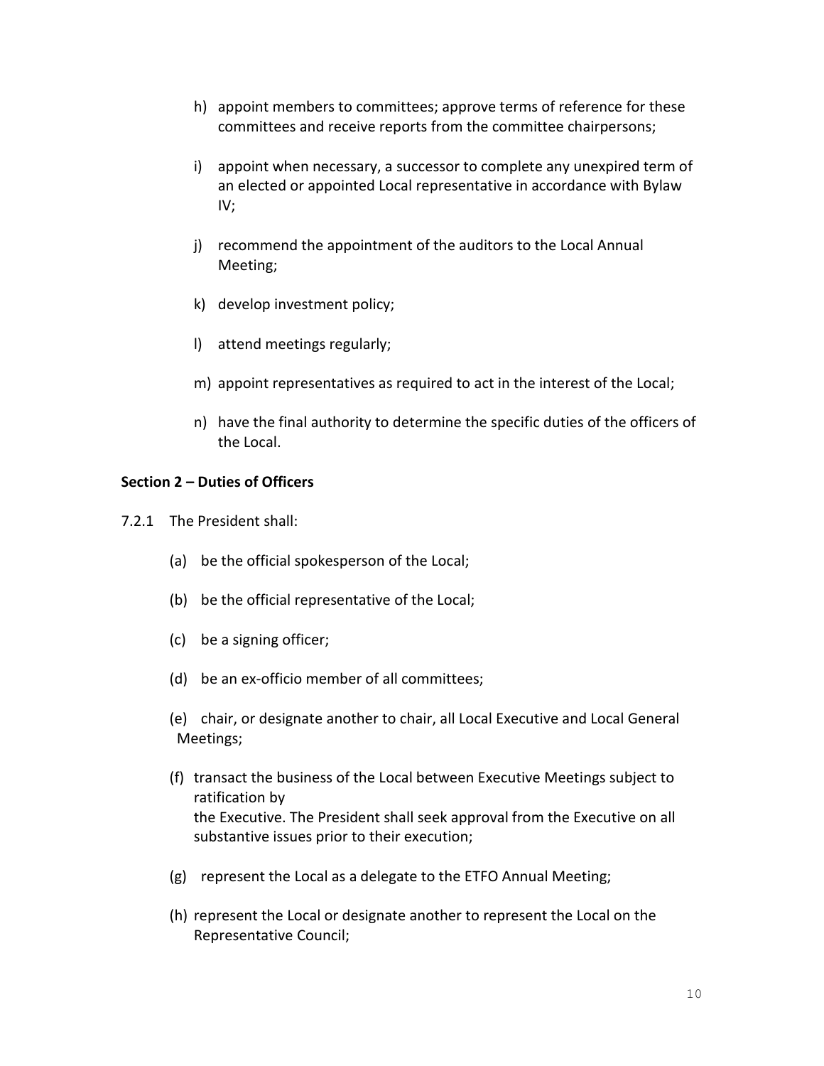h) appoint members to committees; approve terms of reference for these committees and receive reports from the committee chairpersons;

i) appoint when necessary, a successor to complete any unexpired term of an elected or appointed Local representative in accordance with Bylaw IV;

j) recommend the appointment of the auditors to the Local Annual Meeting;

k) develop investment policy;

l) attend meetings regularly;

m) appoint representatives as required to act in the interest of the Local;

n) have the final authority to determine the specific duties of the officers of the Local.

**Section 2 – Duties of Officers**

7.2.1 The President shall:

(a) be the official spokesperson of the Local;

(b) be the official representative of the Local;

(c) be a signing officer;

(d) be an ex-officio member of all committees;

(e) chair, or designate another to chair, all Local Executive and Local General Meetings;

(f) transact the business of the Local between Executive Meetings subject to ratification by the Executive. The President shall seek approval from the Executive on all substantive issues prior to their execution;

(g) represent the Local as a delegate to the ETFO Annual Meeting;

(h) represent the Local or designate another to represent the Local on the Representative Council;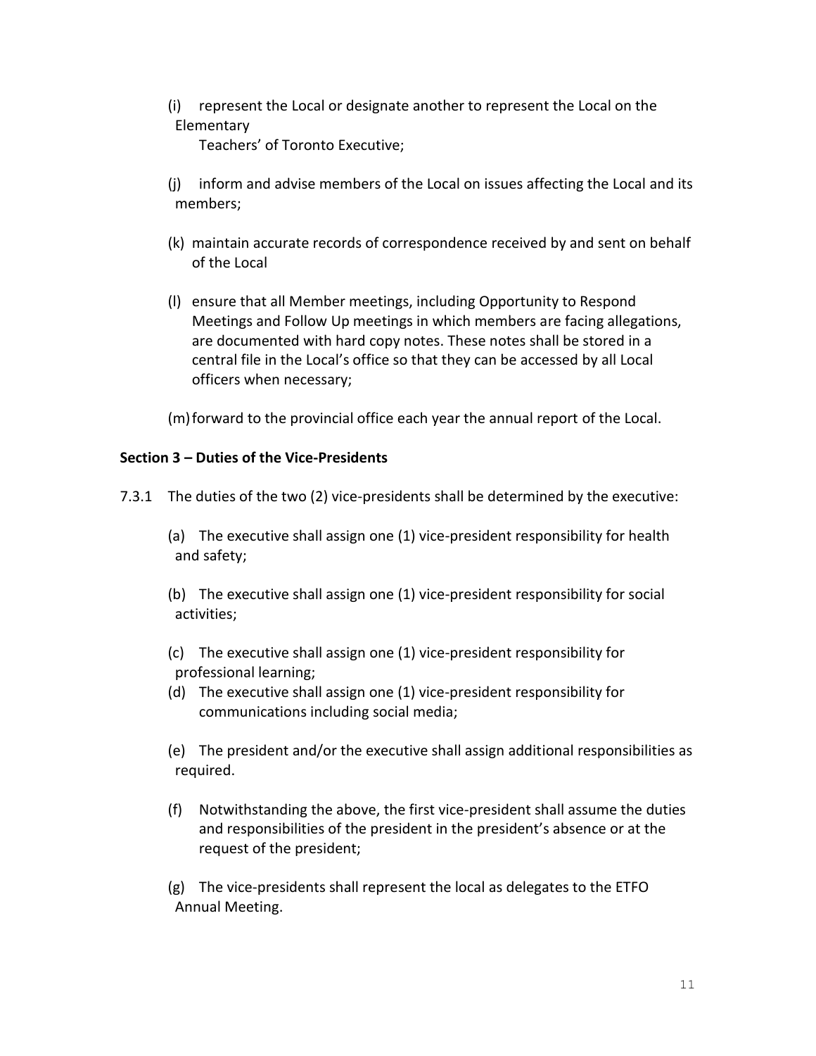(i) represent the Local or designate another to represent the Local on the Elementary Teachers' of Toronto Executive;

(j) inform and advise members of the Local on issues affecting the Local and its members;

(k) maintain accurate records of correspondence received by and sent on behalf of the Local

(l) ensure that all Member meetings, including Opportunity to Respond Meetings and Follow Up meetings in which members are facing allegations, are documented with hard copy notes. These notes shall be stored in a central file in the Local's office so that they can be accessed by all Local officers when necessary;

(m) forward to the provincial office each year the annual report of the Local.

**Section 3 – Duties of the Vice-Presidents**

7.3.1 The duties of the two (2) vice-presidents shall be determined by the executive:

(a) The executive shall assign one (1) vice-president responsibility for health and safety;

(b) The executive shall assign one (1) vice-president responsibility for social activities;

(c) The executive shall assign one (1) vice-president responsibility for professional learning;

(d) The executive shall assign one (1) vice-president responsibility for communications including social media;

(e) The president and/or the executive shall assign additional responsibilities as required.

(f) Notwithstanding the above, the first vice-president shall assume the duties and responsibilities of the president in the president's absence or at the request of the president;

(g) The vice-presidents shall represent the local as delegates to the ETFO Annual Meeting.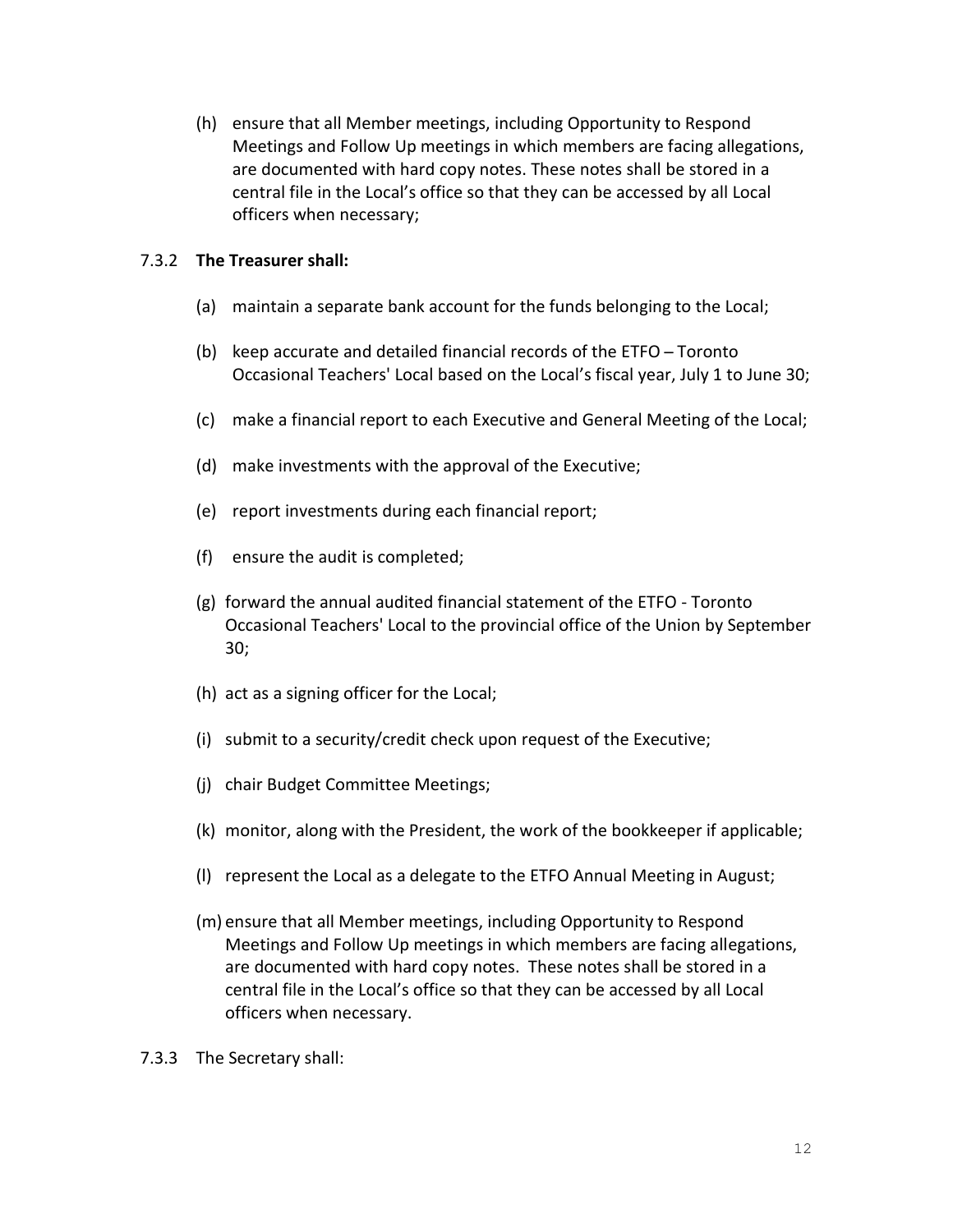(h) ensure that all Member meetings, including Opportunity to Respond Meetings and Follow Up meetings in which members are facing allegations, are documented with hard copy notes. These notes shall be stored in a central file in the Local's office so that they can be accessed by all Local officers when necessary;

7.3.2 **The Treasurer shall:**

(a) maintain a separate bank account for the funds belonging to the Local;

(b) keep accurate and detailed financial records of the ETFO – Toronto Occasional Teachers' Local based on the Local's fiscal year, July 1 to June 30;

(c) make a financial report to each Executive and General Meeting of the Local;

(d) make investments with the approval of the Executive;

(e) report investments during each financial report;

(f) ensure the audit is completed;

(g) forward the annual audited financial statement of the ETFO - Toronto Occasional Teachers' Local to the provincial office of the Union by September 30;

(h) act as a signing officer for the Local;

(i) submit to a security/credit check upon request of the Executive;

(j) chair Budget Committee Meetings;

(k) monitor, along with the President, the work of the bookkeeper if applicable;

(l) represent the Local as a delegate to the ETFO Annual Meeting in August;

(m) ensure that all Member meetings, including Opportunity to Respond Meetings and Follow Up meetings in which members are facing allegations, are documented with hard copy notes. These notes shall be stored in a central file in the Local's office so that they can be accessed by all Local officers when necessary.

7.3.3 The Secretary shall: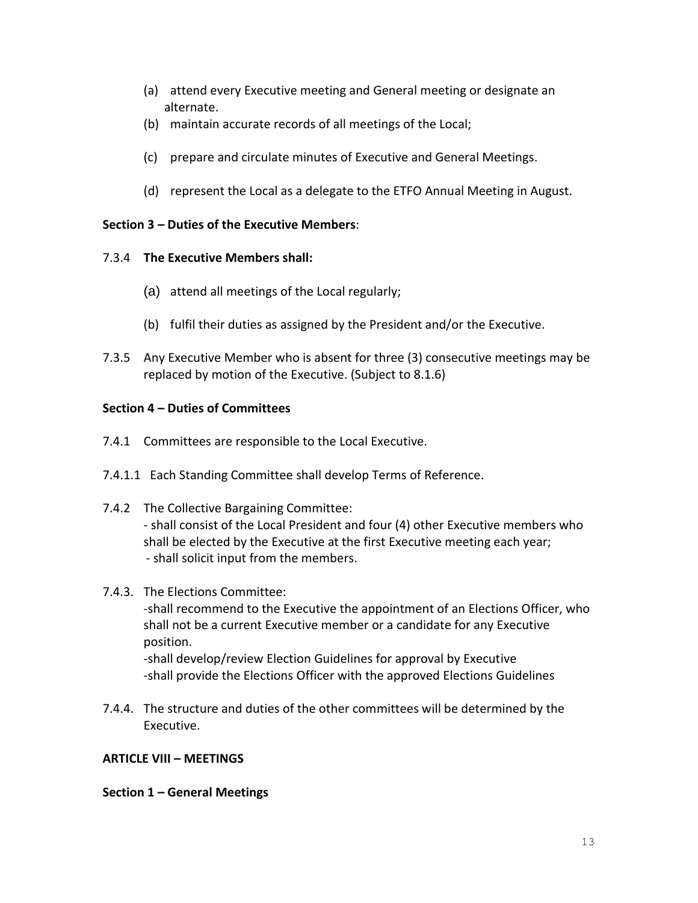(a) attend every Executive meeting and General meeting or designate an alternate.

(b) maintain accurate records of all meetings of the Local;

(c) prepare and circulate minutes of Executive and General Meetings.

(d) represent the Local as a delegate to the ETFO Annual Meeting in August.

**Section 3 – Duties of the Executive Members**:

7.3.4 **The Executive Members shall:**

(a) attend all meetings of the Local regularly;

(b) fulfil their duties as assigned by the President and/or the Executive.

7.3.5 Any Executive Member who is absent for three (3) consecutive meetings may be replaced by motion of the Executive. (Subject to 8.1.6)

**Section 4 – Duties of Committees**

7.4.1 Committees are responsible to the Local Executive.

7.4.1.1 Each Standing Committee shall develop Terms of Reference.

7.4.2 The Collective Bargaining Committee:
- shall consist of the Local President and four (4) other Executive members who shall be elected by the Executive at the first Executive meeting each year;
- shall solicit input from the members.

7.4.3. The Elections Committee:
-shall recommend to the Executive the appointment of an Elections Officer, who shall not be a current Executive member or a candidate for any Executive position.
-shall develop/review Election Guidelines for approval by Executive
-shall provide the Elections Officer with the approved Elections Guidelines

7.4.4. The structure and duties of the other committees will be determined by the Executive.

**ARTICLE VIII – MEETINGS**

**Section 1 – General Meetings**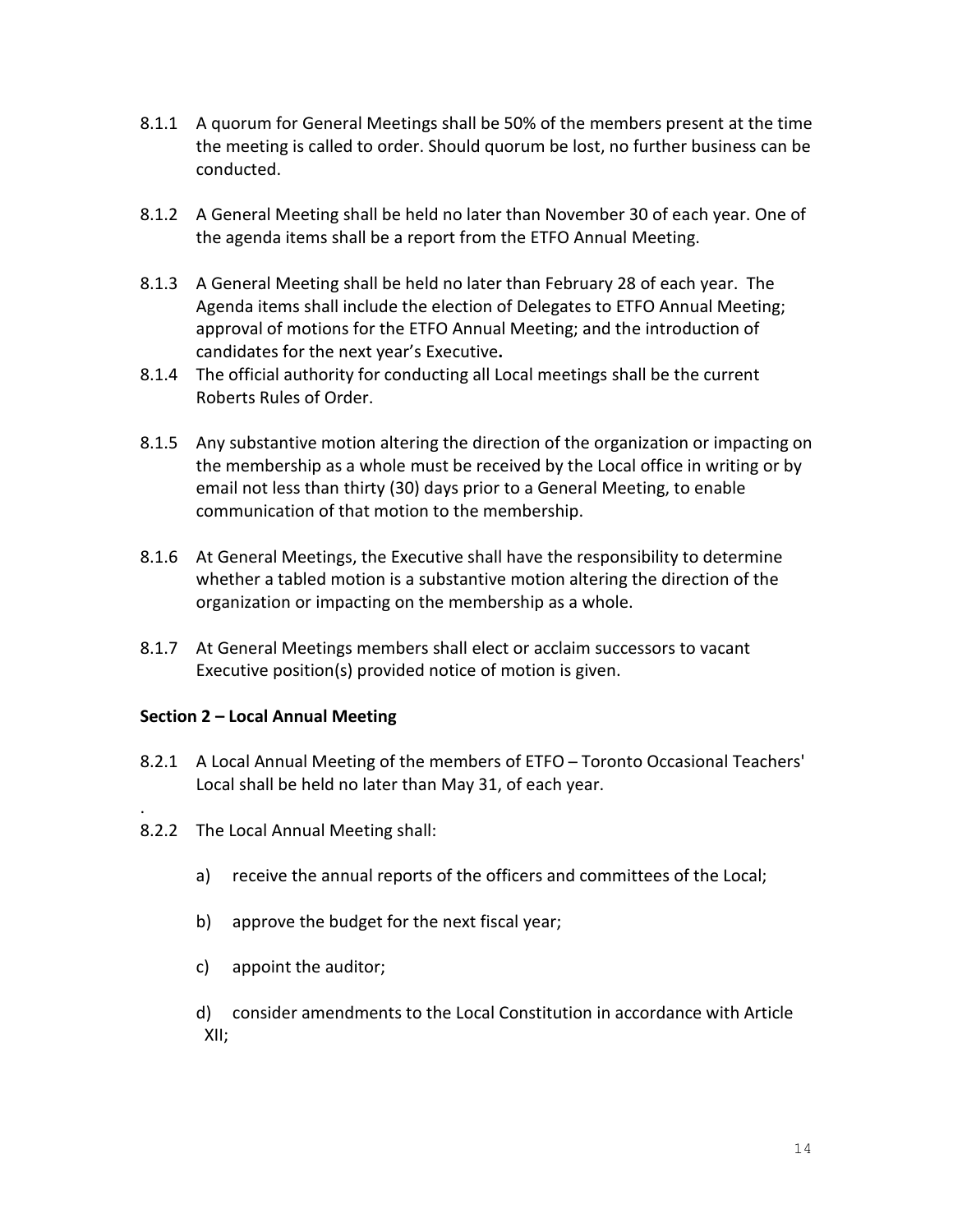8.1.1 A quorum for General Meetings shall be 50% of the members present at the time the meeting is called to order. Should quorum be lost, no further business can be conducted.

8.1.2 A General Meeting shall be held no later than November 30 of each year. One of the agenda items shall be a report from the ETFO Annual Meeting.

8.1.3 A General Meeting shall be held no later than February 28 of each year. The Agenda items shall include the election of Delegates to ETFO Annual Meeting; approval of motions for the ETFO Annual Meeting; and the introduction of candidates for the next year's Executive**.**

8.1.4 The official authority for conducting all Local meetings shall be the current Roberts Rules of Order.

8.1.5 Any substantive motion altering the direction of the organization or impacting on the membership as a whole must be received by the Local office in writing or by email not less than thirty (30) days prior to a General Meeting, to enable communication of that motion to the membership.

8.1.6 At General Meetings, the Executive shall have the responsibility to determine whether a tabled motion is a substantive motion altering the direction of the organization or impacting on the membership as a whole.

8.1.7 At General Meetings members shall elect or acclaim successors to vacant Executive position(s) provided notice of motion is given.

**Section 2 – Local Annual Meeting**

8.2.1 A Local Annual Meeting of the members of ETFO – Toronto Occasional Teachers' Local shall be held no later than May 31, of each year.

.

8.2.2 The Local Annual Meeting shall:

a) receive the annual reports of the officers and committees of the Local;

b) approve the budget for the next fiscal year;

c) appoint the auditor;

d) consider amendments to the Local Constitution in accordance with Article XII;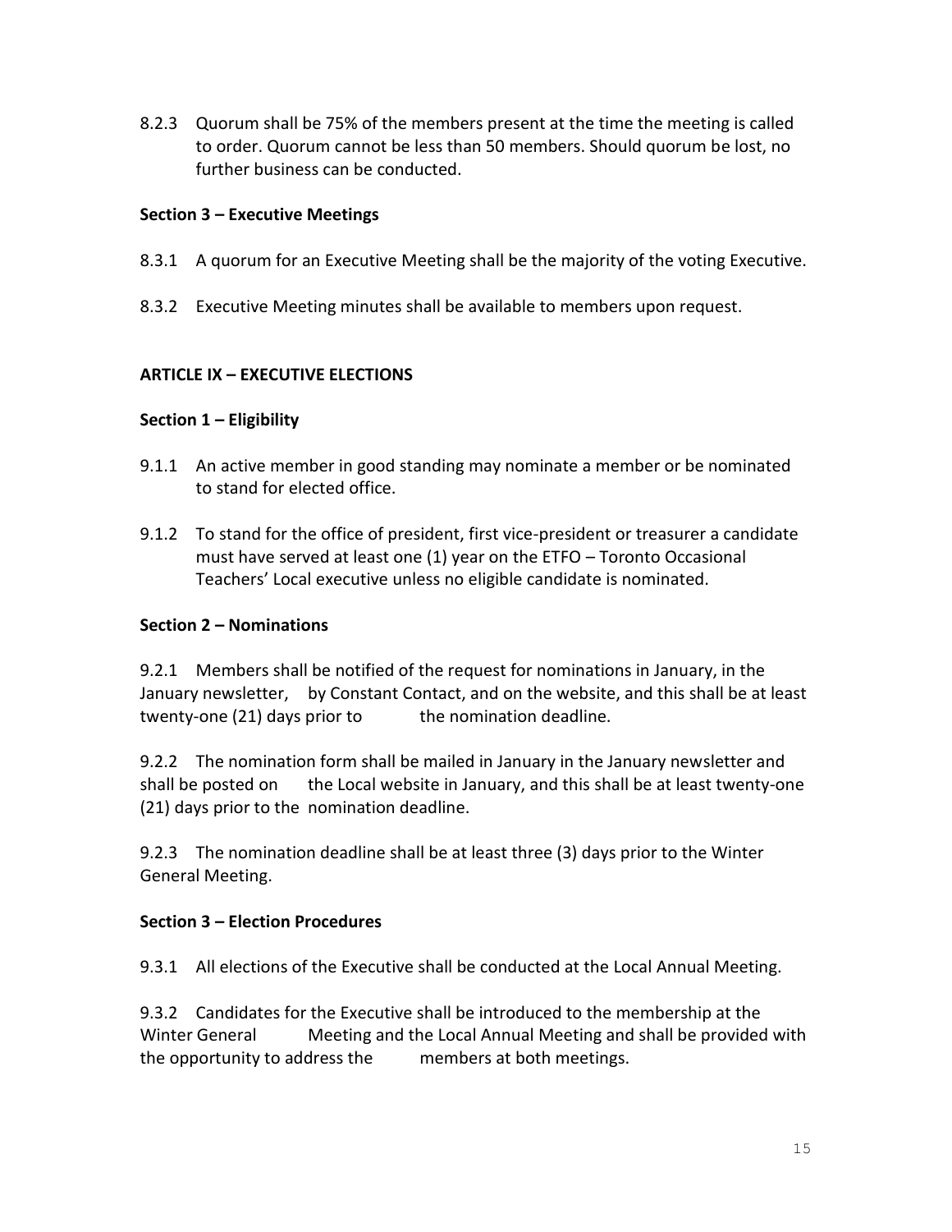8.2.3 Quorum shall be 75% of the members present at the time the meeting is called to order. Quorum cannot be less than 50 members. Should quorum be lost, no further business can be conducted.

**Section 3 – Executive Meetings**

8.3.1 A quorum for an Executive Meeting shall be the majority of the voting Executive.

8.3.2 Executive Meeting minutes shall be available to members upon request.

## ARTICLE IX – EXECUTIVE ELECTIONS

**Section 1 – Eligibility**

9.1.1 An active member in good standing may nominate a member or be nominated to stand for elected office.

9.1.2 To stand for the office of president, first vice-president or treasurer a candidate must have served at least one (1) year on the ETFO – Toronto Occasional Teachers' Local executive unless no eligible candidate is nominated.

**Section 2 – Nominations**

9.2.1 Members shall be notified of the request for nominations in January, in the January newsletter, by Constant Contact, and on the website, and this shall be at least twenty-one (21) days prior to the nomination deadline.

9.2.2 The nomination form shall be mailed in January in the January newsletter and shall be posted on the Local website in January, and this shall be at least twenty-one (21) days prior to the nomination deadline.

9.2.3 The nomination deadline shall be at least three (3) days prior to the Winter General Meeting.

**Section 3 – Election Procedures**

9.3.1 All elections of the Executive shall be conducted at the Local Annual Meeting.

9.3.2 Candidates for the Executive shall be introduced to the membership at the Winter General Meeting and the Local Annual Meeting and shall be provided with the opportunity to address the members at both meetings.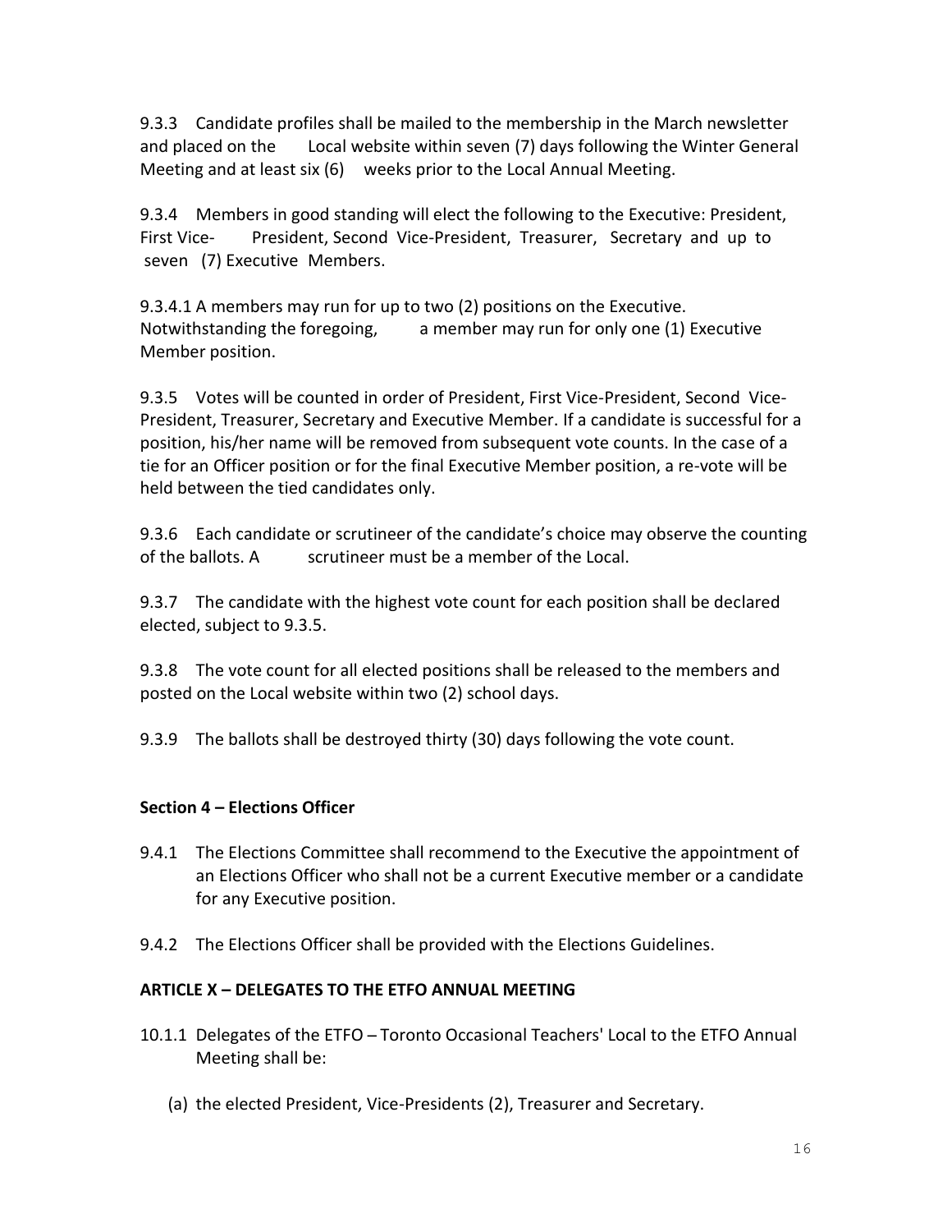9.3.3 Candidate profiles shall be mailed to the membership in the March newsletter and placed on the Local website within seven (7) days following the Winter General Meeting and at least six (6) weeks prior to the Local Annual Meeting.

9.3.4 Members in good standing will elect the following to the Executive: President, First Vice-President, Second Vice-President, Treasurer, Secretary and up to seven (7) Executive Members.

9.3.4.1 A members may run for up to two (2) positions on the Executive. Notwithstanding the foregoing, a member may run for only one (1) Executive Member position.

9.3.5 Votes will be counted in order of President, First Vice-President, Second Vice-President, Treasurer, Secretary and Executive Member. If a candidate is successful for a position, his/her name will be removed from subsequent vote counts. In the case of a tie for an Officer position or for the final Executive Member position, a re-vote will be held between the tied candidates only.

9.3.6 Each candidate or scrutineer of the candidate's choice may observe the counting of the ballots. A scrutineer must be a member of the Local.

9.3.7 The candidate with the highest vote count for each position shall be declared elected, subject to 9.3.5.

9.3.8 The vote count for all elected positions shall be released to the members and posted on the Local website within two (2) school days.

9.3.9 The ballots shall be destroyed thirty (30) days following the vote count.

### Section 4 – Elections Officer

9.4.1 The Elections Committee shall recommend to the Executive the appointment of an Elections Officer who shall not be a current Executive member or a candidate for any Executive position.

9.4.2 The Elections Officer shall be provided with the Elections Guidelines.

## ARTICLE X – DELEGATES TO THE ETFO ANNUAL MEETING

10.1.1 Delegates of the ETFO – Toronto Occasional Teachers' Local to the ETFO Annual Meeting shall be:

(a) the elected President, Vice-Presidents (2), Treasurer and Secretary.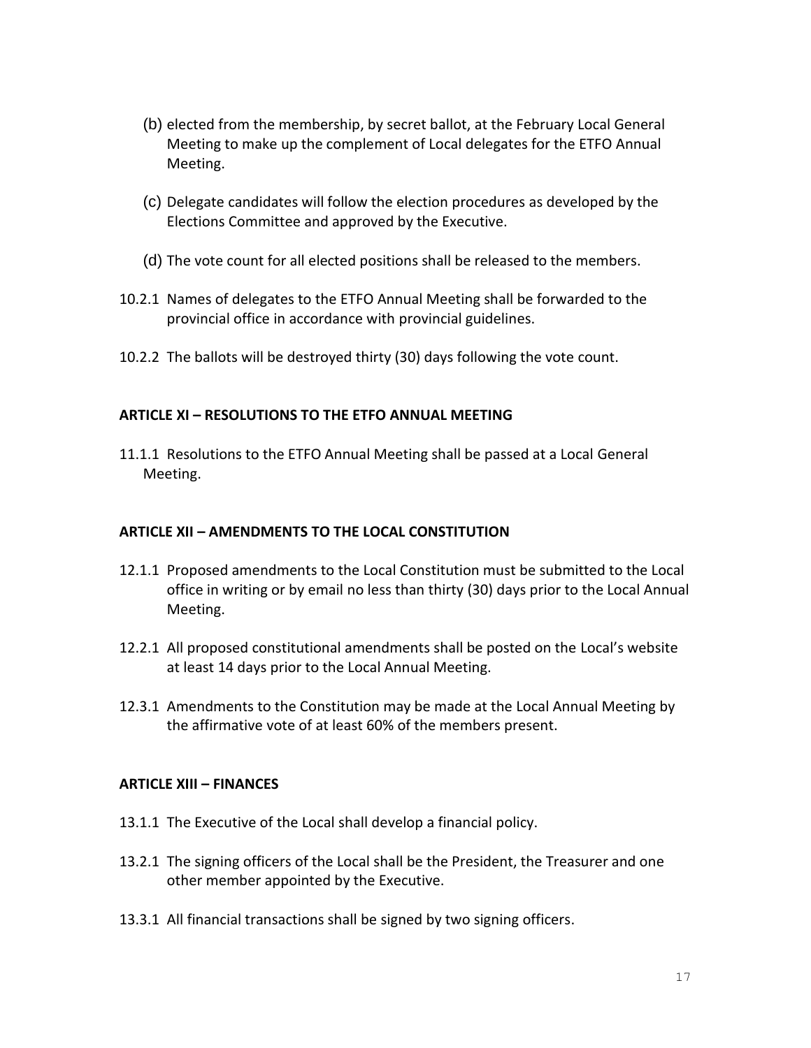(b) elected from the membership, by secret ballot, at the February Local General Meeting to make up the complement of Local delegates for the ETFO Annual Meeting.

(c) Delegate candidates will follow the election procedures as developed by the Elections Committee and approved by the Executive.

(d) The vote count for all elected positions shall be released to the members.

10.2.1 Names of delegates to the ETFO Annual Meeting shall be forwarded to the provincial office in accordance with provincial guidelines.

10.2.2 The ballots will be destroyed thirty (30) days following the vote count.

**ARTICLE XI – RESOLUTIONS TO THE ETFO ANNUAL MEETING**

11.1.1 Resolutions to the ETFO Annual Meeting shall be passed at a Local General Meeting.

**ARTICLE XII – AMENDMENTS TO THE LOCAL CONSTITUTION**

12.1.1 Proposed amendments to the Local Constitution must be submitted to the Local office in writing or by email no less than thirty (30) days prior to the Local Annual Meeting.

12.2.1 All proposed constitutional amendments shall be posted on the Local's website at least 14 days prior to the Local Annual Meeting.

12.3.1 Amendments to the Constitution may be made at the Local Annual Meeting by the affirmative vote of at least 60% of the members present.

**ARTICLE XIII – FINANCES**

13.1.1 The Executive of the Local shall develop a financial policy.

13.2.1 The signing officers of the Local shall be the President, the Treasurer and one other member appointed by the Executive.

13.3.1 All financial transactions shall be signed by two signing officers.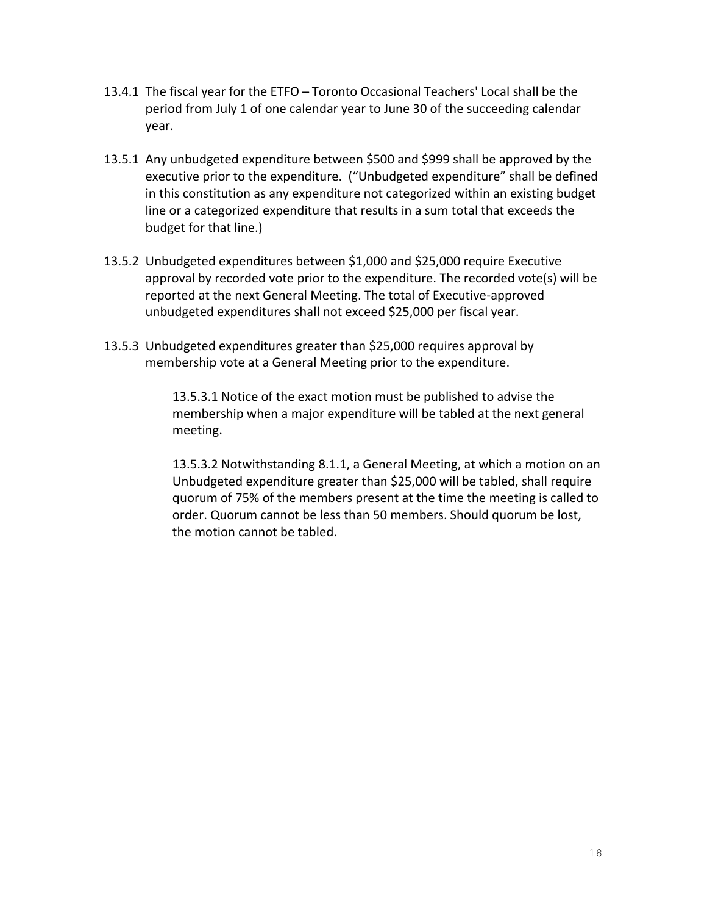13.4.1 The fiscal year for the ETFO – Toronto Occasional Teachers' Local shall be the period from July 1 of one calendar year to June 30 of the succeeding calendar year.

13.5.1 Any unbudgeted expenditure between $500 and $999 shall be approved by the executive prior to the expenditure. ("Unbudgeted expenditure" shall be defined in this constitution as any expenditure not categorized within an existing budget line or a categorized expenditure that results in a sum total that exceeds the budget for that line.)

13.5.2 Unbudgeted expenditures between $1,000 and $25,000 require Executive approval by recorded vote prior to the expenditure. The recorded vote(s) will be reported at the next General Meeting. The total of Executive-approved unbudgeted expenditures shall not exceed $25,000 per fiscal year.

13.5.3 Unbudgeted expenditures greater than $25,000 requires approval by membership vote at a General Meeting prior to the expenditure.

> 13.5.3.1 Notice of the exact motion must be published to advise the membership when a major expenditure will be tabled at the next general meeting.
>
> 13.5.3.2 Notwithstanding 8.1.1, a General Meeting, at which a motion on an Unbudgeted expenditure greater than $25,000 will be tabled, shall require quorum of 75% of the members present at the time the meeting is called to order. Quorum cannot be less than 50 members. Should quorum be lost, the motion cannot be tabled.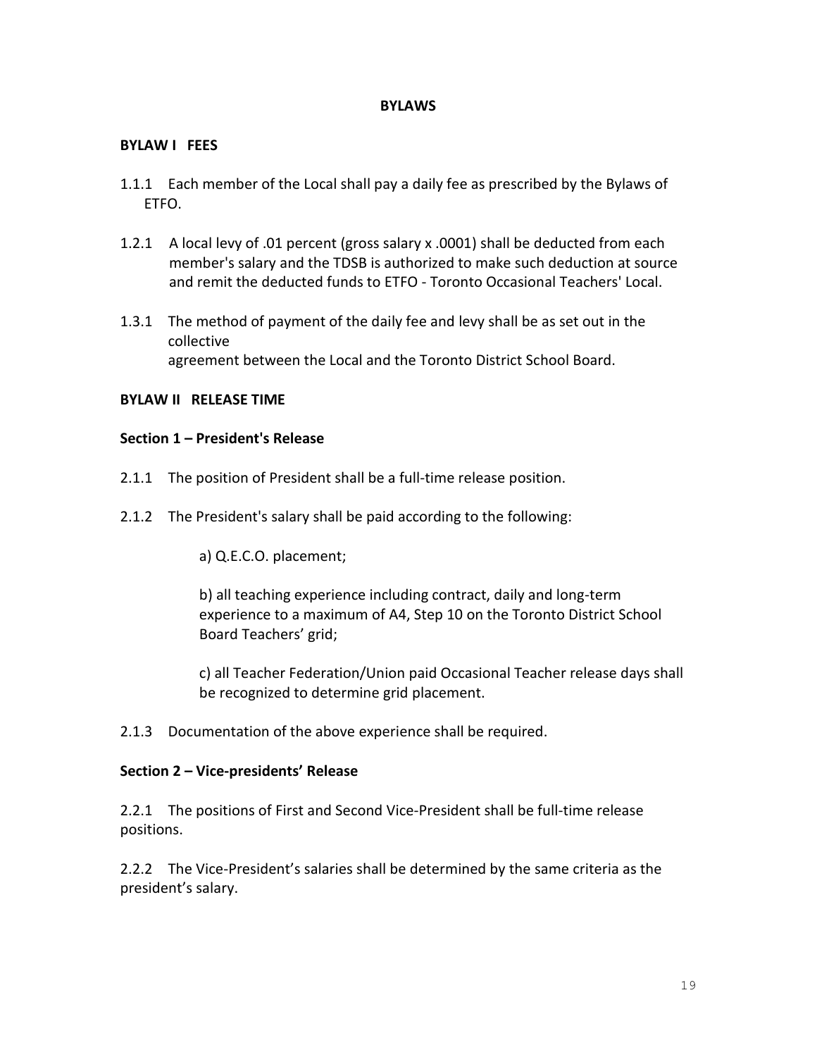## BYLAWS

### BYLAW I FEES

1.1.1 Each member of the Local shall pay a daily fee as prescribed by the Bylaws of ETFO.

1.2.1 A local levy of .01 percent (gross salary x .0001) shall be deducted from each member's salary and the TDSB is authorized to make such deduction at source and remit the deducted funds to ETFO - Toronto Occasional Teachers' Local.

1.3.1 The method of payment of the daily fee and levy shall be as set out in the collective agreement between the Local and the Toronto District School Board.

### BYLAW II RELEASE TIME

#### Section 1 – President's Release

2.1.1 The position of President shall be a full-time release position.

2.1.2 The President's salary shall be paid according to the following:

a) Q.E.C.O. placement;

b) all teaching experience including contract, daily and long-term experience to a maximum of A4, Step 10 on the Toronto District School Board Teachers' grid;

c) all Teacher Federation/Union paid Occasional Teacher release days shall be recognized to determine grid placement.

2.1.3 Documentation of the above experience shall be required.

#### Section 2 – Vice-presidents' Release

2.2.1 The positions of First and Second Vice-President shall be full-time release positions.

2.2.2 The Vice-President's salaries shall be determined by the same criteria as the president's salary.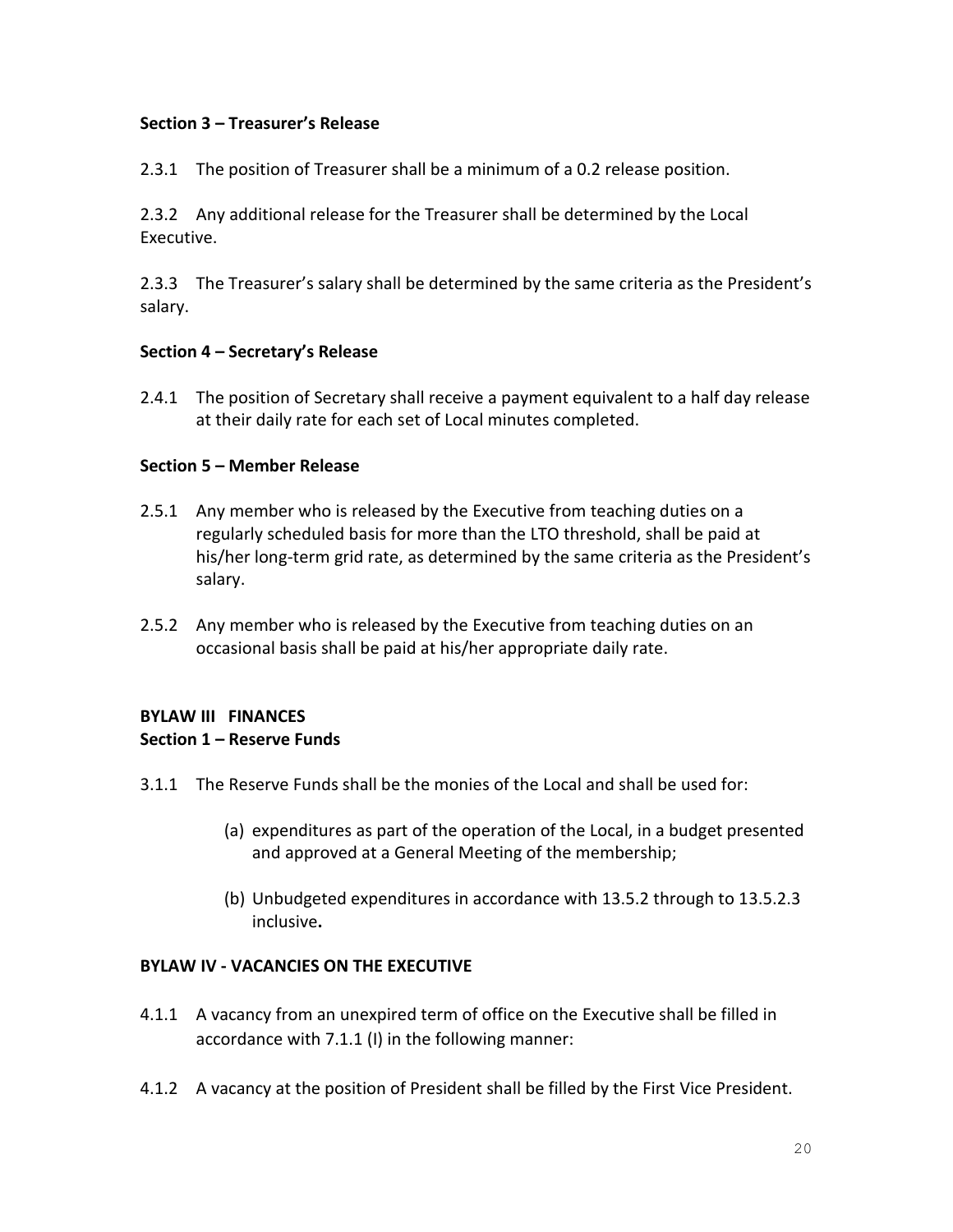**Section 3 – Treasurer's Release**

2.3.1 The position of Treasurer shall be a minimum of a 0.2 release position.

2.3.2 Any additional release for the Treasurer shall be determined by the Local Executive.

2.3.3 The Treasurer's salary shall be determined by the same criteria as the President's salary.

**Section 4 – Secretary's Release**

2.4.1 The position of Secretary shall receive a payment equivalent to a half day release at their daily rate for each set of Local minutes completed.

**Section 5 – Member Release**

2.5.1 Any member who is released by the Executive from teaching duties on a regularly scheduled basis for more than the LTO threshold, shall be paid at his/her long-term grid rate, as determined by the same criteria as the President's salary.

2.5.2 Any member who is released by the Executive from teaching duties on an occasional basis shall be paid at his/her appropriate daily rate.

## BYLAW III FINANCES

**Section 1 – Reserve Funds**

3.1.1 The Reserve Funds shall be the monies of the Local and shall be used for:

(a) expenditures as part of the operation of the Local, in a budget presented and approved at a General Meeting of the membership;

(b) Unbudgeted expenditures in accordance with 13.5.2 through to 13.5.2.3 inclusive**.**

## BYLAW IV - VACANCIES ON THE EXECUTIVE

4.1.1 A vacancy from an unexpired term of office on the Executive shall be filled in accordance with 7.1.1 (I) in the following manner:

4.1.2 A vacancy at the position of President shall be filled by the First Vice President.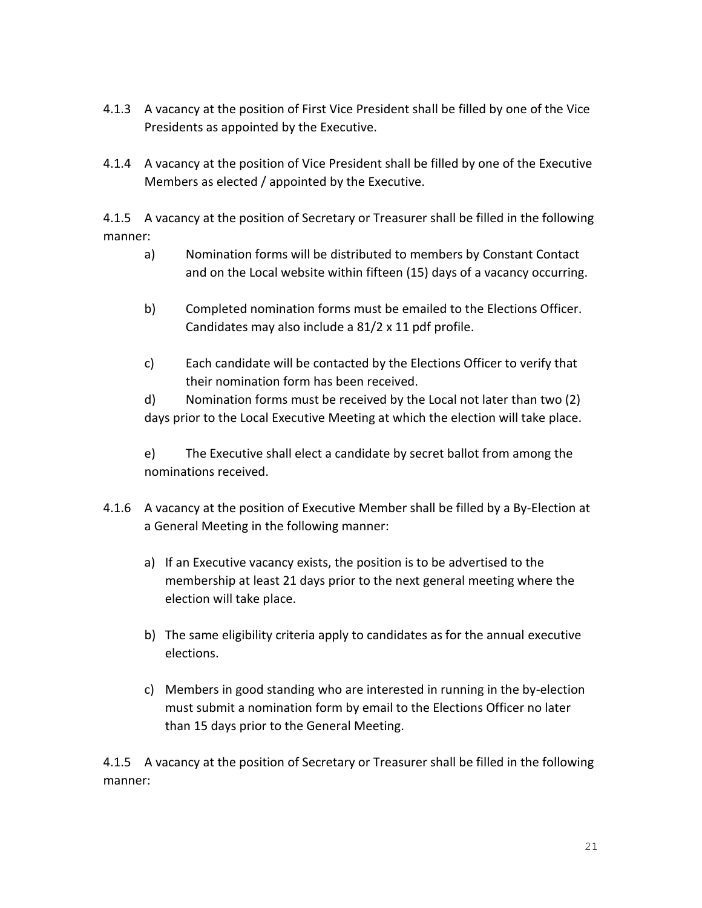4.1.3 A vacancy at the position of First Vice President shall be filled by one of the Vice Presidents as appointed by the Executive.

4.1.4 A vacancy at the position of Vice President shall be filled by one of the Executive Members as elected / appointed by the Executive.

4.1.5 A vacancy at the position of Secretary or Treasurer shall be filled in the following manner:

a) Nomination forms will be distributed to members by Constant Contact and on the Local website within fifteen (15) days of a vacancy occurring.

b) Completed nomination forms must be emailed to the Elections Officer. Candidates may also include a 81/2 x 11 pdf profile.

c) Each candidate will be contacted by the Elections Officer to verify that their nomination form has been received.

d) Nomination forms must be received by the Local not later than two (2) days prior to the Local Executive Meeting at which the election will take place.

e) The Executive shall elect a candidate by secret ballot from among the nominations received.

4.1.6 A vacancy at the position of Executive Member shall be filled by a By-Election at a General Meeting in the following manner:

a) If an Executive vacancy exists, the position is to be advertised to the membership at least 21 days prior to the next general meeting where the election will take place.

b) The same eligibility criteria apply to candidates as for the annual executive elections.

c) Members in good standing who are interested in running in the by-election must submit a nomination form by email to the Elections Officer no later than 15 days prior to the General Meeting.

4.1.5 A vacancy at the position of Secretary or Treasurer shall be filled in the following manner: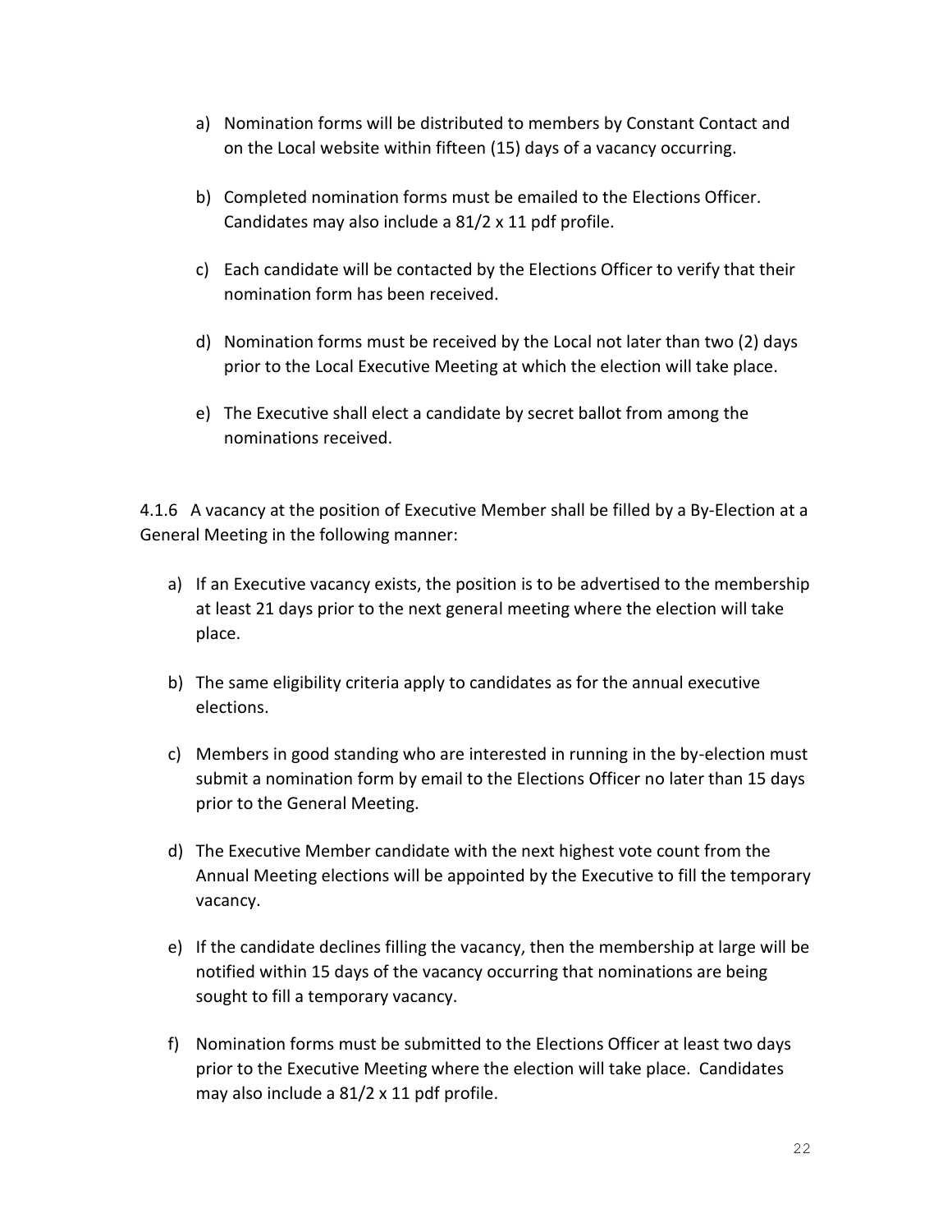a) Nomination forms will be distributed to members by Constant Contact and on the Local website within fifteen (15) days of a vacancy occurring.

b) Completed nomination forms must be emailed to the Elections Officer. Candidates may also include a 81/2 x 11 pdf profile.

c) Each candidate will be contacted by the Elections Officer to verify that their nomination form has been received.

d) Nomination forms must be received by the Local not later than two (2) days prior to the Local Executive Meeting at which the election will take place.

e) The Executive shall elect a candidate by secret ballot from among the nominations received.

4.1.6 A vacancy at the position of Executive Member shall be filled by a By-Election at a General Meeting in the following manner:

a) If an Executive vacancy exists, the position is to be advertised to the membership at least 21 days prior to the next general meeting where the election will take place.

b) The same eligibility criteria apply to candidates as for the annual executive elections.

c) Members in good standing who are interested in running in the by-election must submit a nomination form by email to the Elections Officer no later than 15 days prior to the General Meeting.

d) The Executive Member candidate with the next highest vote count from the Annual Meeting elections will be appointed by the Executive to fill the temporary vacancy.

e) If the candidate declines filling the vacancy, then the membership at large will be notified within 15 days of the vacancy occurring that nominations are being sought to fill a temporary vacancy.

f) Nomination forms must be submitted to the Elections Officer at least two days prior to the Executive Meeting where the election will take place. Candidates may also include a 81/2 x 11 pdf profile.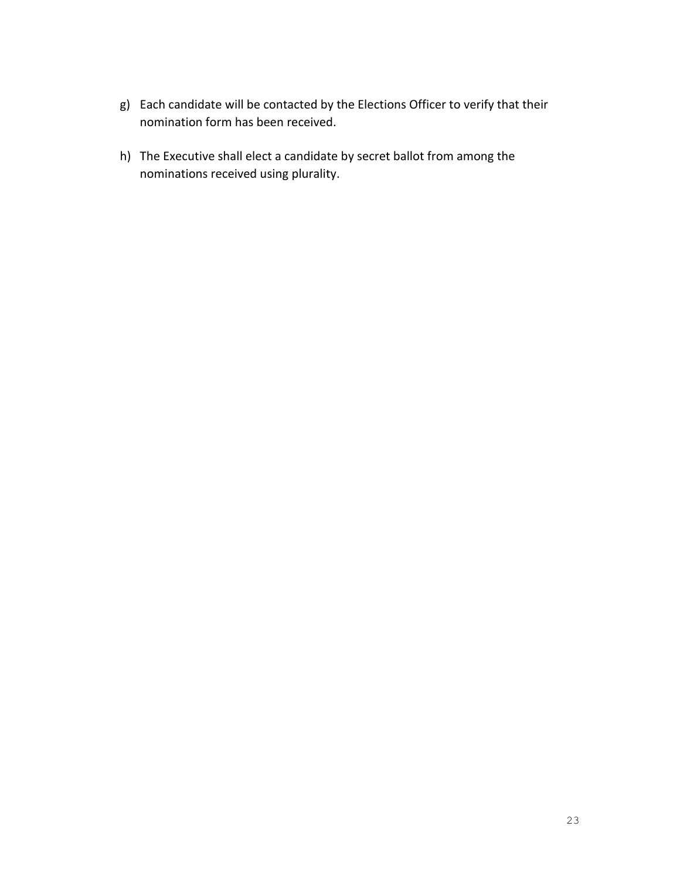g) Each candidate will be contacted by the Elections Officer to verify that their nomination form has been received.

h) The Executive shall elect a candidate by secret ballot from among the nominations received using plurality.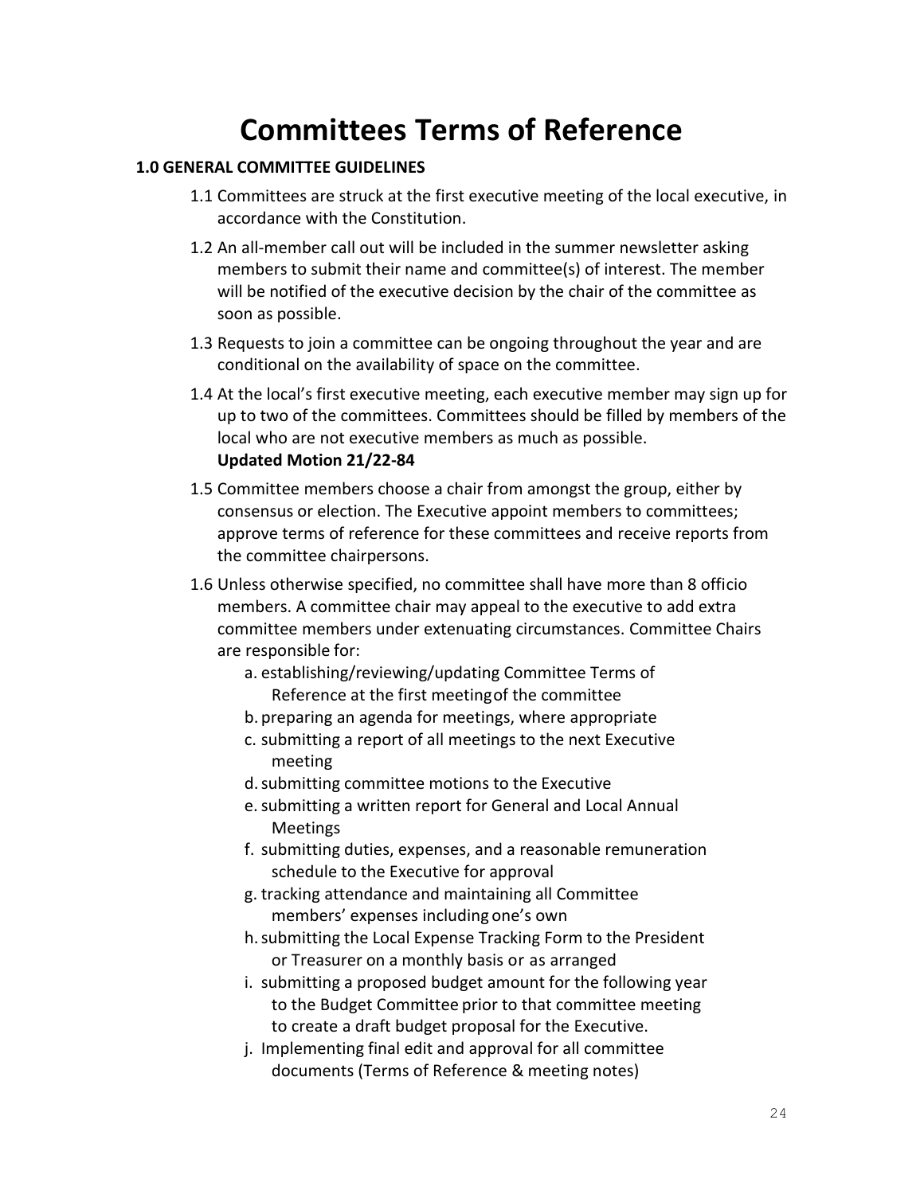# Committees Terms of Reference

## 1.0 GENERAL COMMITTEE GUIDELINES

1.1 Committees are struck at the first executive meeting of the local executive, in accordance with the Constitution.

1.2 An all-member call out will be included in the summer newsletter asking members to submit their name and committee(s) of interest. The member will be notified of the executive decision by the chair of the committee as soon as possible.

1.3 Requests to join a committee can be ongoing throughout the year and are conditional on the availability of space on the committee.

1.4 At the local's first executive meeting, each executive member may sign up for up to two of the committees. Committees should be filled by members of the local who are not executive members as much as possible.
**Updated Motion 21/22-84**

1.5 Committee members choose a chair from amongst the group, either by consensus or election. The Executive appoint members to committees; approve terms of reference for these committees and receive reports from the committee chairpersons.

1.6 Unless otherwise specified, no committee shall have more than 8 officio members. A committee chair may appeal to the executive to add extra committee members under extenuating circumstances. Committee Chairs are responsible for:

   a. establishing/reviewing/updating Committee Terms of Reference at the first meeting of the committee
   b. preparing an agenda for meetings, where appropriate
   c. submitting a report of all meetings to the next Executive meeting
   d. submitting committee motions to the Executive
   e. submitting a written report for General and Local Annual Meetings
   f. submitting duties, expenses, and a reasonable remuneration schedule to the Executive for approval
   g. tracking attendance and maintaining all Committee members' expenses including one's own
   h. submitting the Local Expense Tracking Form to the President or Treasurer on a monthly basis or as arranged
   i. submitting a proposed budget amount for the following year to the Budget Committee prior to that committee meeting to create a draft budget proposal for the Executive.
   j. Implementing final edit and approval for all committee documents (Terms of Reference & meeting notes)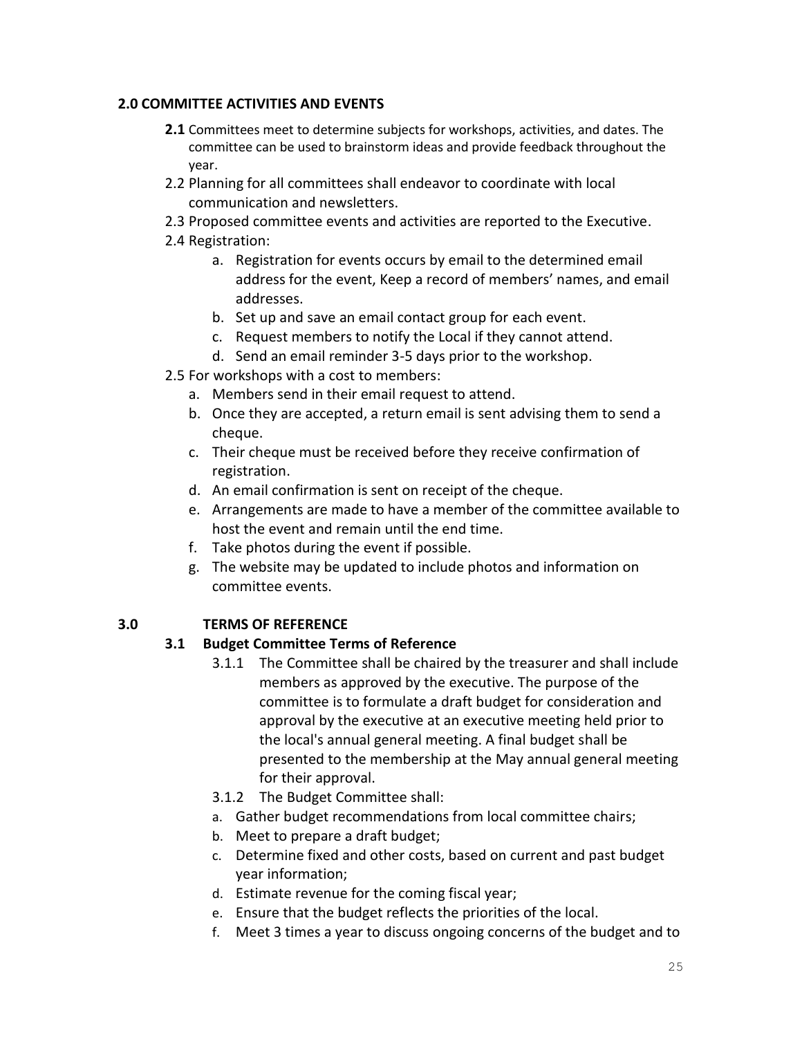## 2.0 COMMITTEE ACTIVITIES AND EVENTS

**2.1** Committees meet to determine subjects for workshops, activities, and dates. The committee can be used to brainstorm ideas and provide feedback throughout the year.

2.2 Planning for all committees shall endeavor to coordinate with local communication and newsletters.

2.3 Proposed committee events and activities are reported to the Executive.

2.4 Registration:

a. Registration for events occurs by email to the determined email address for the event, Keep a record of members' names, and email addresses.
b. Set up and save an email contact group for each event.
c. Request members to notify the Local if they cannot attend.
d. Send an email reminder 3-5 days prior to the workshop.

2.5 For workshops with a cost to members:

a. Members send in their email request to attend.
b. Once they are accepted, a return email is sent advising them to send a cheque.
c. Their cheque must be received before they receive confirmation of registration.
d. An email confirmation is sent on receipt of the cheque.
e. Arrangements are made to have a member of the committee available to host the event and remain until the end time.
f. Take photos during the event if possible.
g. The website may be updated to include photos and information on committee events.

## 3.0 TERMS OF REFERENCE

### 3.1 Budget Committee Terms of Reference

3.1.1 The Committee shall be chaired by the treasurer and shall include members as approved by the executive. The purpose of the committee is to formulate a draft budget for consideration and approval by the executive at an executive meeting held prior to the local's annual general meeting. A final budget shall be presented to the membership at the May annual general meeting for their approval.

3.1.2 The Budget Committee shall:

a. Gather budget recommendations from local committee chairs;
b. Meet to prepare a draft budget;
c. Determine fixed and other costs, based on current and past budget year information;
d. Estimate revenue for the coming fiscal year;
e. Ensure that the budget reflects the priorities of the local.
f. Meet 3 times a year to discuss ongoing concerns of the budget and to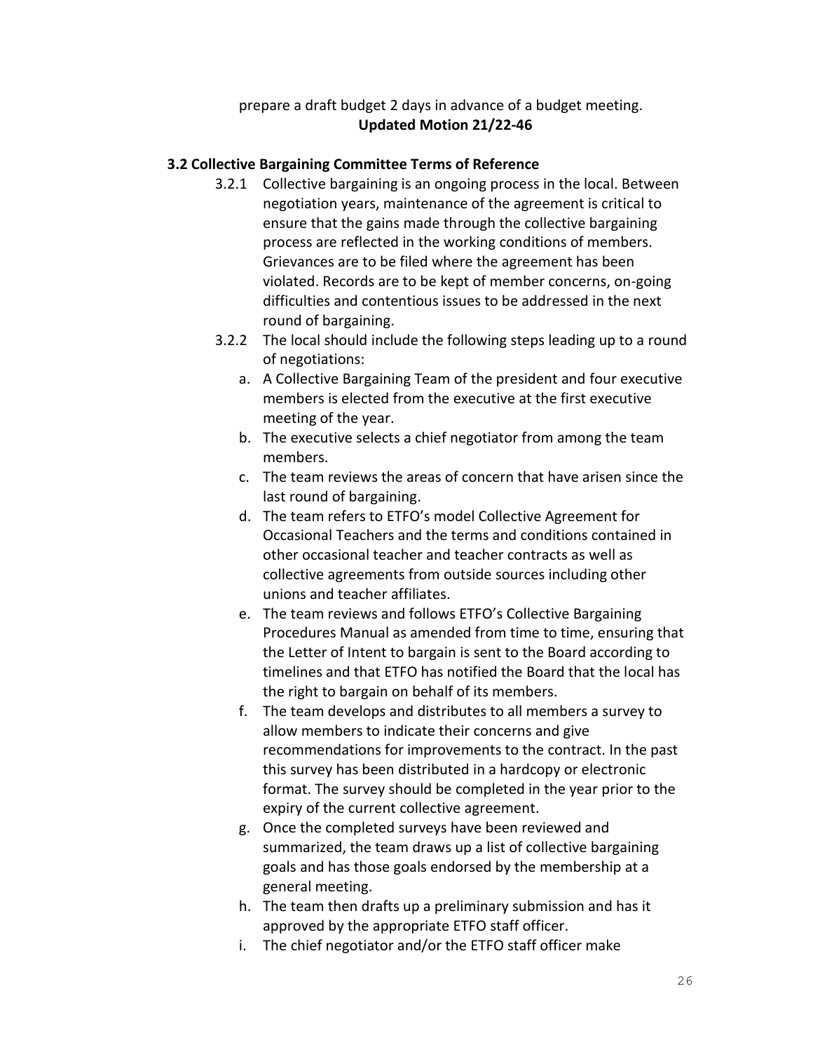prepare a draft budget 2 days in advance of a budget meeting.

**Updated Motion 21/22-46**

### 3.2 Collective Bargaining Committee Terms of Reference

3.2.1 Collective bargaining is an ongoing process in the local. Between negotiation years, maintenance of the agreement is critical to ensure that the gains made through the collective bargaining process are reflected in the working conditions of members. Grievances are to be filed where the agreement has been violated. Records are to be kept of member concerns, on-going difficulties and contentious issues to be addressed in the next round of bargaining.

3.2.2 The local should include the following steps leading up to a round of negotiations:

a. A Collective Bargaining Team of the president and four executive members is elected from the executive at the first executive meeting of the year.

b. The executive selects a chief negotiator from among the team members.

c. The team reviews the areas of concern that have arisen since the last round of bargaining.

d. The team refers to ETFO's model Collective Agreement for Occasional Teachers and the terms and conditions contained in other occasional teacher and teacher contracts as well as collective agreements from outside sources including other unions and teacher affiliates.

e. The team reviews and follows ETFO's Collective Bargaining Procedures Manual as amended from time to time, ensuring that the Letter of Intent to bargain is sent to the Board according to timelines and that ETFO has notified the Board that the local has the right to bargain on behalf of its members.

f. The team develops and distributes to all members a survey to allow members to indicate their concerns and give recommendations for improvements to the contract. In the past this survey has been distributed in a hardcopy or electronic format. The survey should be completed in the year prior to the expiry of the current collective agreement.

g. Once the completed surveys have been reviewed and summarized, the team draws up a list of collective bargaining goals and has those goals endorsed by the membership at a general meeting.

h. The team then drafts up a preliminary submission and has it approved by the appropriate ETFO staff officer.

i. The chief negotiator and/or the ETFO staff officer make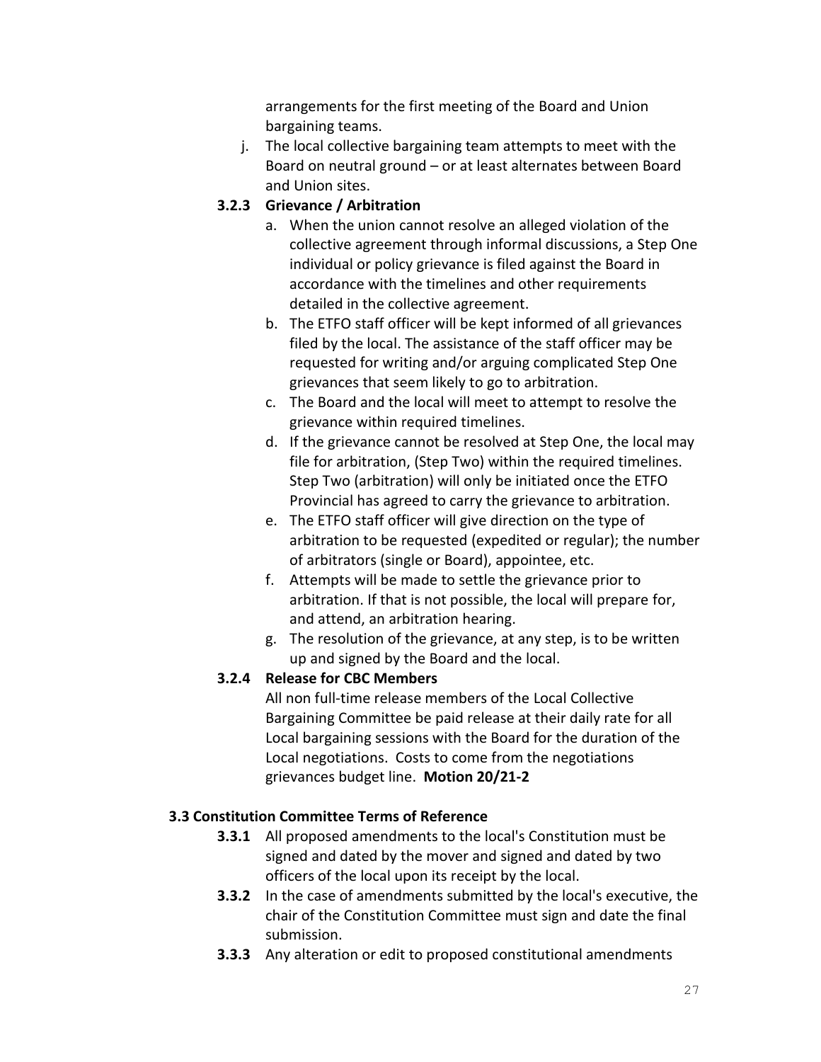arrangements for the first meeting of the Board and Union bargaining teams.

j. The local collective bargaining team attempts to meet with the Board on neutral ground – or at least alternates between Board and Union sites.

**3.2.3 Grievance / Arbitration**

a. When the union cannot resolve an alleged violation of the collective agreement through informal discussions, a Step One individual or policy grievance is filed against the Board in accordance with the timelines and other requirements detailed in the collective agreement.
b. The ETFO staff officer will be kept informed of all grievances filed by the local. The assistance of the staff officer may be requested for writing and/or arguing complicated Step One grievances that seem likely to go to arbitration.
c. The Board and the local will meet to attempt to resolve the grievance within required timelines.
d. If the grievance cannot be resolved at Step One, the local may file for arbitration, (Step Two) within the required timelines. Step Two (arbitration) will only be initiated once the ETFO Provincial has agreed to carry the grievance to arbitration.
e. The ETFO staff officer will give direction on the type of arbitration to be requested (expedited or regular); the number of arbitrators (single or Board), appointee, etc.
f. Attempts will be made to settle the grievance prior to arbitration. If that is not possible, the local will prepare for, and attend, an arbitration hearing.
g. The resolution of the grievance, at any step, is to be written up and signed by the Board and the local.

**3.2.4 Release for CBC Members**

All non full-time release members of the Local Collective Bargaining Committee be paid release at their daily rate for all Local bargaining sessions with the Board for the duration of the Local negotiations. Costs to come from the negotiations grievances budget line. **Motion 20/21-2**

### 3.3 Constitution Committee Terms of Reference

**3.3.1** All proposed amendments to the local's Constitution must be signed and dated by the mover and signed and dated by two officers of the local upon its receipt by the local.

**3.3.2** In the case of amendments submitted by the local's executive, the chair of the Constitution Committee must sign and date the final submission.

**3.3.3** Any alteration or edit to proposed constitutional amendments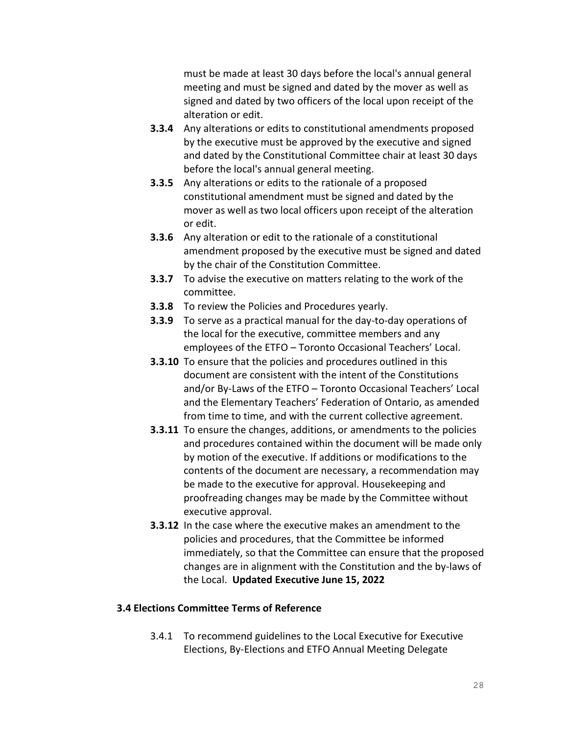must be made at least 30 days before the local's annual general meeting and must be signed and dated by the mover as well as signed and dated by two officers of the local upon receipt of the alteration or edit.

**3.3.4** Any alterations or edits to constitutional amendments proposed by the executive must be approved by the executive and signed and dated by the Constitutional Committee chair at least 30 days before the local's annual general meeting.

**3.3.5** Any alterations or edits to the rationale of a proposed constitutional amendment must be signed and dated by the mover as well as two local officers upon receipt of the alteration or edit.

**3.3.6** Any alteration or edit to the rationale of a constitutional amendment proposed by the executive must be signed and dated by the chair of the Constitution Committee.

**3.3.7** To advise the executive on matters relating to the work of the committee.

**3.3.8** To review the Policies and Procedures yearly.

**3.3.9** To serve as a practical manual for the day-to-day operations of the local for the executive, committee members and any employees of the ETFO – Toronto Occasional Teachers' Local.

**3.3.10** To ensure that the policies and procedures outlined in this document are consistent with the intent of the Constitutions and/or By-Laws of the ETFO – Toronto Occasional Teachers' Local and the Elementary Teachers' Federation of Ontario, as amended from time to time, and with the current collective agreement.

**3.3.11** To ensure the changes, additions, or amendments to the policies and procedures contained within the document will be made only by motion of the executive. If additions or modifications to the contents of the document are necessary, a recommendation may be made to the executive for approval. Housekeeping and proofreading changes may be made by the Committee without executive approval.

**3.3.12** In the case where the executive makes an amendment to the policies and procedures, that the Committee be informed immediately, so that the Committee can ensure that the proposed changes are in alignment with the Constitution and the by-laws of the Local. **Updated Executive June 15, 2022**

### 3.4 Elections Committee Terms of Reference

3.4.1 To recommend guidelines to the Local Executive for Executive Elections, By-Elections and ETFO Annual Meeting Delegate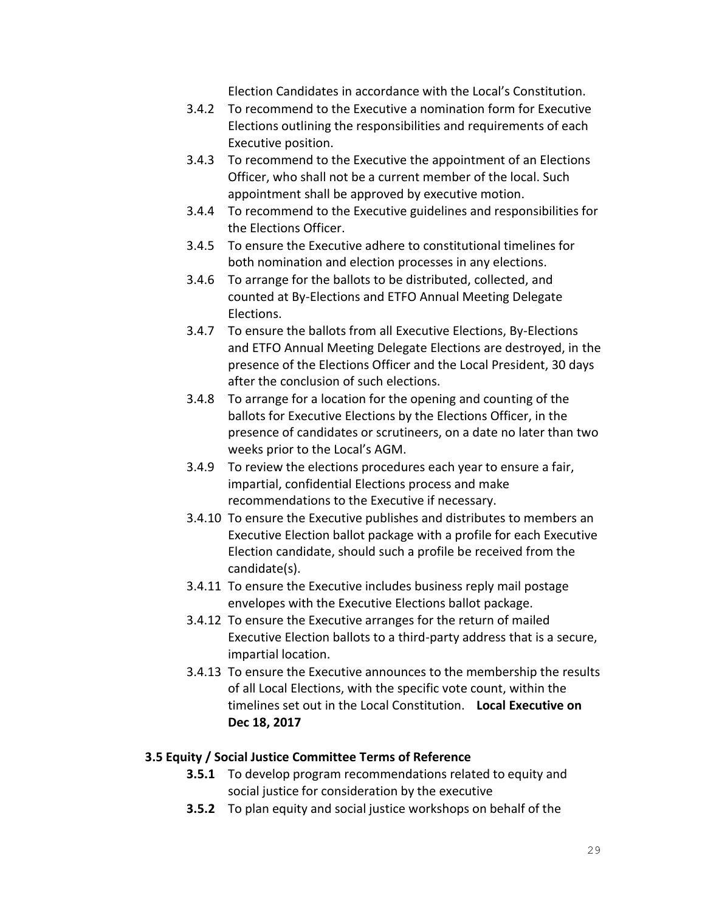Election Candidates in accordance with the Local's Constitution.

3.4.2 To recommend to the Executive a nomination form for Executive Elections outlining the responsibilities and requirements of each Executive position.

3.4.3 To recommend to the Executive the appointment of an Elections Officer, who shall not be a current member of the local. Such appointment shall be approved by executive motion.

3.4.4 To recommend to the Executive guidelines and responsibilities for the Elections Officer.

3.4.5 To ensure the Executive adhere to constitutional timelines for both nomination and election processes in any elections.

3.4.6 To arrange for the ballots to be distributed, collected, and counted at By-Elections and ETFO Annual Meeting Delegate Elections.

3.4.7 To ensure the ballots from all Executive Elections, By-Elections and ETFO Annual Meeting Delegate Elections are destroyed, in the presence of the Elections Officer and the Local President, 30 days after the conclusion of such elections.

3.4.8 To arrange for a location for the opening and counting of the ballots for Executive Elections by the Elections Officer, in the presence of candidates or scrutineers, on a date no later than two weeks prior to the Local's AGM.

3.4.9 To review the elections procedures each year to ensure a fair, impartial, confidential Elections process and make recommendations to the Executive if necessary.

3.4.10 To ensure the Executive publishes and distributes to members an Executive Election ballot package with a profile for each Executive Election candidate, should such a profile be received from the candidate(s).

3.4.11 To ensure the Executive includes business reply mail postage envelopes with the Executive Elections ballot package.

3.4.12 To ensure the Executive arranges for the return of mailed Executive Election ballots to a third-party address that is a secure, impartial location.

3.4.13 To ensure the Executive announces to the membership the results of all Local Elections, with the specific vote count, within the timelines set out in the Local Constitution. **Local Executive on Dec 18, 2017**

### 3.5 Equity / Social Justice Committee Terms of Reference

**3.5.1** To develop program recommendations related to equity and social justice for consideration by the executive

**3.5.2** To plan equity and social justice workshops on behalf of the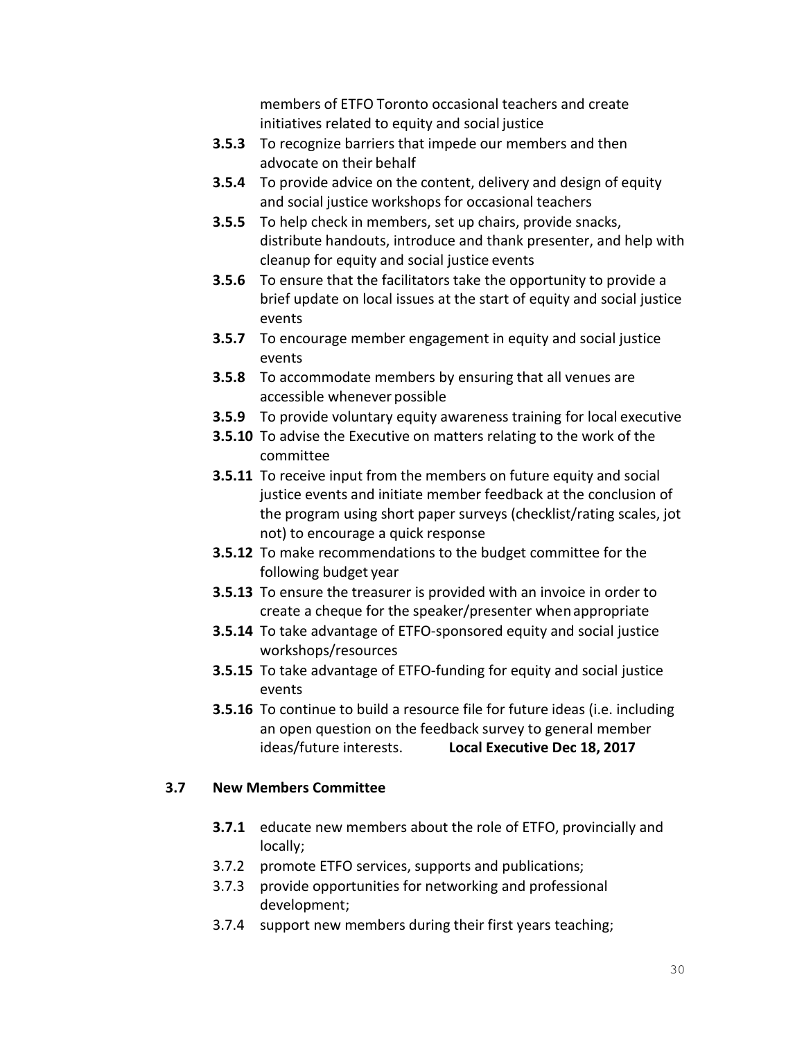members of ETFO Toronto occasional teachers and create initiatives related to equity and social justice

**3.5.3** To recognize barriers that impede our members and then advocate on their behalf

**3.5.4** To provide advice on the content, delivery and design of equity and social justice workshops for occasional teachers

**3.5.5** To help check in members, set up chairs, provide snacks, distribute handouts, introduce and thank presenter, and help with cleanup for equity and social justice events

**3.5.6** To ensure that the facilitators take the opportunity to provide a brief update on local issues at the start of equity and social justice events

**3.5.7** To encourage member engagement in equity and social justice events

**3.5.8** To accommodate members by ensuring that all venues are accessible whenever possible

**3.5.9** To provide voluntary equity awareness training for local executive

**3.5.10** To advise the Executive on matters relating to the work of the committee

**3.5.11** To receive input from the members on future equity and social justice events and initiate member feedback at the conclusion of the program using short paper surveys (checklist/rating scales, jot not) to encourage a quick response

**3.5.12** To make recommendations to the budget committee for the following budget year

**3.5.13** To ensure the treasurer is provided with an invoice in order to create a cheque for the speaker/presenter when appropriate

**3.5.14** To take advantage of ETFO-sponsored equity and social justice workshops/resources

**3.5.15** To take advantage of ETFO-funding for equity and social justice events

**3.5.16** To continue to build a resource file for future ideas (i.e. including an open question on the feedback survey to general member ideas/future interests. **Local Executive Dec 18, 2017**

### 3.7 New Members Committee

**3.7.1** educate new members about the role of ETFO, provincially and locally;

3.7.2 promote ETFO services, supports and publications;

3.7.3 provide opportunities for networking and professional development;

3.7.4 support new members during their first years teaching;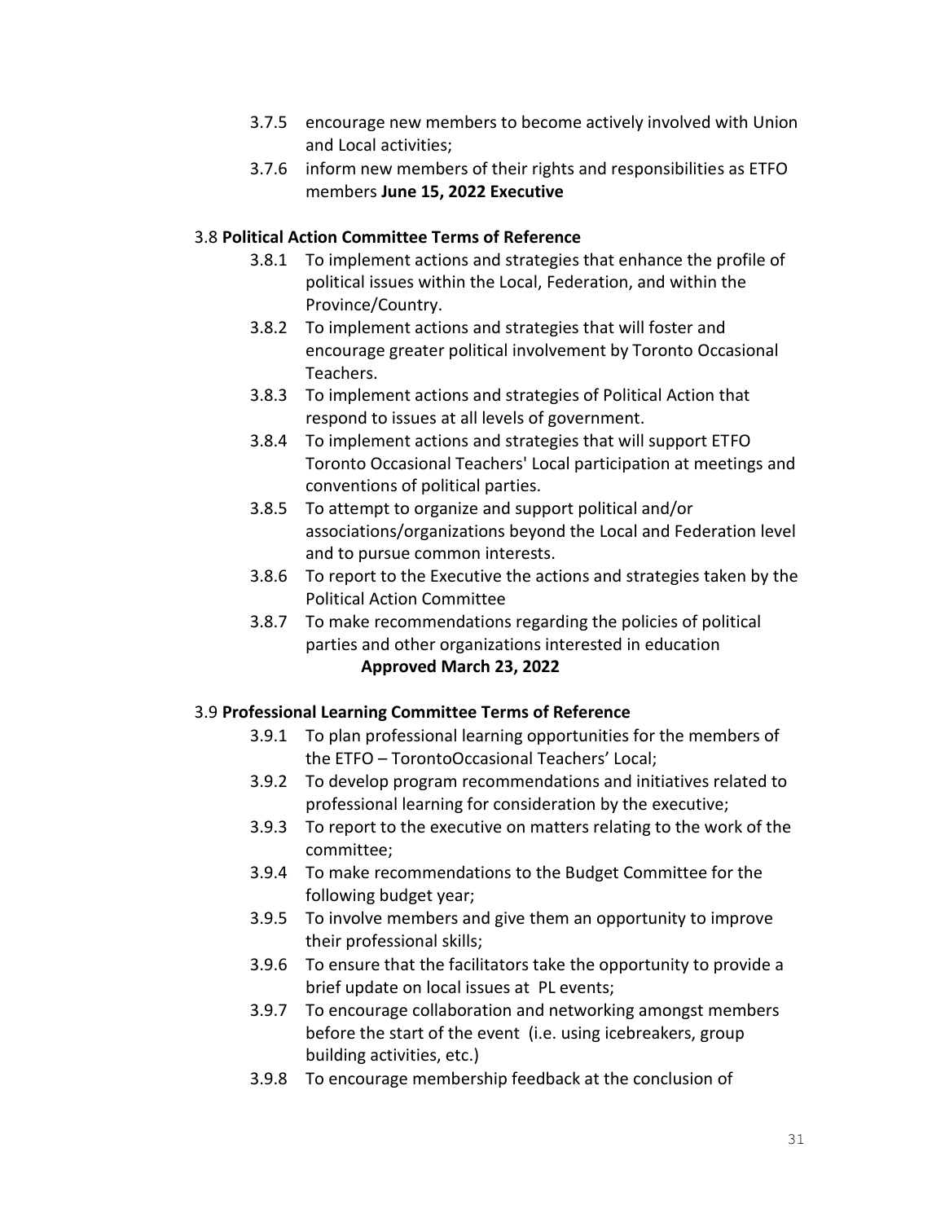- 3.7.5 encourage new members to become actively involved with Union and Local activities;
- 3.7.6 inform new members of their rights and responsibilities as ETFO members **June 15, 2022 Executive**

3.8 **Political Action Committee Terms of Reference**

- 3.8.1 To implement actions and strategies that enhance the profile of political issues within the Local, Federation, and within the Province/Country.
- 3.8.2 To implement actions and strategies that will foster and encourage greater political involvement by Toronto Occasional Teachers.
- 3.8.3 To implement actions and strategies of Political Action that respond to issues at all levels of government.
- 3.8.4 To implement actions and strategies that will support ETFO Toronto Occasional Teachers' Local participation at meetings and conventions of political parties.
- 3.8.5 To attempt to organize and support political and/or associations/organizations beyond the Local and Federation level and to pursue common interests.
- 3.8.6 To report to the Executive the actions and strategies taken by the Political Action Committee
- 3.8.7 To make recommendations regarding the policies of political parties and other organizations interested in education **Approved March 23, 2022**

3.9 **Professional Learning Committee Terms of Reference**

- 3.9.1 To plan professional learning opportunities for the members of the ETFO – TorontoOccasional Teachers' Local;
- 3.9.2 To develop program recommendations and initiatives related to professional learning for consideration by the executive;
- 3.9.3 To report to the executive on matters relating to the work of the committee;
- 3.9.4 To make recommendations to the Budget Committee for the following budget year;
- 3.9.5 To involve members and give them an opportunity to improve their professional skills;
- 3.9.6 To ensure that the facilitators take the opportunity to provide a brief update on local issues at PL events;
- 3.9.7 To encourage collaboration and networking amongst members before the start of the event (i.e. using icebreakers, group building activities, etc.)
- 3.9.8 To encourage membership feedback at the conclusion of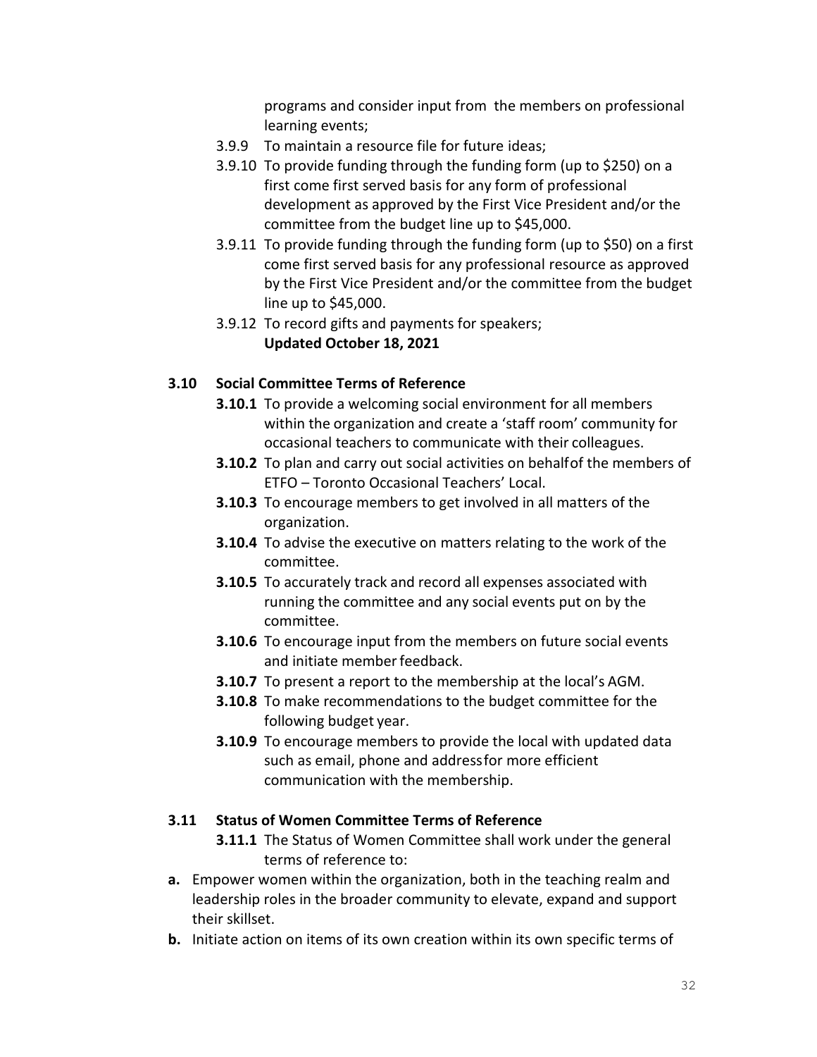programs and consider input from the members on professional learning events;

- 3.9.9 To maintain a resource file for future ideas;
- 3.9.10 To provide funding through the funding form (up to $250) on a first come first served basis for any form of professional development as approved by the First Vice President and/or the committee from the budget line up to $45,000.
- 3.9.11 To provide funding through the funding form (up to $50) on a first come first served basis for any professional resource as approved by the First Vice President and/or the committee from the budget line up to $45,000.
- 3.9.12 To record gifts and payments for speakers;

**Updated October 18, 2021**

### 3.10 Social Committee Terms of Reference

- **3.10.1** To provide a welcoming social environment for all members within the organization and create a 'staff room' community for occasional teachers to communicate with their colleagues.
- **3.10.2** To plan and carry out social activities on behalf of the members of ETFO – Toronto Occasional Teachers' Local.
- **3.10.3** To encourage members to get involved in all matters of the organization.
- **3.10.4** To advise the executive on matters relating to the work of the committee.
- **3.10.5** To accurately track and record all expenses associated with running the committee and any social events put on by the committee.
- **3.10.6** To encourage input from the members on future social events and initiate member feedback.
- **3.10.7** To present a report to the membership at the local's AGM.
- **3.10.8** To make recommendations to the budget committee for the following budget year.
- **3.10.9** To encourage members to provide the local with updated data such as email, phone and address for more efficient communication with the membership.

### 3.11 Status of Women Committee Terms of Reference

**3.11.1** The Status of Women Committee shall work under the general terms of reference to:

**a.** Empower women within the organization, both in the teaching realm and leadership roles in the broader community to elevate, expand and support their skillset.

**b.** Initiate action on items of its own creation within its own specific terms of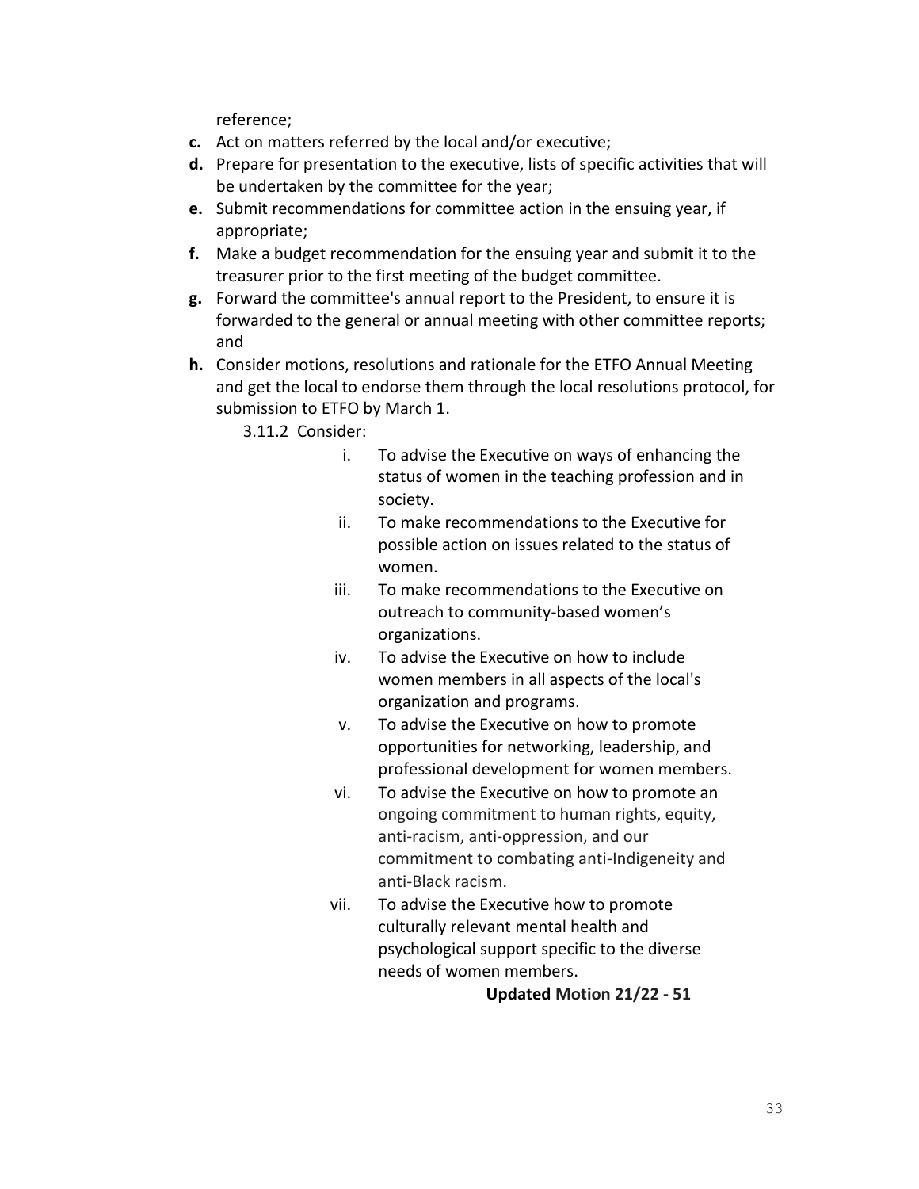reference;

- **c.** Act on matters referred by the local and/or executive;
- **d.** Prepare for presentation to the executive, lists of specific activities that will be undertaken by the committee for the year;
- **e.** Submit recommendations for committee action in the ensuing year, if appropriate;
- **f.** Make a budget recommendation for the ensuing year and submit it to the treasurer prior to the first meeting of the budget committee.
- **g.** Forward the committee's annual report to the President, to ensure it is forwarded to the general or annual meeting with other committee reports; and
- **h.** Consider motions, resolutions and rationale for the ETFO Annual Meeting and get the local to endorse them through the local resolutions protocol, for submission to ETFO by March 1.

3.11.2 Consider:

- i. To advise the Executive on ways of enhancing the status of women in the teaching profession and in society.
- ii. To make recommendations to the Executive for possible action on issues related to the status of women.
- iii. To make recommendations to the Executive on outreach to community-based women's organizations.
- iv. To advise the Executive on how to include women members in all aspects of the local's organization and programs.
- v. To advise the Executive on how to promote opportunities for networking, leadership, and professional development for women members.
- vi. To advise the Executive on how to promote an ongoing commitment to human rights, equity, anti-racism, anti-oppression, and our commitment to combating anti-Indigeneity and anti-Black racism.
- vii. To advise the Executive how to promote culturally relevant mental health and psychological support specific to the diverse needs of women members.

**Updated Motion 21/22 - 51**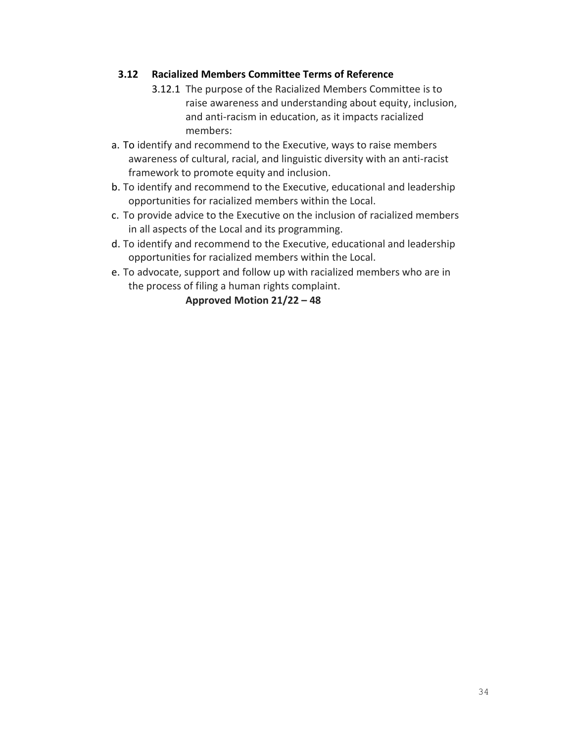## 3.12 Racialized Members Committee Terms of Reference

3.12.1 The purpose of the Racialized Members Committee is to raise awareness and understanding about equity, inclusion, and anti-racism in education, as it impacts racialized members:

a. To identify and recommend to the Executive, ways to raise members awareness of cultural, racial, and linguistic diversity with an anti-racist framework to promote equity and inclusion.

b. To identify and recommend to the Executive, educational and leadership opportunities for racialized members within the Local.

c. To provide advice to the Executive on the inclusion of racialized members in all aspects of the Local and its programming.

d. To identify and recommend to the Executive, educational and leadership opportunities for racialized members within the Local.

e. To advocate, support and follow up with racialized members who are in the process of filing a human rights complaint.

**Approved Motion 21/22 – 48**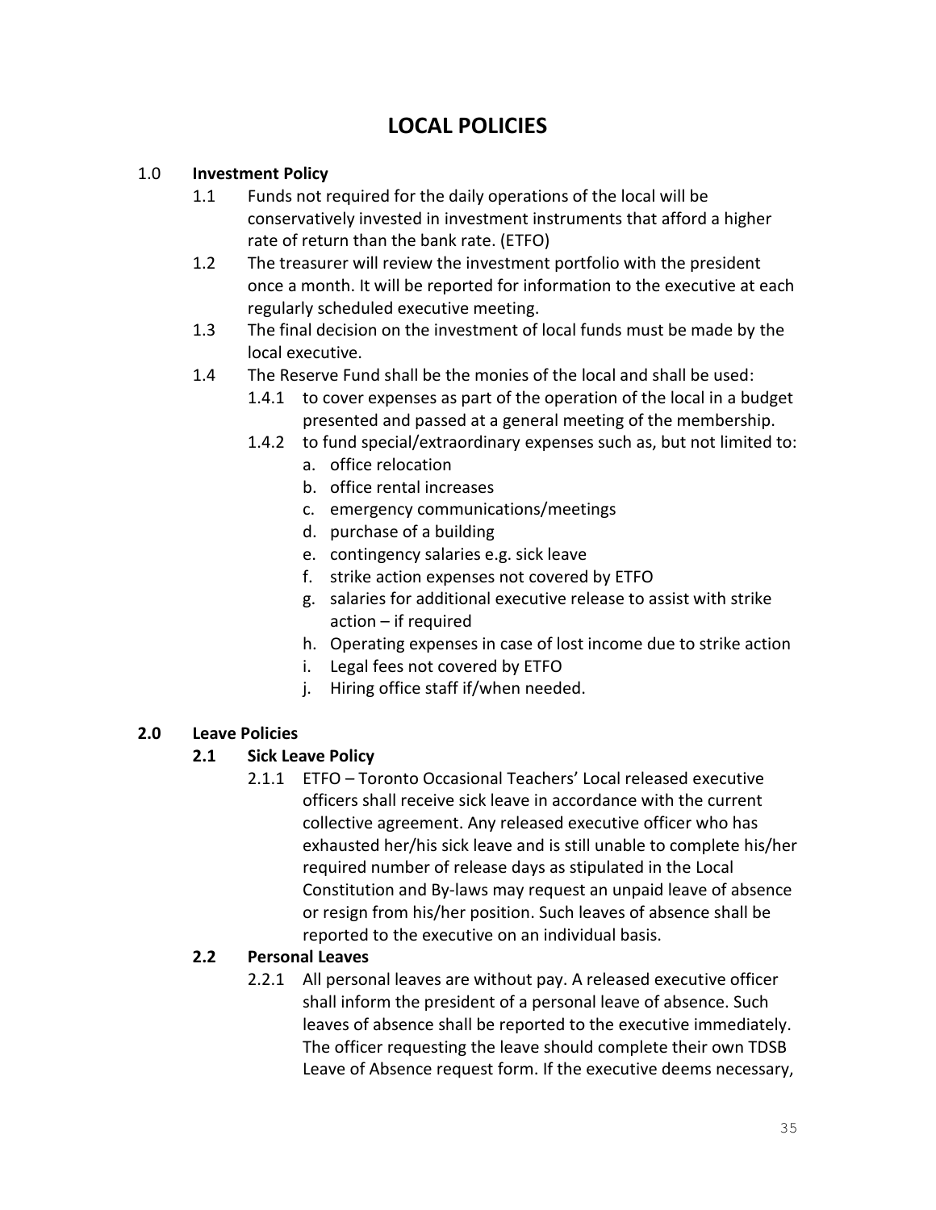# LOCAL POLICIES

1.0 **Investment Policy**

- 1.1 Funds not required for the daily operations of the local will be conservatively invested in investment instruments that afford a higher rate of return than the bank rate. (ETFO)
- 1.2 The treasurer will review the investment portfolio with the president once a month. It will be reported for information to the executive at each regularly scheduled executive meeting.
- 1.3 The final decision on the investment of local funds must be made by the local executive.
- 1.4 The Reserve Fund shall be the monies of the local and shall be used:
  - 1.4.1 to cover expenses as part of the operation of the local in a budget presented and passed at a general meeting of the membership.
  - 1.4.2 to fund special/extraordinary expenses such as, but not limited to:
    - a. office relocation
    - b. office rental increases
    - c. emergency communications/meetings
    - d. purchase of a building
    - e. contingency salaries e.g. sick leave
    - f. strike action expenses not covered by ETFO
    - g. salaries for additional executive release to assist with strike action – if required
    - h. Operating expenses in case of lost income due to strike action
    - i. Legal fees not covered by ETFO
    - j. Hiring office staff if/when needed.

**2.0 Leave Policies**

**2.1 Sick Leave Policy**

2.1.1 ETFO – Toronto Occasional Teachers' Local released executive officers shall receive sick leave in accordance with the current collective agreement. Any released executive officer who has exhausted her/his sick leave and is still unable to complete his/her required number of release days as stipulated in the Local Constitution and By-laws may request an unpaid leave of absence or resign from his/her position. Such leaves of absence shall be reported to the executive on an individual basis.

**2.2 Personal Leaves**

2.2.1 All personal leaves are without pay. A released executive officer shall inform the president of a personal leave of absence. Such leaves of absence shall be reported to the executive immediately. The officer requesting the leave should complete their own TDSB Leave of Absence request form. If the executive deems necessary,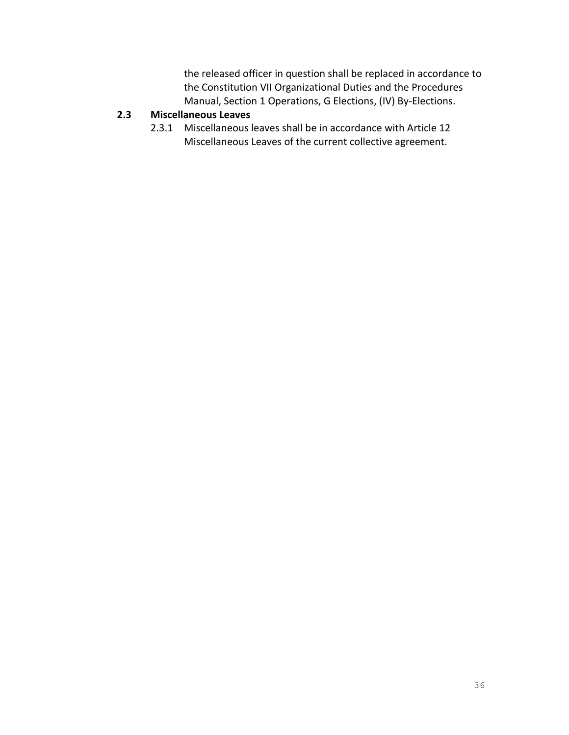the released officer in question shall be replaced in accordance to the Constitution VII Organizational Duties and the Procedures Manual, Section 1 Operations, G Elections, (IV) By-Elections.

**2.3 Miscellaneous Leaves**

2.3.1 Miscellaneous leaves shall be in accordance with Article 12 Miscellaneous Leaves of the current collective agreement.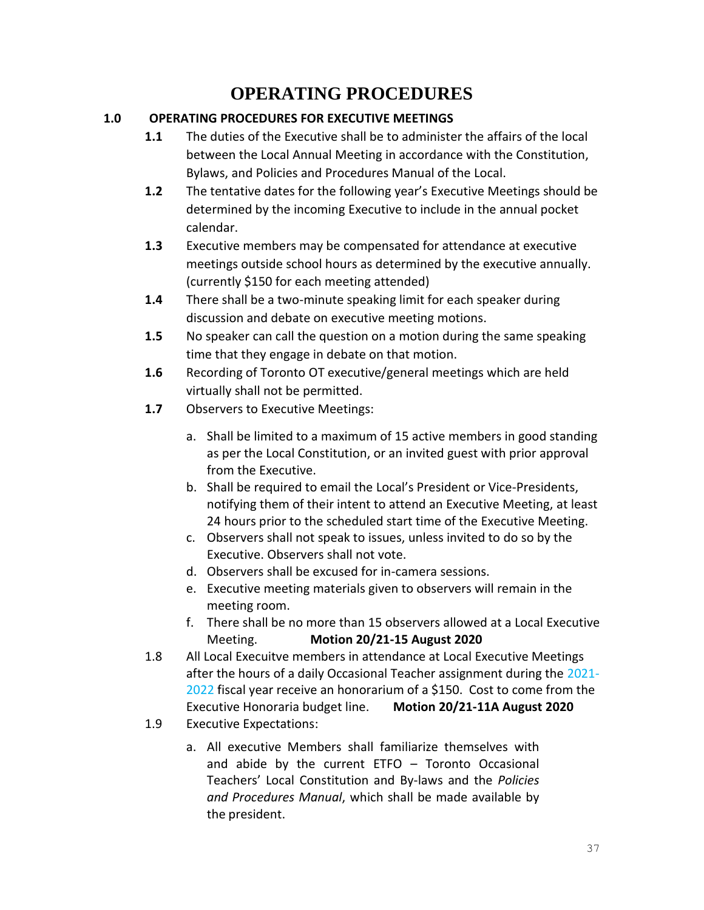# OPERATING PROCEDURES

## 1.0 OPERATING PROCEDURES FOR EXECUTIVE MEETINGS

**1.1** The duties of the Executive shall be to administer the affairs of the local between the Local Annual Meeting in accordance with the Constitution, Bylaws, and Policies and Procedures Manual of the Local.

**1.2** The tentative dates for the following year's Executive Meetings should be determined by the incoming Executive to include in the annual pocket calendar.

**1.3** Executive members may be compensated for attendance at executive meetings outside school hours as determined by the executive annually. (currently $150 for each meeting attended)

**1.4** There shall be a two-minute speaking limit for each speaker during discussion and debate on executive meeting motions.

**1.5** No speaker can call the question on a motion during the same speaking time that they engage in debate on that motion.

**1.6** Recording of Toronto OT executive/general meetings which are held virtually shall not be permitted.

**1.7** Observers to Executive Meetings:

a. Shall be limited to a maximum of 15 active members in good standing as per the Local Constitution, or an invited guest with prior approval from the Executive.

b. Shall be required to email the Local's President or Vice-Presidents, notifying them of their intent to attend an Executive Meeting, at least 24 hours prior to the scheduled start time of the Executive Meeting.

c. Observers shall not speak to issues, unless invited to do so by the Executive. Observers shall not vote.

d. Observers shall be excused for in-camera sessions.

e. Executive meeting materials given to observers will remain in the meeting room.

f. There shall be no more than 15 observers allowed at a Local Executive Meeting. **Motion 20/21-15 August 2020**

1.8 All Local Execuitve members in attendance at Local Executive Meetings after the hours of a daily Occasional Teacher assignment during the 2021-2022 fiscal year receive an honorarium of a $150. Cost to come from the Executive Honoraria budget line. **Motion 20/21-11A August 2020**

1.9 Executive Expectations:

a. All executive Members shall familiarize themselves with and abide by the current ETFO – Toronto Occasional Teachers' Local Constitution and By-laws and the *Policies and Procedures Manual*, which shall be made available by the president.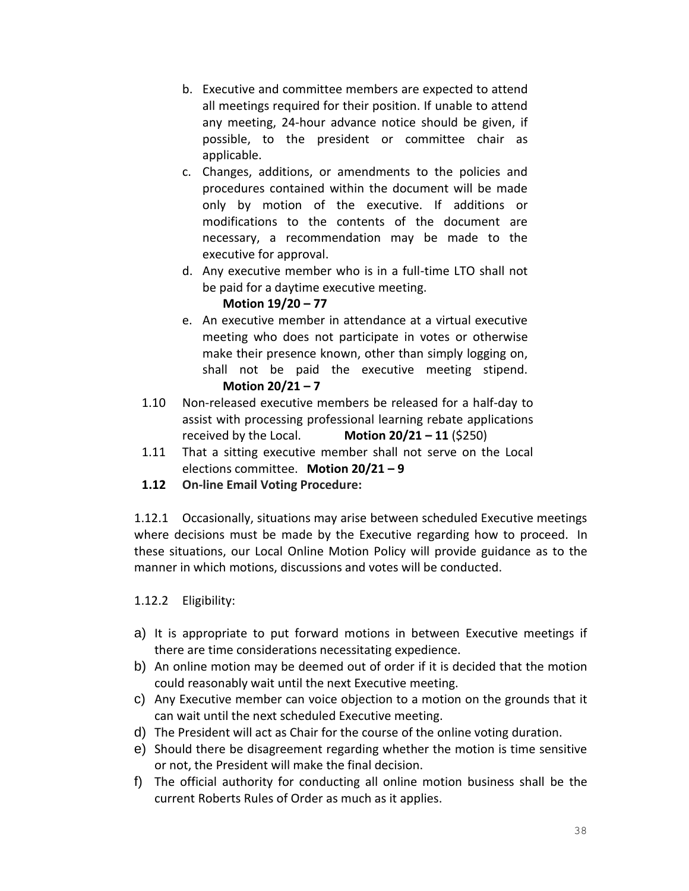b. Executive and committee members are expected to attend all meetings required for their position. If unable to attend any meeting, 24-hour advance notice should be given, if possible, to the president or committee chair as applicable.
c. Changes, additions, or amendments to the policies and procedures contained within the document will be made only by motion of the executive. If additions or modifications to the contents of the document are necessary, a recommendation may be made to the executive for approval.
d. Any executive member who is in a full-time LTO shall not be paid for a daytime executive meeting.
   **Motion 19/20 – 77**
e. An executive member in attendance at a virtual executive meeting who does not participate in votes or otherwise make their presence known, other than simply logging on, shall not be paid the executive meeting stipend.
   **Motion 20/21 – 7**

1.10 Non-released executive members be released for a half-day to assist with processing professional learning rebate applications received by the Local. **Motion 20/21 – 11** ($250)

1.11 That a sitting executive member shall not serve on the Local elections committee. **Motion 20/21 – 9**

**1.12 On-line Email Voting Procedure:**

1.12.1 Occasionally, situations may arise between scheduled Executive meetings where decisions must be made by the Executive regarding how to proceed. In these situations, our Local Online Motion Policy will provide guidance as to the manner in which motions, discussions and votes will be conducted.

1.12.2 Eligibility:

a) It is appropriate to put forward motions in between Executive meetings if there are time considerations necessitating expedience.
b) An online motion may be deemed out of order if it is decided that the motion could reasonably wait until the next Executive meeting.
c) Any Executive member can voice objection to a motion on the grounds that it can wait until the next scheduled Executive meeting.
d) The President will act as Chair for the course of the online voting duration.
e) Should there be disagreement regarding whether the motion is time sensitive or not, the President will make the final decision.
f) The official authority for conducting all online motion business shall be the current Roberts Rules of Order as much as it applies.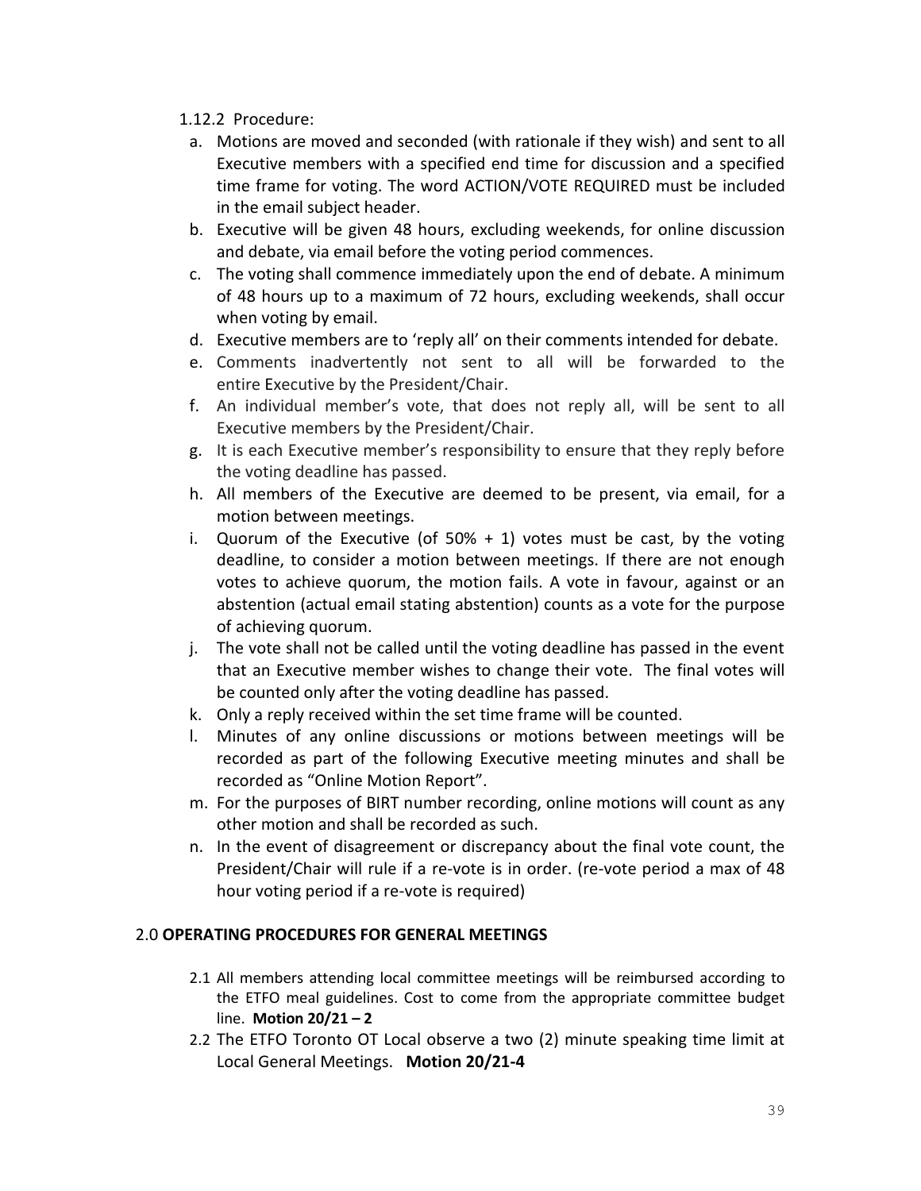1.12.2 Procedure:

a. Motions are moved and seconded (with rationale if they wish) and sent to all Executive members with a specified end time for discussion and a specified time frame for voting. The word ACTION/VOTE REQUIRED must be included in the email subject header.
b. Executive will be given 48 hours, excluding weekends, for online discussion and debate, via email before the voting period commences.
c. The voting shall commence immediately upon the end of debate. A minimum of 48 hours up to a maximum of 72 hours, excluding weekends, shall occur when voting by email.
d. Executive members are to 'reply all' on their comments intended for debate.
e. Comments inadvertently not sent to all will be forwarded to the entire Executive by the President/Chair.
f. An individual member's vote, that does not reply all, will be sent to all Executive members by the President/Chair.
g. It is each Executive member's responsibility to ensure that they reply before the voting deadline has passed.
h. All members of the Executive are deemed to be present, via email, for a motion between meetings.
i. Quorum of the Executive (of 50% + 1) votes must be cast, by the voting deadline, to consider a motion between meetings. If there are not enough votes to achieve quorum, the motion fails. A vote in favour, against or an abstention (actual email stating abstention) counts as a vote for the purpose of achieving quorum.
j. The vote shall not be called until the voting deadline has passed in the event that an Executive member wishes to change their vote. The final votes will be counted only after the voting deadline has passed.
k. Only a reply received within the set time frame will be counted.
l. Minutes of any online discussions or motions between meetings will be recorded as part of the following Executive meeting minutes and shall be recorded as "Online Motion Report".
m. For the purposes of BIRT number recording, online motions will count as any other motion and shall be recorded as such.
n. In the event of disagreement or discrepancy about the final vote count, the President/Chair will rule if a re-vote is in order. (re-vote period a max of 48 hour voting period if a re-vote is required)

## 2.0 OPERATING PROCEDURES FOR GENERAL MEETINGS

2.1 All members attending local committee meetings will be reimbursed according to the ETFO meal guidelines. Cost to come from the appropriate committee budget line. **Motion 20/21 – 2**

2.2 The ETFO Toronto OT Local observe a two (2) minute speaking time limit at Local General Meetings. **Motion 20/21-4**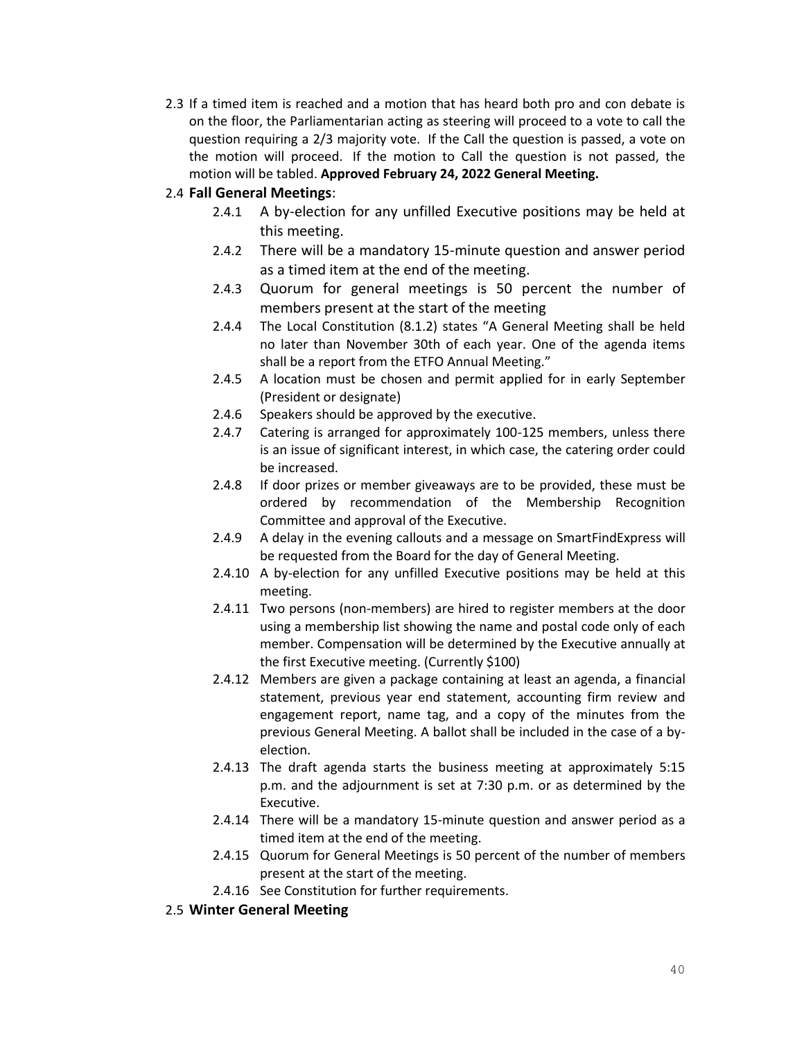2.3 If a timed item is reached and a motion that has heard both pro and con debate is on the floor, the Parliamentarian acting as steering will proceed to a vote to call the question requiring a 2/3 majority vote. If the Call the question is passed, a vote on the motion will proceed. If the motion to Call the question is not passed, the motion will be tabled. **Approved February 24, 2022 General Meeting.**

2.4 **Fall General Meetings**:

- 2.4.1 A by-election for any unfilled Executive positions may be held at this meeting.
- 2.4.2 There will be a mandatory 15-minute question and answer period as a timed item at the end of the meeting.
- 2.4.3 Quorum for general meetings is 50 percent the number of members present at the start of the meeting
- 2.4.4 The Local Constitution (8.1.2) states "A General Meeting shall be held no later than November 30th of each year. One of the agenda items shall be a report from the ETFO Annual Meeting."
- 2.4.5 A location must be chosen and permit applied for in early September (President or designate)
- 2.4.6 Speakers should be approved by the executive.
- 2.4.7 Catering is arranged for approximately 100-125 members, unless there is an issue of significant interest, in which case, the catering order could be increased.
- 2.4.8 If door prizes or member giveaways are to be provided, these must be ordered by recommendation of the Membership Recognition Committee and approval of the Executive.
- 2.4.9 A delay in the evening callouts and a message on SmartFindExpress will be requested from the Board for the day of General Meeting.
- 2.4.10 A by-election for any unfilled Executive positions may be held at this meeting.
- 2.4.11 Two persons (non-members) are hired to register members at the door using a membership list showing the name and postal code only of each member. Compensation will be determined by the Executive annually at the first Executive meeting. (Currently $100)
- 2.4.12 Members are given a package containing at least an agenda, a financial statement, previous year end statement, accounting firm review and engagement report, name tag, and a copy of the minutes from the previous General Meeting. A ballot shall be included in the case of a by-election.
- 2.4.13 The draft agenda starts the business meeting at approximately 5:15 p.m. and the adjournment is set at 7:30 p.m. or as determined by the Executive.
- 2.4.14 There will be a mandatory 15-minute question and answer period as a timed item at the end of the meeting.
- 2.4.15 Quorum for General Meetings is 50 percent of the number of members present at the start of the meeting.
- 2.4.16 See Constitution for further requirements.

2.5 **Winter General Meeting**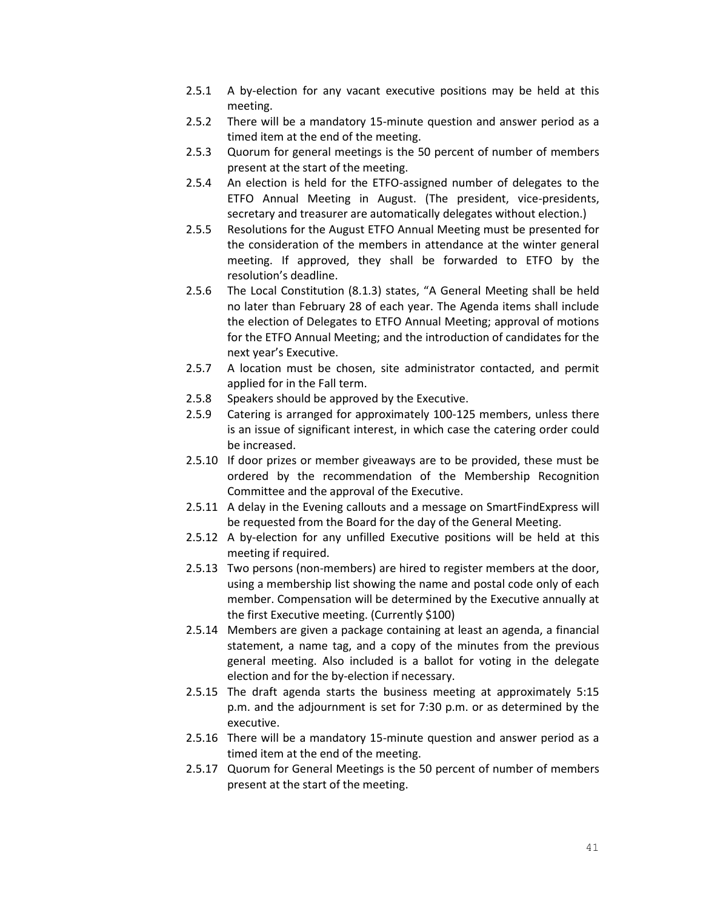- 2.5.1 A by-election for any vacant executive positions may be held at this meeting.
- 2.5.2 There will be a mandatory 15-minute question and answer period as a timed item at the end of the meeting.
- 2.5.3 Quorum for general meetings is the 50 percent of number of members present at the start of the meeting.
- 2.5.4 An election is held for the ETFO-assigned number of delegates to the ETFO Annual Meeting in August. (The president, vice-presidents, secretary and treasurer are automatically delegates without election.)
- 2.5.5 Resolutions for the August ETFO Annual Meeting must be presented for the consideration of the members in attendance at the winter general meeting. If approved, they shall be forwarded to ETFO by the resolution's deadline.
- 2.5.6 The Local Constitution (8.1.3) states, "A General Meeting shall be held no later than February 28 of each year. The Agenda items shall include the election of Delegates to ETFO Annual Meeting; approval of motions for the ETFO Annual Meeting; and the introduction of candidates for the next year's Executive.
- 2.5.7 A location must be chosen, site administrator contacted, and permit applied for in the Fall term.
- 2.5.8 Speakers should be approved by the Executive.
- 2.5.9 Catering is arranged for approximately 100-125 members, unless there is an issue of significant interest, in which case the catering order could be increased.
- 2.5.10 If door prizes or member giveaways are to be provided, these must be ordered by the recommendation of the Membership Recognition Committee and the approval of the Executive.
- 2.5.11 A delay in the Evening callouts and a message on SmartFindExpress will be requested from the Board for the day of the General Meeting.
- 2.5.12 A by-election for any unfilled Executive positions will be held at this meeting if required.
- 2.5.13 Two persons (non-members) are hired to register members at the door, using a membership list showing the name and postal code only of each member. Compensation will be determined by the Executive annually at the first Executive meeting. (Currently $100)
- 2.5.14 Members are given a package containing at least an agenda, a financial statement, a name tag, and a copy of the minutes from the previous general meeting. Also included is a ballot for voting in the delegate election and for the by-election if necessary.
- 2.5.15 The draft agenda starts the business meeting at approximately 5:15 p.m. and the adjournment is set for 7:30 p.m. or as determined by the executive.
- 2.5.16 There will be a mandatory 15-minute question and answer period as a timed item at the end of the meeting.
- 2.5.17 Quorum for General Meetings is the 50 percent of number of members present at the start of the meeting.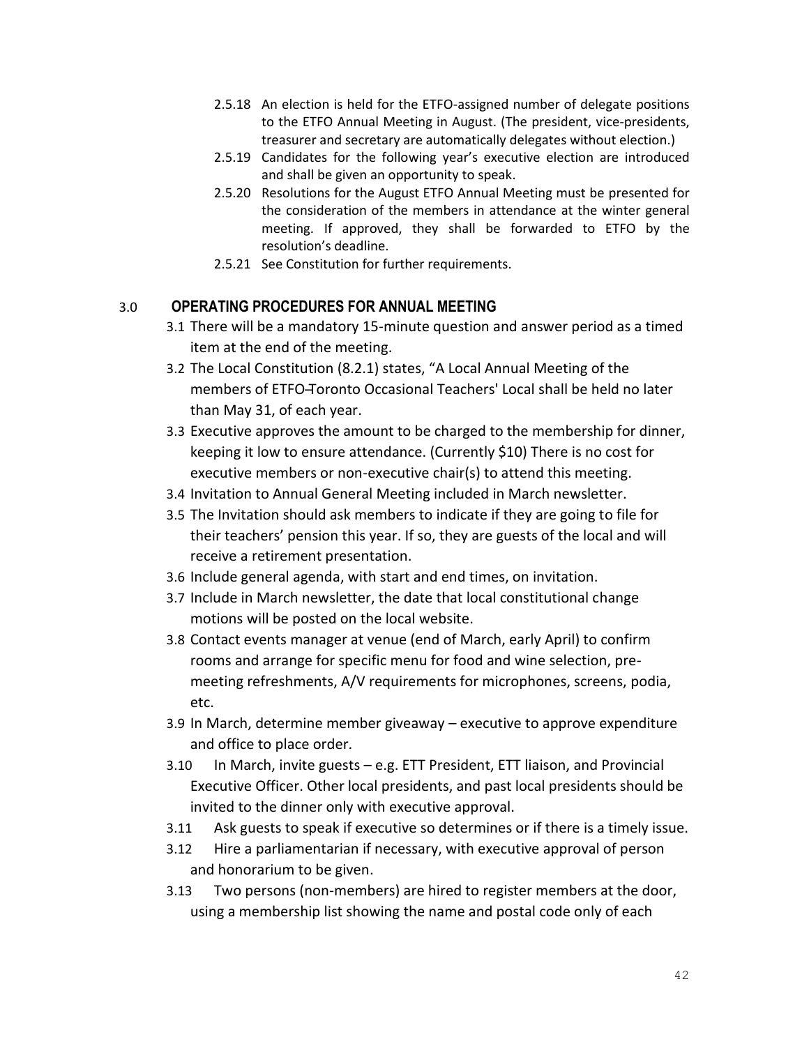- 2.5.18 An election is held for the ETFO-assigned number of delegate positions to the ETFO Annual Meeting in August. (The president, vice-presidents, treasurer and secretary are automatically delegates without election.)
- 2.5.19 Candidates for the following year's executive election are introduced and shall be given an opportunity to speak.
- 2.5.20 Resolutions for the August ETFO Annual Meeting must be presented for the consideration of the members in attendance at the winter general meeting. If approved, they shall be forwarded to ETFO by the resolution's deadline.
- 2.5.21 See Constitution for further requirements.

## 3.0 OPERATING PROCEDURES FOR ANNUAL MEETING

- 3.1 There will be a mandatory 15-minute question and answer period as a timed item at the end of the meeting.
- 3.2 The Local Constitution (8.2.1) states, "A Local Annual Meeting of the members of ETFO–Toronto Occasional Teachers' Local shall be held no later than May 31, of each year.
- 3.3 Executive approves the amount to be charged to the membership for dinner, keeping it low to ensure attendance. (Currently $10) There is no cost for executive members or non-executive chair(s) to attend this meeting.
- 3.4 Invitation to Annual General Meeting included in March newsletter.
- 3.5 The Invitation should ask members to indicate if they are going to file for their teachers' pension this year. If so, they are guests of the local and will receive a retirement presentation.
- 3.6 Include general agenda, with start and end times, on invitation.
- 3.7 Include in March newsletter, the date that local constitutional change motions will be posted on the local website.
- 3.8 Contact events manager at venue (end of March, early April) to confirm rooms and arrange for specific menu for food and wine selection, pre-meeting refreshments, A/V requirements for microphones, screens, podia, etc.
- 3.9 In March, determine member giveaway – executive to approve expenditure and office to place order.
- 3.10 In March, invite guests – e.g. ETT President, ETT liaison, and Provincial Executive Officer. Other local presidents, and past local presidents should be invited to the dinner only with executive approval.
- 3.11 Ask guests to speak if executive so determines or if there is a timely issue.
- 3.12 Hire a parliamentarian if necessary, with executive approval of person and honorarium to be given.
- 3.13 Two persons (non-members) are hired to register members at the door, using a membership list showing the name and postal code only of each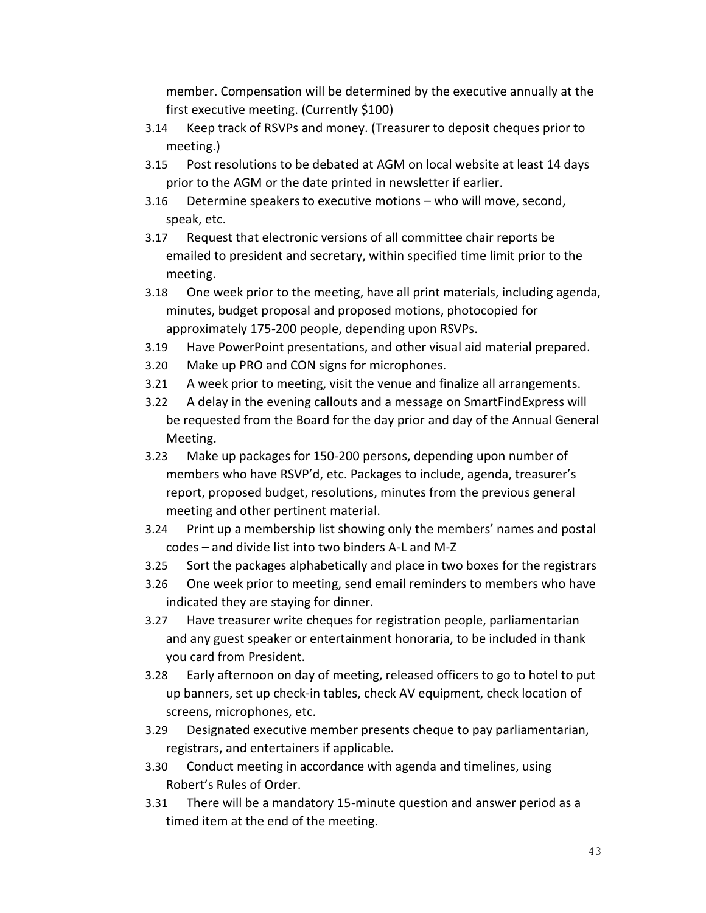member. Compensation will be determined by the executive annually at the first executive meeting. (Currently $100)

3.14 Keep track of RSVPs and money. (Treasurer to deposit cheques prior to meeting.)

3.15 Post resolutions to be debated at AGM on local website at least 14 days prior to the AGM or the date printed in newsletter if earlier.

3.16 Determine speakers to executive motions – who will move, second, speak, etc.

3.17 Request that electronic versions of all committee chair reports be emailed to president and secretary, within specified time limit prior to the meeting.

3.18 One week prior to the meeting, have all print materials, including agenda, minutes, budget proposal and proposed motions, photocopied for approximately 175-200 people, depending upon RSVPs.

3.19 Have PowerPoint presentations, and other visual aid material prepared.

3.20 Make up PRO and CON signs for microphones.

3.21 A week prior to meeting, visit the venue and finalize all arrangements.

3.22 A delay in the evening callouts and a message on SmartFindExpress will be requested from the Board for the day prior and day of the Annual General Meeting.

3.23 Make up packages for 150-200 persons, depending upon number of members who have RSVP'd, etc. Packages to include, agenda, treasurer's report, proposed budget, resolutions, minutes from the previous general meeting and other pertinent material.

3.24 Print up a membership list showing only the members' names and postal codes – and divide list into two binders A-L and M-Z

3.25 Sort the packages alphabetically and place in two boxes for the registrars

3.26 One week prior to meeting, send email reminders to members who have indicated they are staying for dinner.

3.27 Have treasurer write cheques for registration people, parliamentarian and any guest speaker or entertainment honoraria, to be included in thank you card from President.

3.28 Early afternoon on day of meeting, released officers to go to hotel to put up banners, set up check-in tables, check AV equipment, check location of screens, microphones, etc.

3.29 Designated executive member presents cheque to pay parliamentarian, registrars, and entertainers if applicable.

3.30 Conduct meeting in accordance with agenda and timelines, using Robert's Rules of Order.

3.31 There will be a mandatory 15-minute question and answer period as a timed item at the end of the meeting.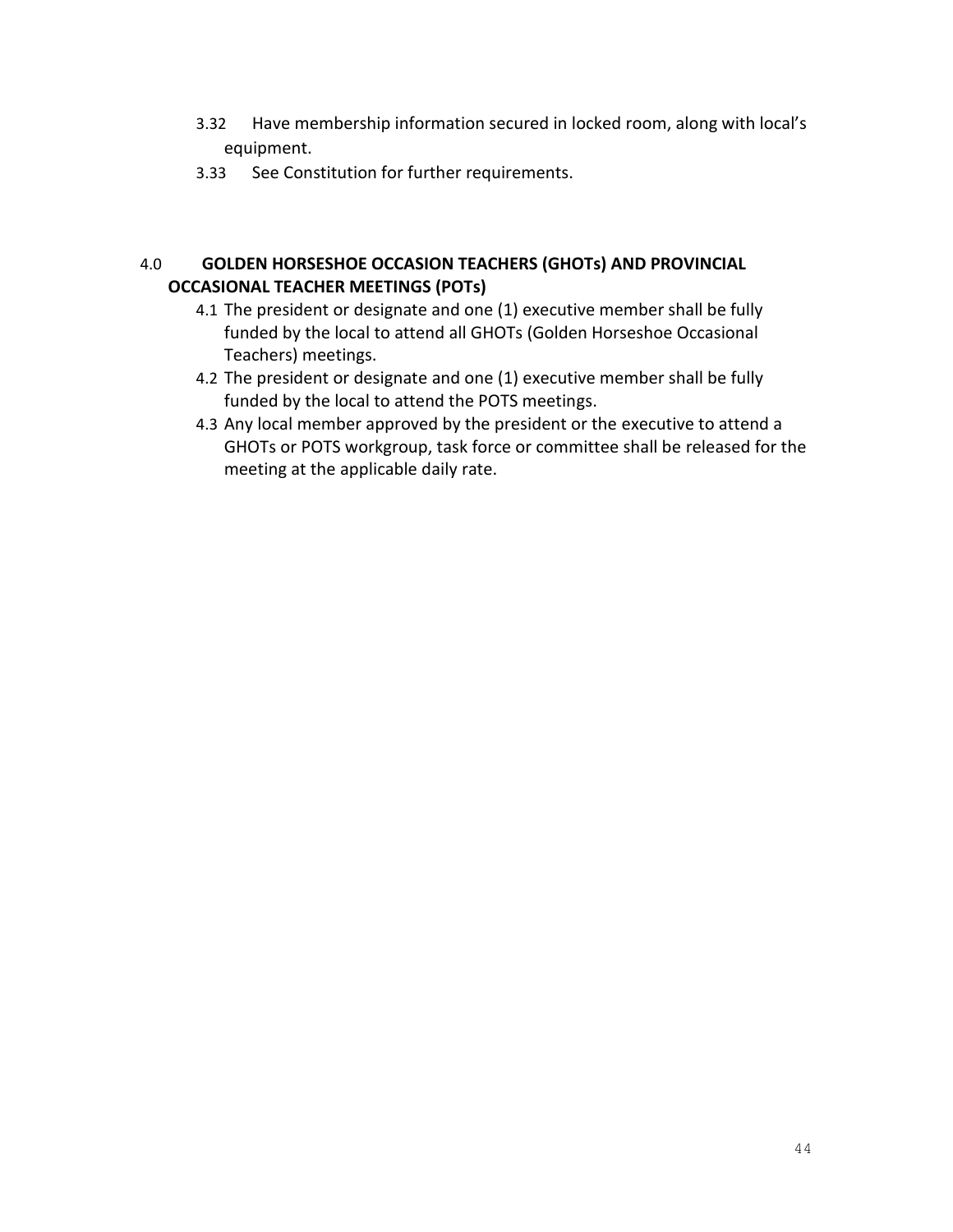3.32 Have membership information secured in locked room, along with local's equipment.

3.33 See Constitution for further requirements.

## 4.0 GOLDEN HORSESHOE OCCASION TEACHERS (GHOTs) AND PROVINCIAL OCCASIONAL TEACHER MEETINGS (POTs)

4.1 The president or designate and one (1) executive member shall be fully funded by the local to attend all GHOTs (Golden Horseshoe Occasional Teachers) meetings.

4.2 The president or designate and one (1) executive member shall be fully funded by the local to attend the POTS meetings.

4.3 Any local member approved by the president or the executive to attend a GHOTs or POTS workgroup, task force or committee shall be released for the meeting at the applicable daily rate.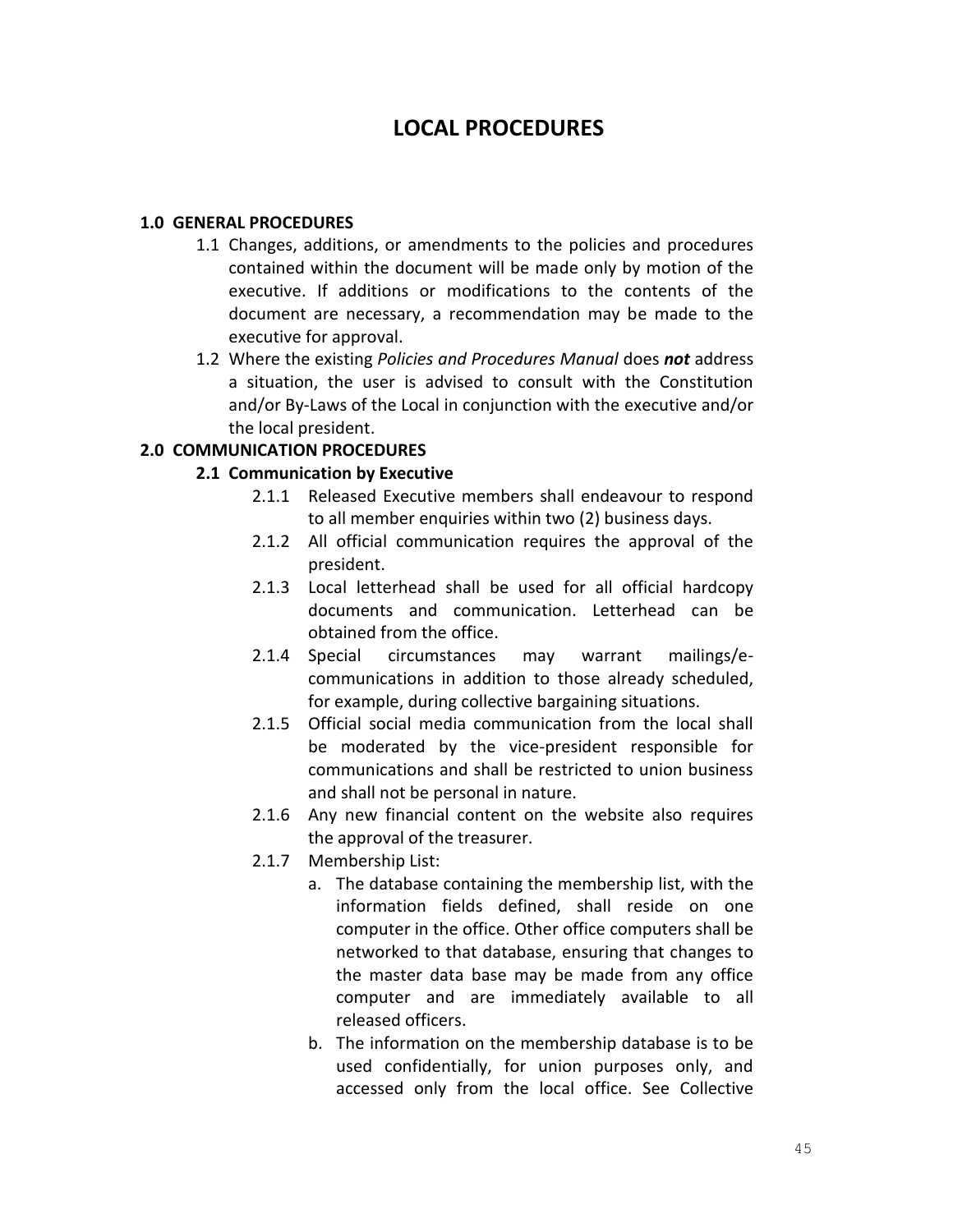# LOCAL PROCEDURES

## 1.0 GENERAL PROCEDURES

1.1 Changes, additions, or amendments to the policies and procedures contained within the document will be made only by motion of the executive. If additions or modifications to the contents of the document are necessary, a recommendation may be made to the executive for approval.

1.2 Where the existing *Policies and Procedures Manual* does ***not*** address a situation, the user is advised to consult with the Constitution and/or By-Laws of the Local in conjunction with the executive and/or the local president.

## 2.0 COMMUNICATION PROCEDURES

### 2.1 Communication by Executive

2.1.1 Released Executive members shall endeavour to respond to all member enquiries within two (2) business days.

2.1.2 All official communication requires the approval of the president.

2.1.3 Local letterhead shall be used for all official hardcopy documents and communication. Letterhead can be obtained from the office.

2.1.4 Special circumstances may warrant mailings/e-communications in addition to those already scheduled, for example, during collective bargaining situations.

2.1.5 Official social media communication from the local shall be moderated by the vice-president responsible for communications and shall be restricted to union business and shall not be personal in nature.

2.1.6 Any new financial content on the website also requires the approval of the treasurer.

2.1.7 Membership List:

a. The database containing the membership list, with the information fields defined, shall reside on one computer in the office. Other office computers shall be networked to that database, ensuring that changes to the master data base may be made from any office computer and are immediately available to all released officers.

b. The information on the membership database is to be used confidentially, for union purposes only, and accessed only from the local office. See Collective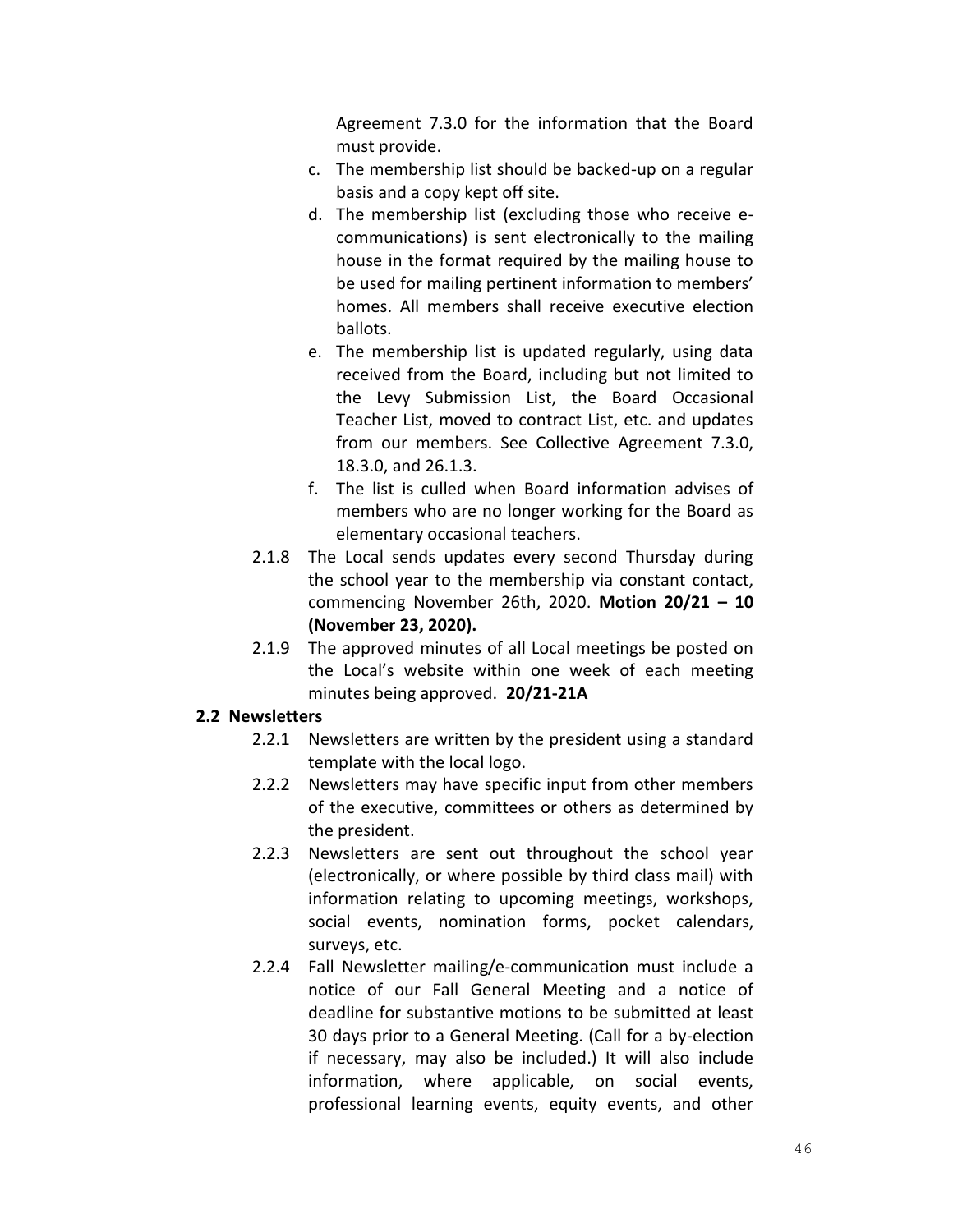Agreement 7.3.0 for the information that the Board must provide.

c. The membership list should be backed-up on a regular basis and a copy kept off site.
d. The membership list (excluding those who receive e-communications) is sent electronically to the mailing house in the format required by the mailing house to be used for mailing pertinent information to members' homes. All members shall receive executive election ballots.
e. The membership list is updated regularly, using data received from the Board, including but not limited to the Levy Submission List, the Board Occasional Teacher List, moved to contract List, etc. and updates from our members. See Collective Agreement 7.3.0, 18.3.0, and 26.1.3.
f. The list is culled when Board information advises of members who are no longer working for the Board as elementary occasional teachers.

2.1.8 The Local sends updates every second Thursday during the school year to the membership via constant contact, commencing November 26th, 2020. **Motion 20/21 – 10 (November 23, 2020).**

2.1.9 The approved minutes of all Local meetings be posted on the Local's website within one week of each meeting minutes being approved. **20/21-21A**

**2.2 Newsletters**

2.2.1 Newsletters are written by the president using a standard template with the local logo.

2.2.2 Newsletters may have specific input from other members of the executive, committees or others as determined by the president.

2.2.3 Newsletters are sent out throughout the school year (electronically, or where possible by third class mail) with information relating to upcoming meetings, workshops, social events, nomination forms, pocket calendars, surveys, etc.

2.2.4 Fall Newsletter mailing/e-communication must include a notice of our Fall General Meeting and a notice of deadline for substantive motions to be submitted at least 30 days prior to a General Meeting. (Call for a by-election if necessary, may also be included.) It will also include information, where applicable, on social events, professional learning events, equity events, and other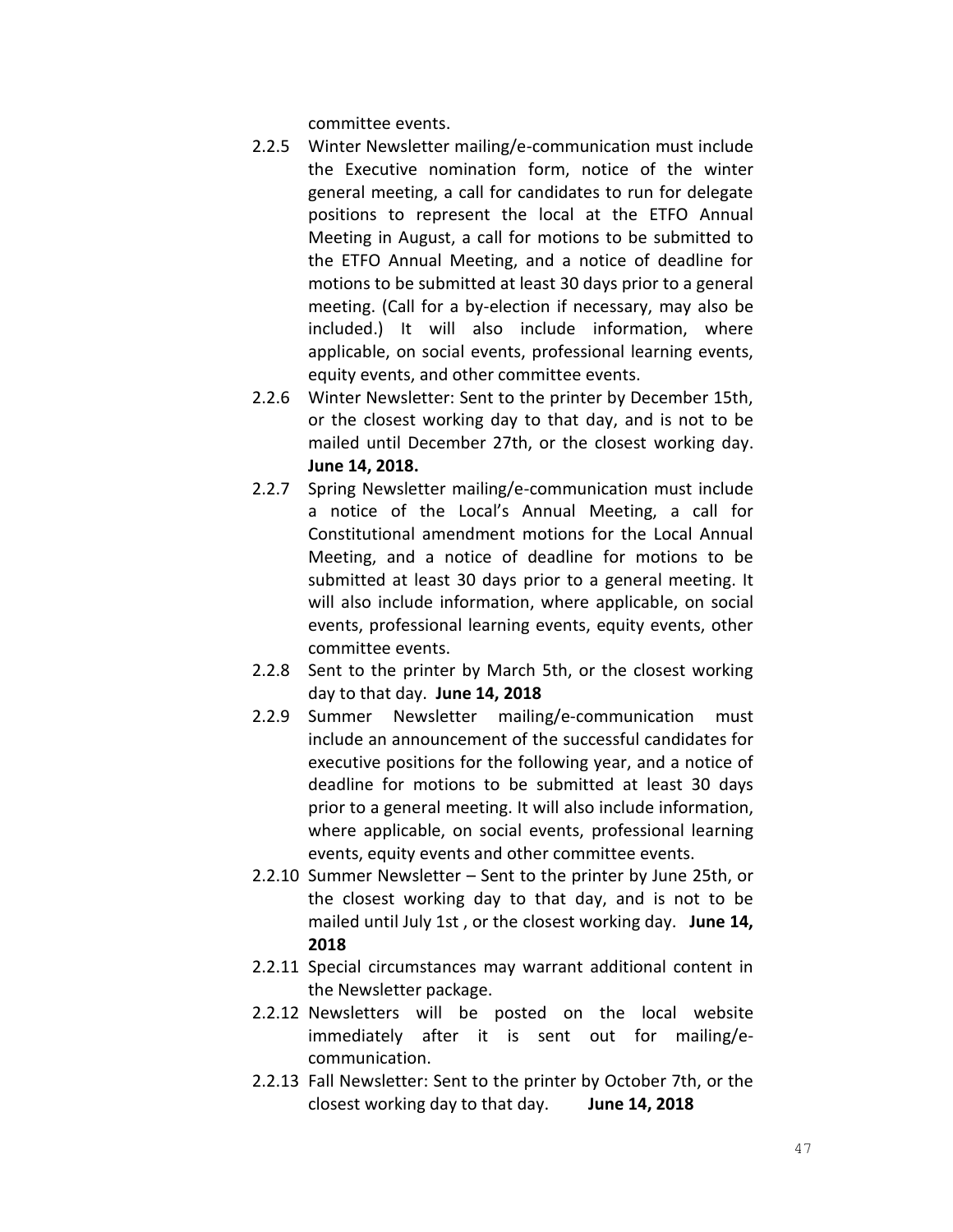committee events.

2.2.5 Winter Newsletter mailing/e-communication must include the Executive nomination form, notice of the winter general meeting, a call for candidates to run for delegate positions to represent the local at the ETFO Annual Meeting in August, a call for motions to be submitted to the ETFO Annual Meeting, and a notice of deadline for motions to be submitted at least 30 days prior to a general meeting. (Call for a by-election if necessary, may also be included.) It will also include information, where applicable, on social events, professional learning events, equity events, and other committee events.

2.2.6 Winter Newsletter: Sent to the printer by December 15th, or the closest working day to that day, and is not to be mailed until December 27th, or the closest working day. **June 14, 2018.**

2.2.7 Spring Newsletter mailing/e-communication must include a notice of the Local's Annual Meeting, a call for Constitutional amendment motions for the Local Annual Meeting, and a notice of deadline for motions to be submitted at least 30 days prior to a general meeting. It will also include information, where applicable, on social events, professional learning events, equity events, other committee events.

2.2.8 Sent to the printer by March 5th, or the closest working day to that day. **June 14, 2018**

2.2.9 Summer Newsletter mailing/e-communication must include an announcement of the successful candidates for executive positions for the following year, and a notice of deadline for motions to be submitted at least 30 days prior to a general meeting. It will also include information, where applicable, on social events, professional learning events, equity events and other committee events.

2.2.10 Summer Newsletter – Sent to the printer by June 25th, or the closest working day to that day, and is not to be mailed until July 1st , or the closest working day. **June 14, 2018**

2.2.11 Special circumstances may warrant additional content in the Newsletter package.

2.2.12 Newsletters will be posted on the local website immediately after it is sent out for mailing/e-communication.

2.2.13 Fall Newsletter: Sent to the printer by October 7th, or the closest working day to that day. **June 14, 2018**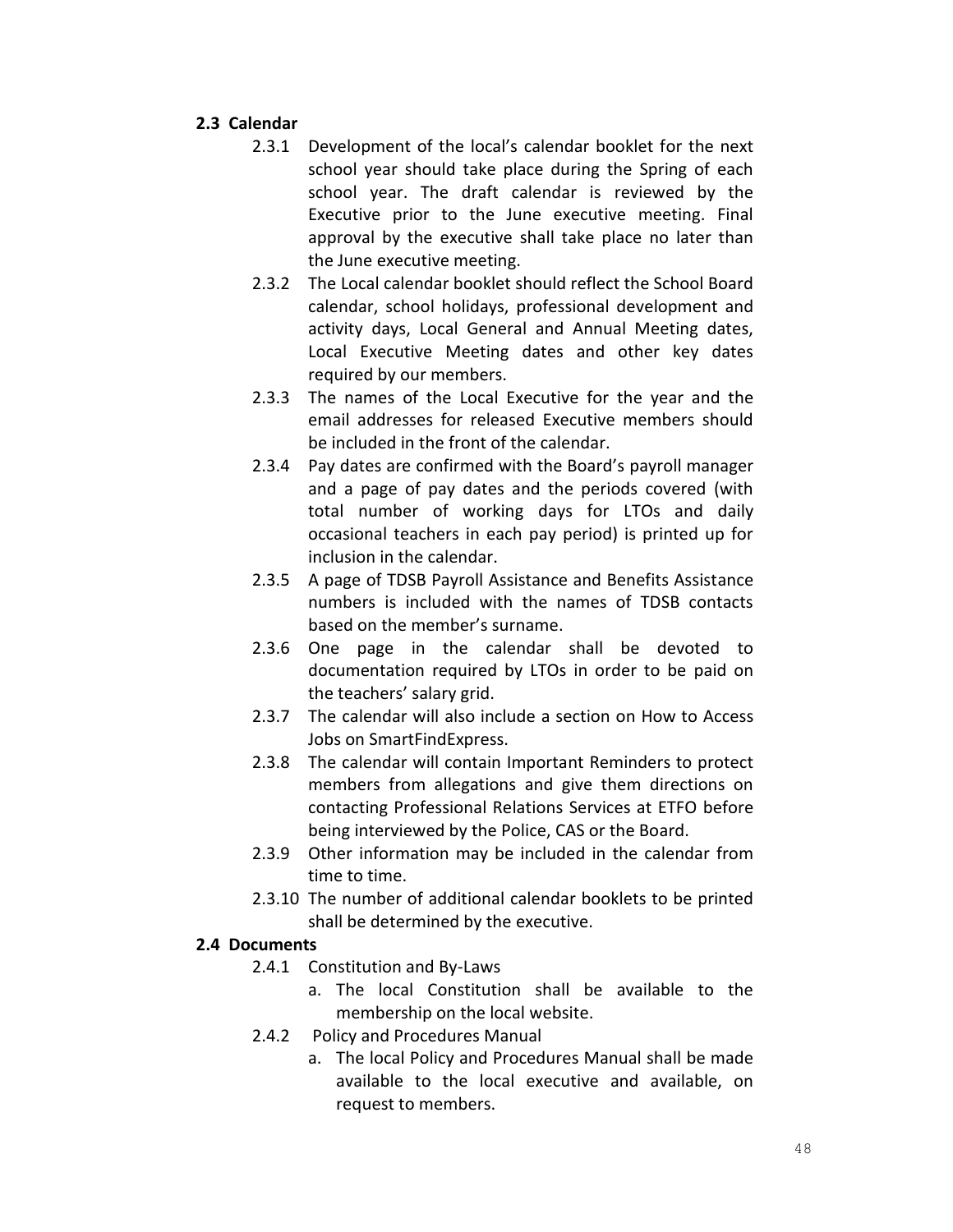## 2.3 Calendar

2.3.1 Development of the local's calendar booklet for the next school year should take place during the Spring of each school year. The draft calendar is reviewed by the Executive prior to the June executive meeting. Final approval by the executive shall take place no later than the June executive meeting.

2.3.2 The Local calendar booklet should reflect the School Board calendar, school holidays, professional development and activity days, Local General and Annual Meeting dates, Local Executive Meeting dates and other key dates required by our members.

2.3.3 The names of the Local Executive for the year and the email addresses for released Executive members should be included in the front of the calendar.

2.3.4 Pay dates are confirmed with the Board's payroll manager and a page of pay dates and the periods covered (with total number of working days for LTOs and daily occasional teachers in each pay period) is printed up for inclusion in the calendar.

2.3.5 A page of TDSB Payroll Assistance and Benefits Assistance numbers is included with the names of TDSB contacts based on the member's surname.

2.3.6 One page in the calendar shall be devoted to documentation required by LTOs in order to be paid on the teachers' salary grid.

2.3.7 The calendar will also include a section on How to Access Jobs on SmartFindExpress.

2.3.8 The calendar will contain Important Reminders to protect members from allegations and give them directions on contacting Professional Relations Services at ETFO before being interviewed by the Police, CAS or the Board.

2.3.9 Other information may be included in the calendar from time to time.

2.3.10 The number of additional calendar booklets to be printed shall be determined by the executive.

## 2.4 Documents

2.4.1 Constitution and By-Laws

a. The local Constitution shall be available to the membership on the local website.

2.4.2 Policy and Procedures Manual

a. The local Policy and Procedures Manual shall be made available to the local executive and available, on request to members.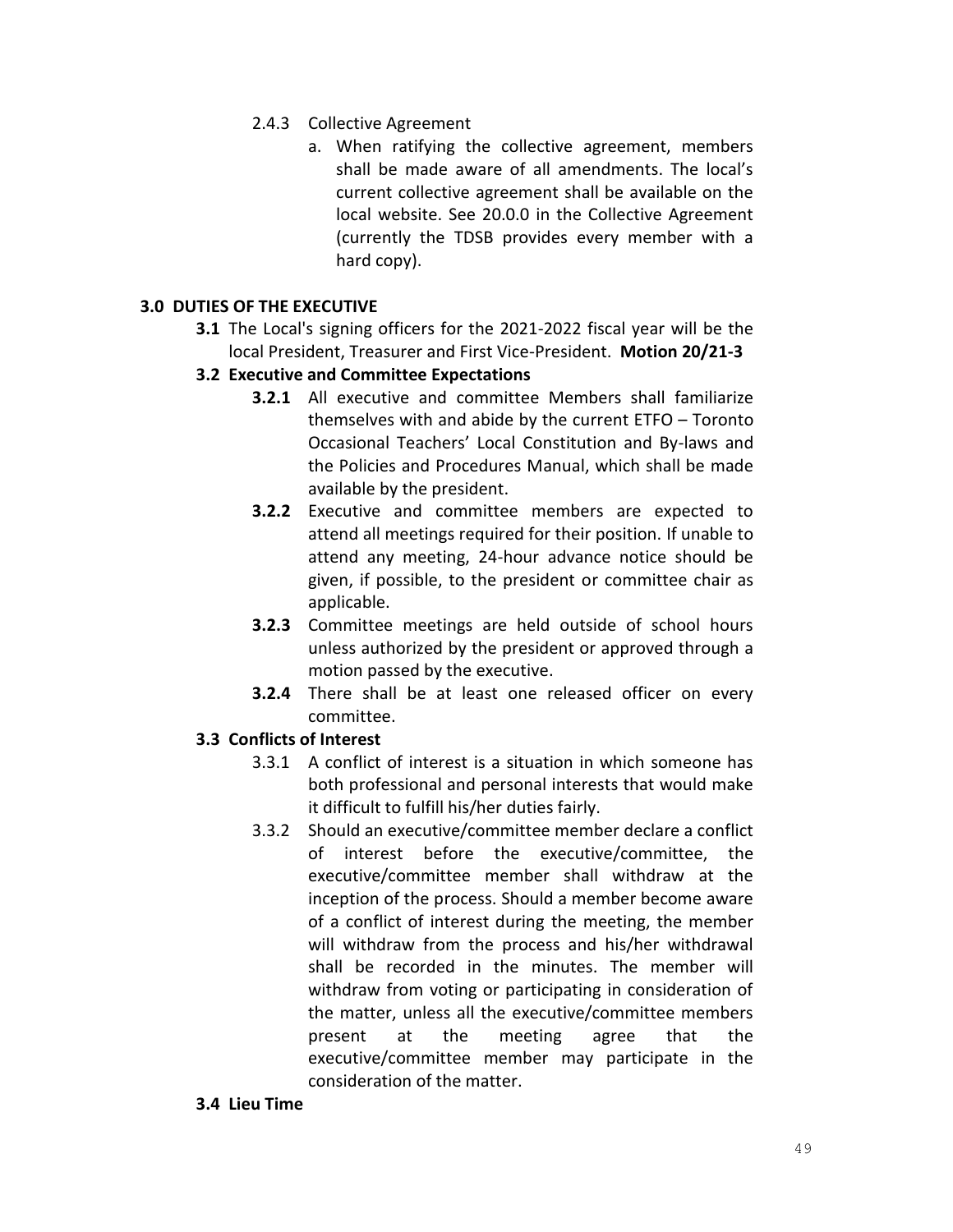2.4.3 Collective Agreement

a. When ratifying the collective agreement, members shall be made aware of all amendments. The local's current collective agreement shall be available on the local website. See 20.0.0 in the Collective Agreement (currently the TDSB provides every member with a hard copy).

## 3.0 DUTIES OF THE EXECUTIVE

**3.1** The Local's signing officers for the 2021-2022 fiscal year will be the local President, Treasurer and First Vice-President. **Motion 20/21-3**

### 3.2 Executive and Committee Expectations

**3.2.1** All executive and committee Members shall familiarize themselves with and abide by the current ETFO – Toronto Occasional Teachers' Local Constitution and By-laws and the Policies and Procedures Manual, which shall be made available by the president.

**3.2.2** Executive and committee members are expected to attend all meetings required for their position. If unable to attend any meeting, 24-hour advance notice should be given, if possible, to the president or committee chair as applicable.

**3.2.3** Committee meetings are held outside of school hours unless authorized by the president or approved through a motion passed by the executive.

**3.2.4** There shall be at least one released officer on every committee.

### 3.3 Conflicts of Interest

3.3.1 A conflict of interest is a situation in which someone has both professional and personal interests that would make it difficult to fulfill his/her duties fairly.

3.3.2 Should an executive/committee member declare a conflict of interest before the executive/committee, the executive/committee member shall withdraw at the inception of the process. Should a member become aware of a conflict of interest during the meeting, the member will withdraw from the process and his/her withdrawal shall be recorded in the minutes. The member will withdraw from voting or participating in consideration of the matter, unless all the executive/committee members present at the meeting agree that the executive/committee member may participate in the consideration of the matter.

### 3.4 Lieu Time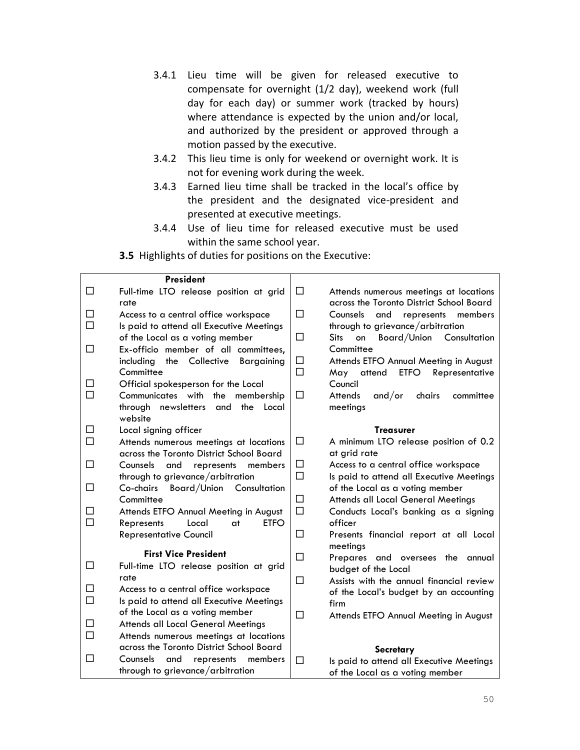3.4.1 Lieu time will be given for released executive to compensate for overnight (1/2 day), weekend work (full day for each day) or summer work (tracked by hours) where attendance is expected by the union and/or local, and authorized by the president or approved through a motion passed by the executive.

3.4.2 This lieu time is only for weekend or overnight work. It is not for evening work during the week.

3.4.3 Earned lieu time shall be tracked in the local's office by the president and the designated vice-president and presented at executive meetings.

3.4.4 Use of lieu time for released executive must be used within the same school year.

**3.5** Highlights of duties for positions on the Executive:

**President**

- ☐ Full-time LTO release position at grid rate
- ☐ Access to a central office workspace
- ☐ Is paid to attend all Executive Meetings of the Local as a voting member
- ☐ Ex-officio member of all committees, including the Collective Bargaining Committee
- ☐ Official spokesperson for the Local
- ☐ Communicates with the membership through newsletters and the Local website
- ☐ Local signing officer
- ☐ Attends numerous meetings at locations across the Toronto District School Board
- ☐ Counsels and represents members through to grievance/arbitration
- ☐ Co-chairs Board/Union Consultation Committee
- ☐ Attends ETFO Annual Meeting in August
- ☐ Represents Local at ETFO Representative Council

**First Vice President**

- ☐ Full-time LTO release position at grid rate
- ☐ Access to a central office workspace
- ☐ Is paid to attend all Executive Meetings of the Local as a voting member
- ☐ Attends all Local General Meetings
- ☐ Attends numerous meetings at locations across the Toronto District School Board
- ☐ Counsels and represents members through to grievance/arbitration
- ☐ Attends numerous meetings at locations across the Toronto District School Board
- ☐ Counsels and represents members through to grievance/arbitration
- ☐ Sits on Board/Union Consultation Committee
- ☐ Attends ETFO Annual Meeting in August
- ☐ May attend ETFO Representative Council
- ☐ Attends and/or chairs committee meetings

**Treasurer**

- ☐ A minimum LTO release position of 0.2 at grid rate
- ☐ Access to a central office workspace
- ☐ Is paid to attend all Executive Meetings of the Local as a voting member
- ☐ Attends all Local General Meetings
- ☐ Conducts Local's banking as a signing officer
- ☐ Presents financial report at all Local meetings
- ☐ Prepares and oversees the annual budget of the Local
- ☐ Assists with the annual financial review of the Local's budget by an accounting firm
- ☐ Attends ETFO Annual Meeting in August

**Secretary**

- ☐ Is paid to attend all Executive Meetings of the Local as a voting member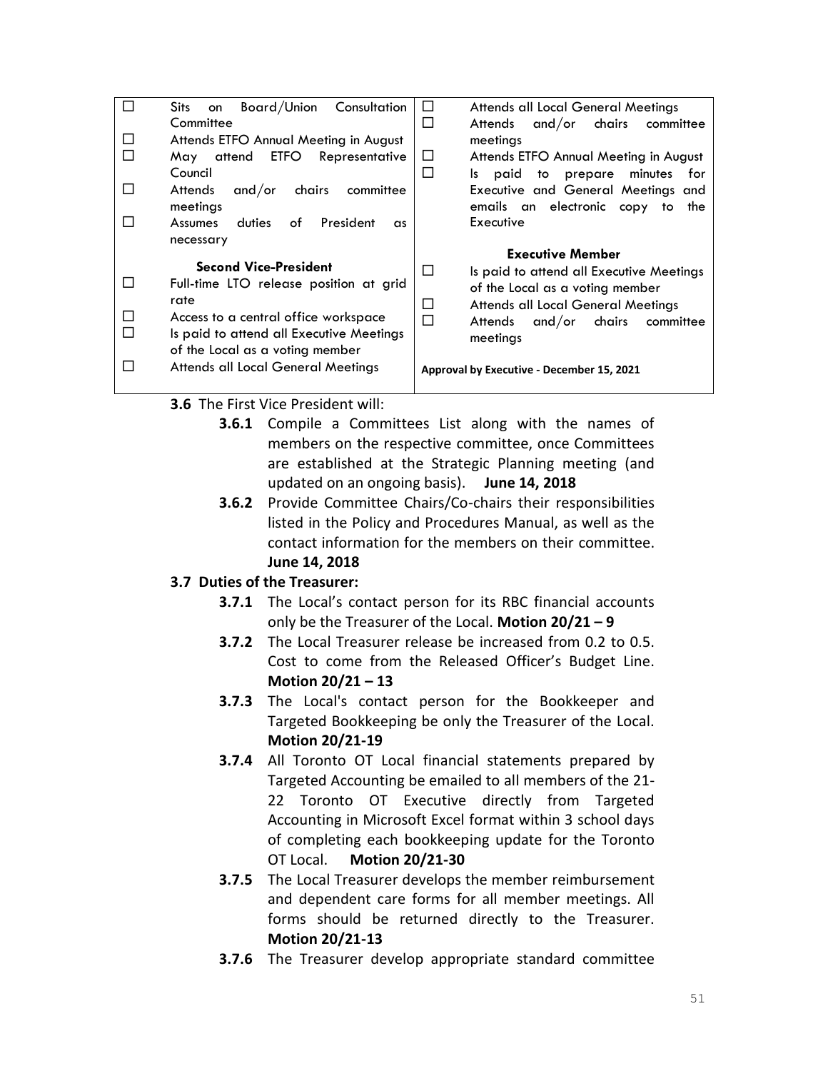- ☐ Sits on Board/Union Consultation Committee
- ☐ Attends ETFO Annual Meeting in August
- ☐ May attend ETFO Representative Council
- ☐ Attends and/or chairs committee meetings
- ☐ Assumes duties of President as necessary

**Second Vice-President**

- ☐ Full-time LTO release position at grid rate
- ☐ Access to a central office workspace
- ☐ Is paid to attend all Executive Meetings of the Local as a voting member
- ☐ Attends all Local General Meetings
- ☐ Attends all Local General Meetings
- ☐ Attends and/or chairs committee meetings
- ☐ Attends ETFO Annual Meeting in August
- ☐ Is paid to prepare minutes for Executive and General Meetings and emails an electronic copy to the Executive

**Executive Member**

- ☐ Is paid to attend all Executive Meetings of the Local as a voting member
- ☐ Attends all Local General Meetings
- ☐ Attends and/or chairs committee meetings

**Approval by Executive - December 15, 2021**

**3.6** The First Vice President will:

**3.6.1** Compile a Committees List along with the names of members on the respective committee, once Committees are established at the Strategic Planning meeting (and updated on an ongoing basis). **June 14, 2018**

**3.6.2** Provide Committee Chairs/Co-chairs their responsibilities listed in the Policy and Procedures Manual, as well as the contact information for the members on their committee. **June 14, 2018**

**3.7 Duties of the Treasurer:**

**3.7.1** The Local's contact person for its RBC financial accounts only be the Treasurer of the Local. **Motion 20/21 – 9**

**3.7.2** The Local Treasurer release be increased from 0.2 to 0.5. Cost to come from the Released Officer's Budget Line. **Motion 20/21 – 13**

**3.7.3** The Local's contact person for the Bookkeeper and Targeted Bookkeeping be only the Treasurer of the Local. **Motion 20/21-19**

**3.7.4** All Toronto OT Local financial statements prepared by Targeted Accounting be emailed to all members of the 21-22 Toronto OT Executive directly from Targeted Accounting in Microsoft Excel format within 3 school days of completing each bookkeeping update for the Toronto OT Local. **Motion 20/21-30**

**3.7.5** The Local Treasurer develops the member reimbursement and dependent care forms for all member meetings. All forms should be returned directly to the Treasurer. **Motion 20/21-13**

**3.7.6** The Treasurer develop appropriate standard committee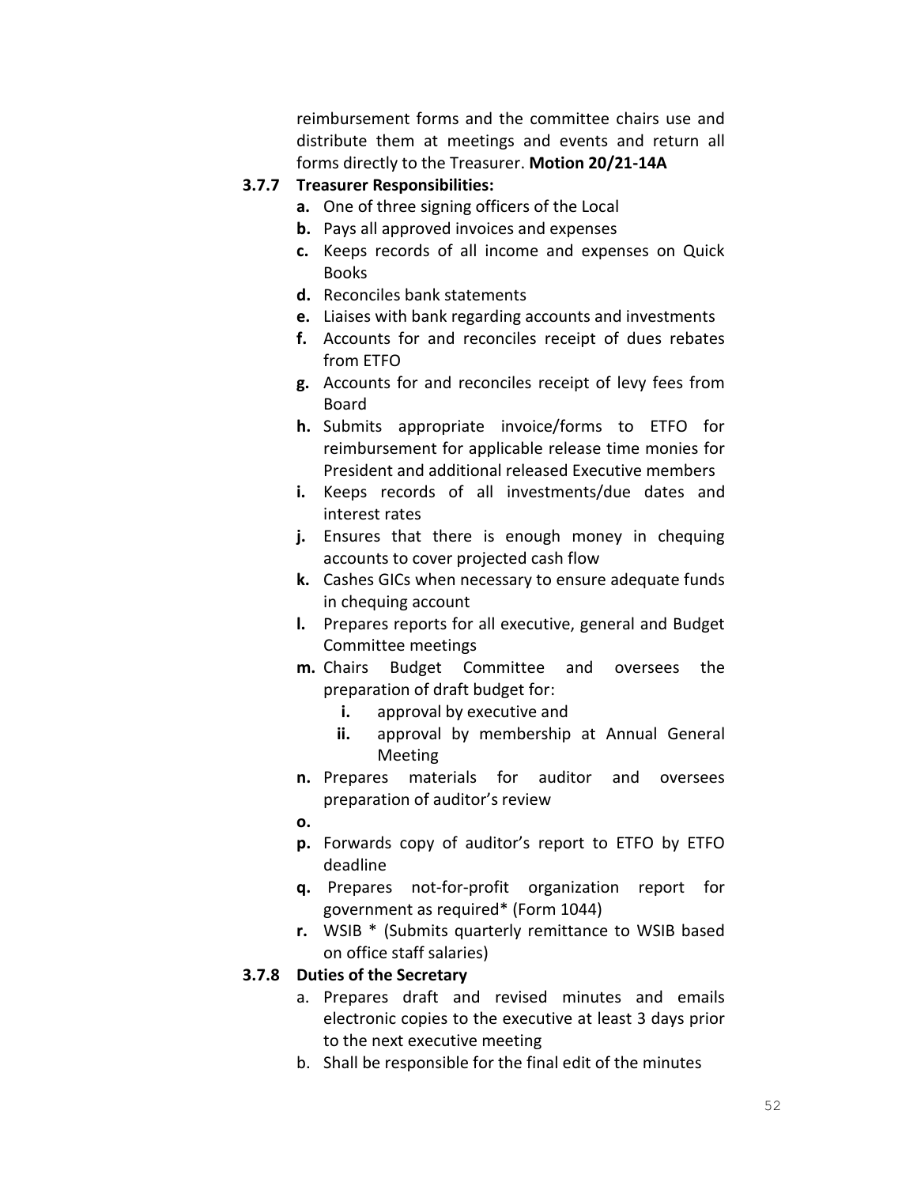reimbursement forms and the committee chairs use and distribute them at meetings and events and return all forms directly to the Treasurer. **Motion 20/21-14A**

**3.7.7 Treasurer Responsibilities:**

- **a.** One of three signing officers of the Local
- **b.** Pays all approved invoices and expenses
- **c.** Keeps records of all income and expenses on Quick Books
- **d.** Reconciles bank statements
- **e.** Liaises with bank regarding accounts and investments
- **f.** Accounts for and reconciles receipt of dues rebates from ETFO
- **g.** Accounts for and reconciles receipt of levy fees from Board
- **h.** Submits appropriate invoice/forms to ETFO for reimbursement for applicable release time monies for President and additional released Executive members
- **i.** Keeps records of all investments/due dates and interest rates
- **j.** Ensures that there is enough money in chequing accounts to cover projected cash flow
- **k.** Cashes GICs when necessary to ensure adequate funds in chequing account
- **l.** Prepares reports for all executive, general and Budget Committee meetings
- **m.** Chairs Budget Committee and oversees the preparation of draft budget for:
  - **i.** approval by executive and
  - **ii.** approval by membership at Annual General Meeting
- **n.** Prepares materials for auditor and oversees preparation of auditor's review
- **o.**
- **p.** Forwards copy of auditor's report to ETFO by ETFO deadline
- **q.** Prepares not-for-profit organization report for government as required* (Form 1044)
- **r.** WSIB * (Submits quarterly remittance to WSIB based on office staff salaries)

**3.7.8 Duties of the Secretary**

- a. Prepares draft and revised minutes and emails electronic copies to the executive at least 3 days prior to the next executive meeting
- b. Shall be responsible for the final edit of the minutes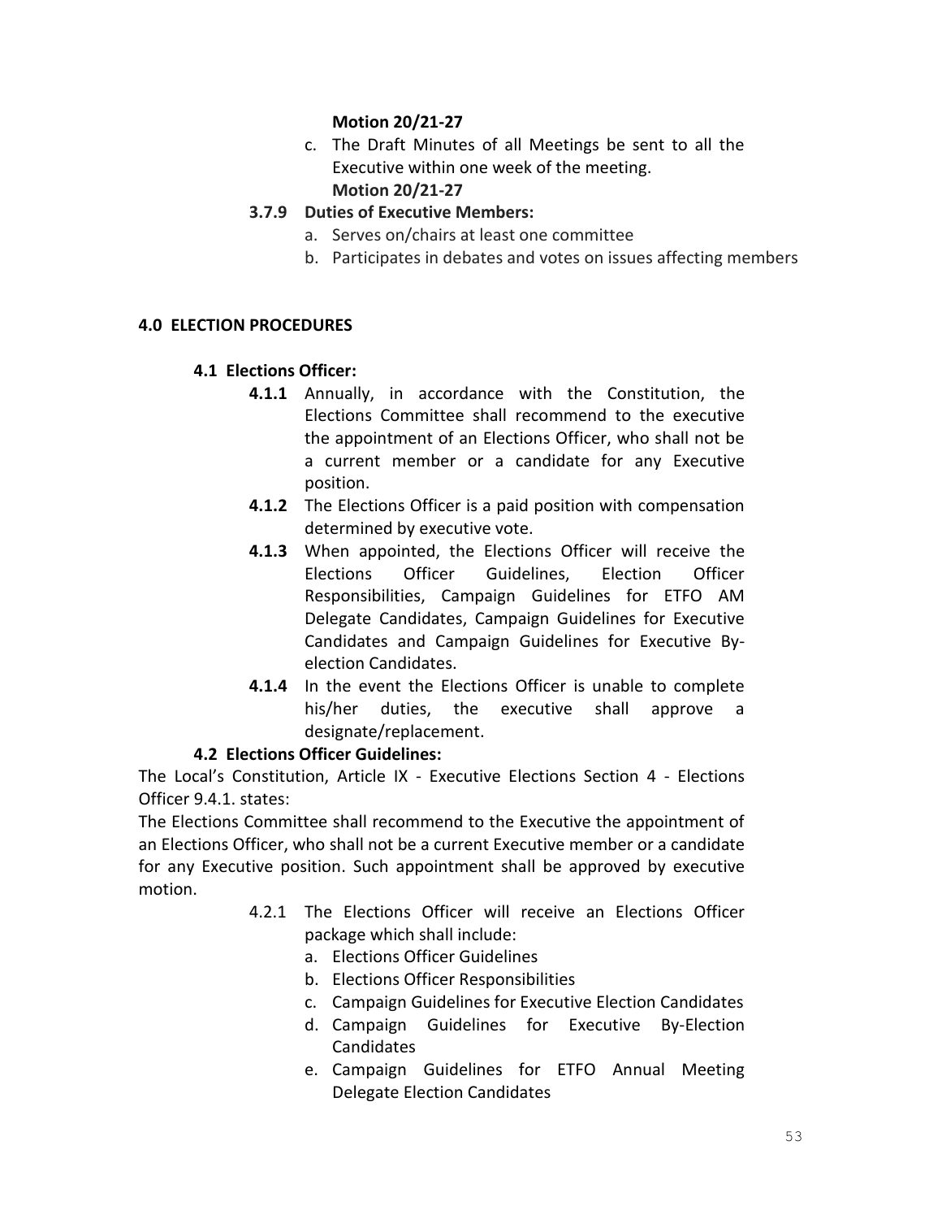**Motion 20/21-27**

c. The Draft Minutes of all Meetings be sent to all the Executive within one week of the meeting.
   **Motion 20/21-27**

**3.7.9 Duties of Executive Members:**

a. Serves on/chairs at least one committee
b. Participates in debates and votes on issues affecting members

## 4.0 ELECTION PROCEDURES

### 4.1 Elections Officer:

**4.1.1** Annually, in accordance with the Constitution, the Elections Committee shall recommend to the executive the appointment of an Elections Officer, who shall not be a current member or a candidate for any Executive position.

**4.1.2** The Elections Officer is a paid position with compensation determined by executive vote.

**4.1.3** When appointed, the Elections Officer will receive the Elections Officer Guidelines, Election Officer Responsibilities, Campaign Guidelines for ETFO AM Delegate Candidates, Campaign Guidelines for Executive Candidates and Campaign Guidelines for Executive By-election Candidates.

**4.1.4** In the event the Elections Officer is unable to complete his/her duties, the executive shall approve a designate/replacement.

### 4.2 Elections Officer Guidelines:

The Local's Constitution, Article IX - Executive Elections Section 4 - Elections Officer 9.4.1. states:

The Elections Committee shall recommend to the Executive the appointment of an Elections Officer, who shall not be a current Executive member or a candidate for any Executive position. Such appointment shall be approved by executive motion.

4.2.1 The Elections Officer will receive an Elections Officer package which shall include:

a. Elections Officer Guidelines
b. Elections Officer Responsibilities
c. Campaign Guidelines for Executive Election Candidates
d. Campaign Guidelines for Executive By-Election Candidates
e. Campaign Guidelines for ETFO Annual Meeting Delegate Election Candidates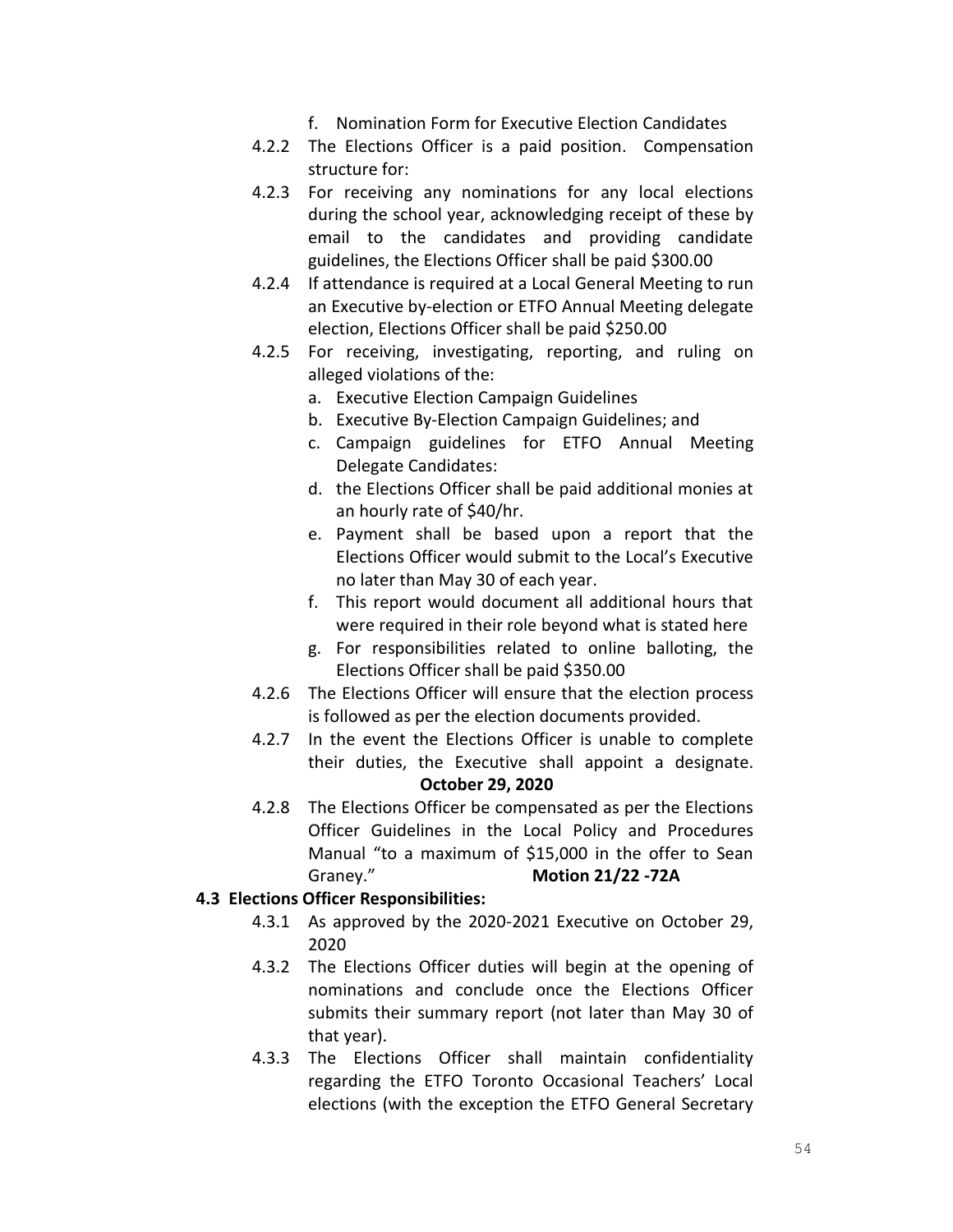f. Nomination Form for Executive Election Candidates

4.2.2 The Elections Officer is a paid position. Compensation structure for:

4.2.3 For receiving any nominations for any local elections during the school year, acknowledging receipt of these by email to the candidates and providing candidate guidelines, the Elections Officer shall be paid $300.00

4.2.4 If attendance is required at a Local General Meeting to run an Executive by-election or ETFO Annual Meeting delegate election, Elections Officer shall be paid $250.00

4.2.5 For receiving, investigating, reporting, and ruling on alleged violations of the:

a. Executive Election Campaign Guidelines
b. Executive By-Election Campaign Guidelines; and
c. Campaign guidelines for ETFO Annual Meeting Delegate Candidates:
d. the Elections Officer shall be paid additional monies at an hourly rate of $40/hr.
e. Payment shall be based upon a report that the Elections Officer would submit to the Local's Executive no later than May 30 of each year.
f. This report would document all additional hours that were required in their role beyond what is stated here
g. For responsibilities related to online balloting, the Elections Officer shall be paid $350.00

4.2.6 The Elections Officer will ensure that the election process is followed as per the election documents provided.

4.2.7 In the event the Elections Officer is unable to complete their duties, the Executive shall appoint a designate. **October 29, 2020**

4.2.8 The Elections Officer be compensated as per the Elections Officer Guidelines in the Local Policy and Procedures Manual "to a maximum of $15,000 in the offer to Sean Graney." **Motion 21/22 -72A**

**4.3 Elections Officer Responsibilities:**

4.3.1 As approved by the 2020-2021 Executive on October 29, 2020

4.3.2 The Elections Officer duties will begin at the opening of nominations and conclude once the Elections Officer submits their summary report (not later than May 30 of that year).

4.3.3 The Elections Officer shall maintain confidentiality regarding the ETFO Toronto Occasional Teachers' Local elections (with the exception the ETFO General Secretary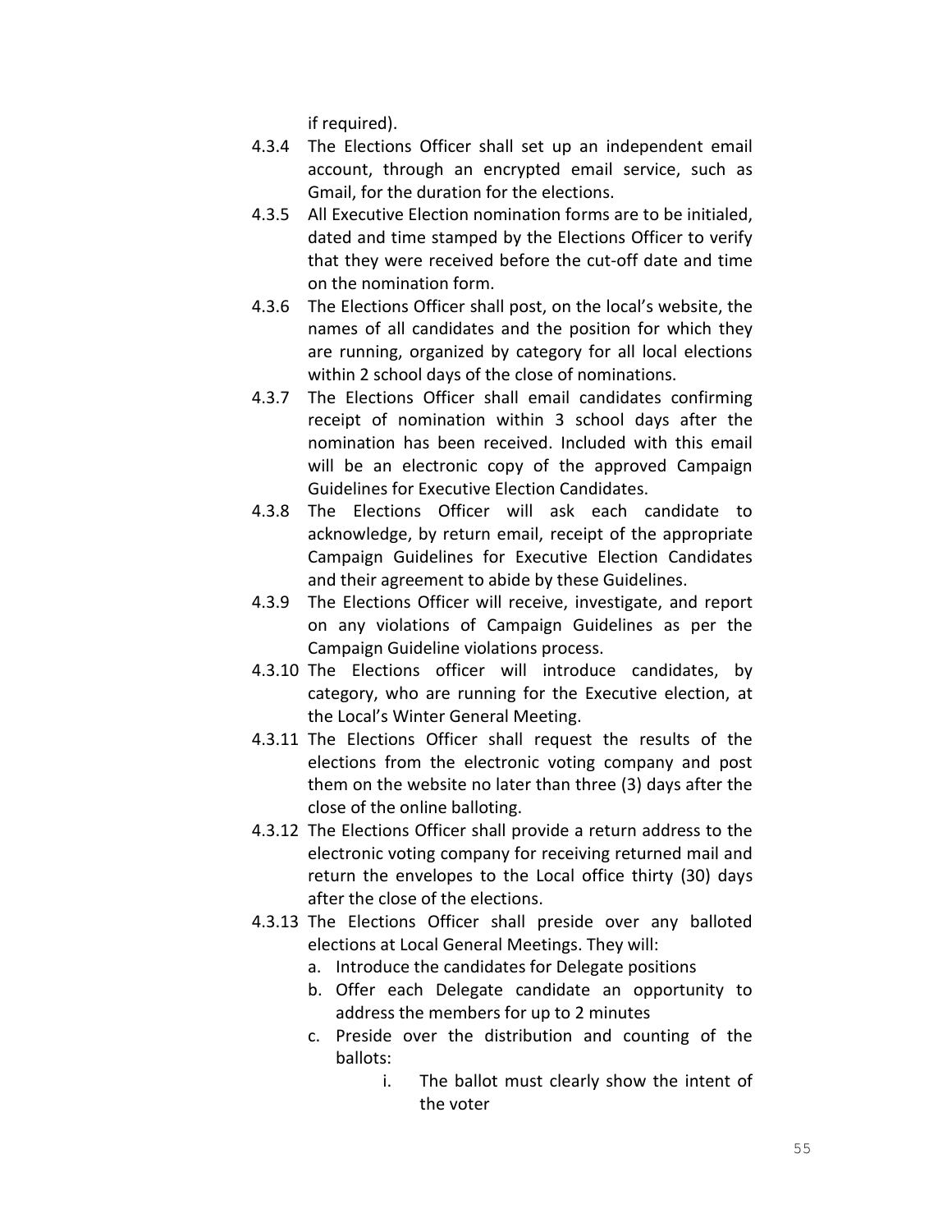if required).

4.3.4 The Elections Officer shall set up an independent email account, through an encrypted email service, such as Gmail, for the duration for the elections.

4.3.5 All Executive Election nomination forms are to be initialed, dated and time stamped by the Elections Officer to verify that they were received before the cut-off date and time on the nomination form.

4.3.6 The Elections Officer shall post, on the local's website, the names of all candidates and the position for which they are running, organized by category for all local elections within 2 school days of the close of nominations.

4.3.7 The Elections Officer shall email candidates confirming receipt of nomination within 3 school days after the nomination has been received. Included with this email will be an electronic copy of the approved Campaign Guidelines for Executive Election Candidates.

4.3.8 The Elections Officer will ask each candidate to acknowledge, by return email, receipt of the appropriate Campaign Guidelines for Executive Election Candidates and their agreement to abide by these Guidelines.

4.3.9 The Elections Officer will receive, investigate, and report on any violations of Campaign Guidelines as per the Campaign Guideline violations process.

4.3.10 The Elections officer will introduce candidates, by category, who are running for the Executive election, at the Local's Winter General Meeting.

4.3.11 The Elections Officer shall request the results of the elections from the electronic voting company and post them on the website no later than three (3) days after the close of the online balloting.

4.3.12 The Elections Officer shall provide a return address to the electronic voting company for receiving returned mail and return the envelopes to the Local office thirty (30) days after the close of the elections.

4.3.13 The Elections Officer shall preside over any balloted elections at Local General Meetings. They will:

  a. Introduce the candidates for Delegate positions
  b. Offer each Delegate candidate an opportunity to address the members for up to 2 minutes
  c. Preside over the distribution and counting of the ballots:
     i. The ballot must clearly show the intent of the voter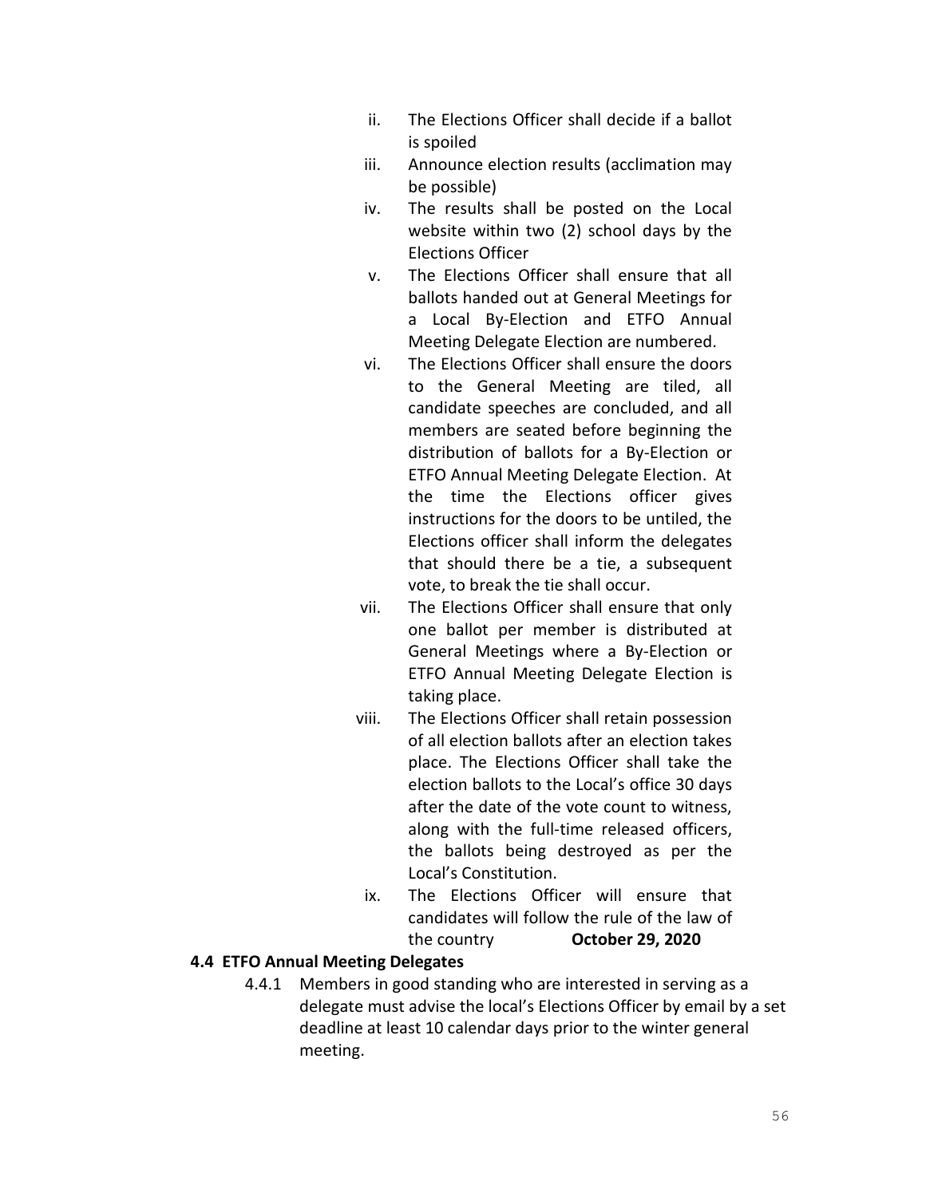ii. The Elections Officer shall decide if a ballot is spoiled

iii. Announce election results (acclimation may be possible)

iv. The results shall be posted on the Local website within two (2) school days by the Elections Officer

v. The Elections Officer shall ensure that all ballots handed out at General Meetings for a Local By-Election and ETFO Annual Meeting Delegate Election are numbered.

vi. The Elections Officer shall ensure the doors to the General Meeting are tiled, all candidate speeches are concluded, and all members are seated before beginning the distribution of ballots for a By-Election or ETFO Annual Meeting Delegate Election. At the time the Elections officer gives instructions for the doors to be untiled, the Elections officer shall inform the delegates that should there be a tie, a subsequent vote, to break the tie shall occur.

vii. The Elections Officer shall ensure that only one ballot per member is distributed at General Meetings where a By-Election or ETFO Annual Meeting Delegate Election is taking place.

viii. The Elections Officer shall retain possession of all election ballots after an election takes place. The Elections Officer shall take the election ballots to the Local's office 30 days after the date of the vote count to witness, along with the full-time released officers, the ballots being destroyed as per the Local's Constitution.

ix. The Elections Officer will ensure that candidates will follow the rule of the law of the country **October 29, 2020**

**4.4 ETFO Annual Meeting Delegates**

4.4.1 Members in good standing who are interested in serving as a delegate must advise the local's Elections Officer by email by a set deadline at least 10 calendar days prior to the winter general meeting.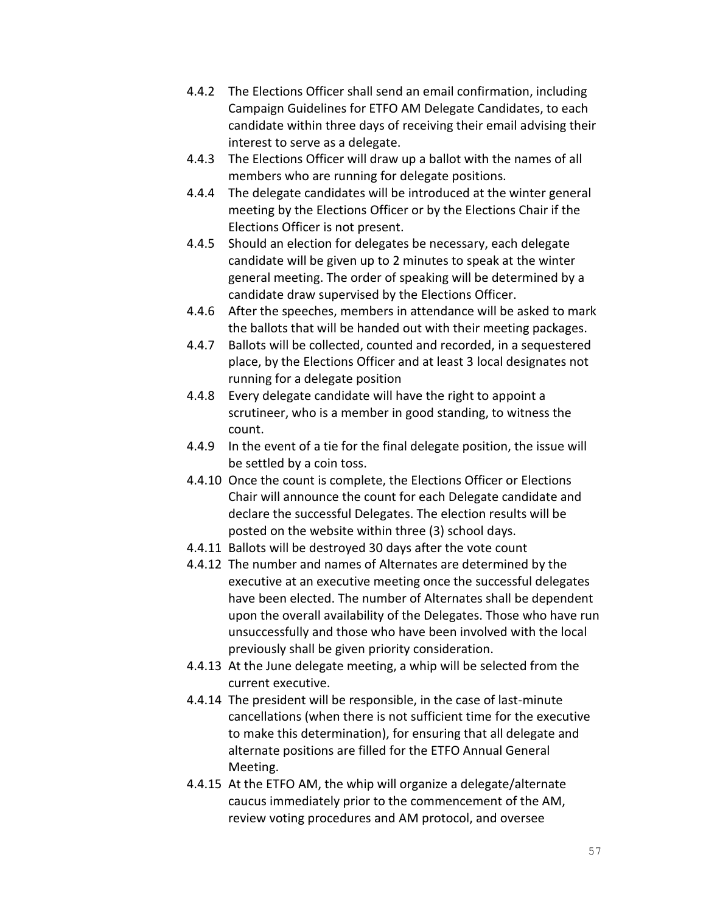4.4.2 The Elections Officer shall send an email confirmation, including Campaign Guidelines for ETFO AM Delegate Candidates, to each candidate within three days of receiving their email advising their interest to serve as a delegate.

4.4.3 The Elections Officer will draw up a ballot with the names of all members who are running for delegate positions.

4.4.4 The delegate candidates will be introduced at the winter general meeting by the Elections Officer or by the Elections Chair if the Elections Officer is not present.

4.4.5 Should an election for delegates be necessary, each delegate candidate will be given up to 2 minutes to speak at the winter general meeting. The order of speaking will be determined by a candidate draw supervised by the Elections Officer.

4.4.6 After the speeches, members in attendance will be asked to mark the ballots that will be handed out with their meeting packages.

4.4.7 Ballots will be collected, counted and recorded, in a sequestered place, by the Elections Officer and at least 3 local designates not running for a delegate position

4.4.8 Every delegate candidate will have the right to appoint a scrutineer, who is a member in good standing, to witness the count.

4.4.9 In the event of a tie for the final delegate position, the issue will be settled by a coin toss.

4.4.10 Once the count is complete, the Elections Officer or Elections Chair will announce the count for each Delegate candidate and declare the successful Delegates. The election results will be posted on the website within three (3) school days.

4.4.11 Ballots will be destroyed 30 days after the vote count

4.4.12 The number and names of Alternates are determined by the executive at an executive meeting once the successful delegates have been elected. The number of Alternates shall be dependent upon the overall availability of the Delegates. Those who have run unsuccessfully and those who have been involved with the local previously shall be given priority consideration.

4.4.13 At the June delegate meeting, a whip will be selected from the current executive.

4.4.14 The president will be responsible, in the case of last-minute cancellations (when there is not sufficient time for the executive to make this determination), for ensuring that all delegate and alternate positions are filled for the ETFO Annual General Meeting.

4.4.15 At the ETFO AM, the whip will organize a delegate/alternate caucus immediately prior to the commencement of the AM, review voting procedures and AM protocol, and oversee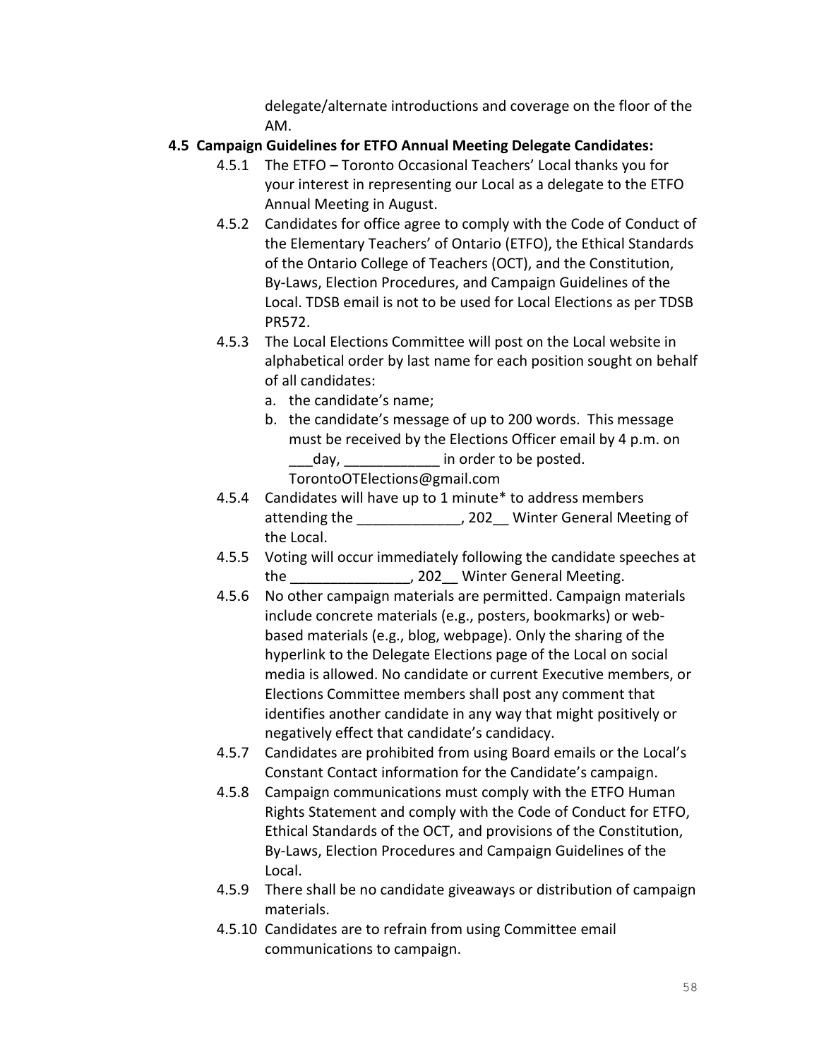delegate/alternate introductions and coverage on the floor of the AM.

**4.5 Campaign Guidelines for ETFO Annual Meeting Delegate Candidates:**

4.5.1 The ETFO – Toronto Occasional Teachers' Local thanks you for your interest in representing our Local as a delegate to the ETFO Annual Meeting in August.

4.5.2 Candidates for office agree to comply with the Code of Conduct of the Elementary Teachers' of Ontario (ETFO), the Ethical Standards of the Ontario College of Teachers (OCT), and the Constitution, By-Laws, Election Procedures, and Campaign Guidelines of the Local. TDSB email is not to be used for Local Elections as per TDSB PR572.

4.5.3 The Local Elections Committee will post on the Local website in alphabetical order by last name for each position sought on behalf of all candidates:

a. the candidate's name;
b. the candidate's message of up to 200 words. This message must be received by the Elections Officer email by 4 p.m. on ___day, ____________ in order to be posted. TorontoOTElections@gmail.com

4.5.4 Candidates will have up to 1 minute* to address members attending the _____________, 202__ Winter General Meeting of the Local.

4.5.5 Voting will occur immediately following the candidate speeches at the _______________, 202__ Winter General Meeting.

4.5.6 No other campaign materials are permitted. Campaign materials include concrete materials (e.g., posters, bookmarks) or web-based materials (e.g., blog, webpage). Only the sharing of the hyperlink to the Delegate Elections page of the Local on social media is allowed. No candidate or current Executive members, or Elections Committee members shall post any comment that identifies another candidate in any way that might positively or negatively effect that candidate's candidacy.

4.5.7 Candidates are prohibited from using Board emails or the Local's Constant Contact information for the Candidate's campaign.

4.5.8 Campaign communications must comply with the ETFO Human Rights Statement and comply with the Code of Conduct for ETFO, Ethical Standards of the OCT, and provisions of the Constitution, By-Laws, Election Procedures and Campaign Guidelines of the Local.

4.5.9 There shall be no candidate giveaways or distribution of campaign materials.

4.5.10 Candidates are to refrain from using Committee email communications to campaign.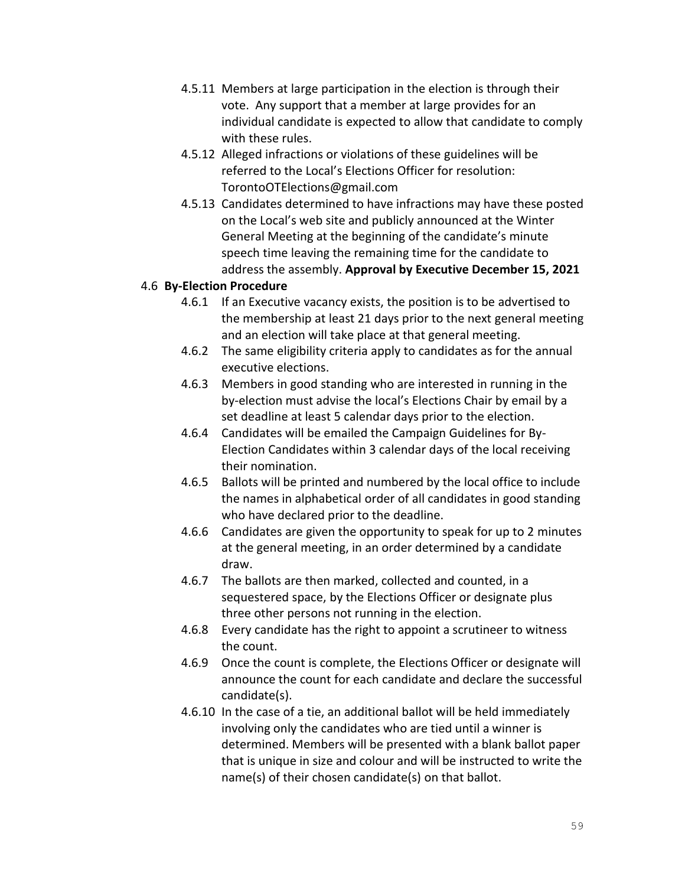4.5.11 Members at large participation in the election is through their vote. Any support that a member at large provides for an individual candidate is expected to allow that candidate to comply with these rules.

4.5.12 Alleged infractions or violations of these guidelines will be referred to the Local's Elections Officer for resolution: TorontoOTElections@gmail.com

4.5.13 Candidates determined to have infractions may have these posted on the Local's web site and publicly announced at the Winter General Meeting at the beginning of the candidate's minute speech time leaving the remaining time for the candidate to address the assembly. **Approval by Executive December 15, 2021**

4.6 **By-Election Procedure**

4.6.1 If an Executive vacancy exists, the position is to be advertised to the membership at least 21 days prior to the next general meeting and an election will take place at that general meeting.

4.6.2 The same eligibility criteria apply to candidates as for the annual executive elections.

4.6.3 Members in good standing who are interested in running in the by-election must advise the local's Elections Chair by email by a set deadline at least 5 calendar days prior to the election.

4.6.4 Candidates will be emailed the Campaign Guidelines for By-Election Candidates within 3 calendar days of the local receiving their nomination.

4.6.5 Ballots will be printed and numbered by the local office to include the names in alphabetical order of all candidates in good standing who have declared prior to the deadline.

4.6.6 Candidates are given the opportunity to speak for up to 2 minutes at the general meeting, in an order determined by a candidate draw.

4.6.7 The ballots are then marked, collected and counted, in a sequestered space, by the Elections Officer or designate plus three other persons not running in the election.

4.6.8 Every candidate has the right to appoint a scrutineer to witness the count.

4.6.9 Once the count is complete, the Elections Officer or designate will announce the count for each candidate and declare the successful candidate(s).

4.6.10 In the case of a tie, an additional ballot will be held immediately involving only the candidates who are tied until a winner is determined. Members will be presented with a blank ballot paper that is unique in size and colour and will be instructed to write the name(s) of their chosen candidate(s) on that ballot.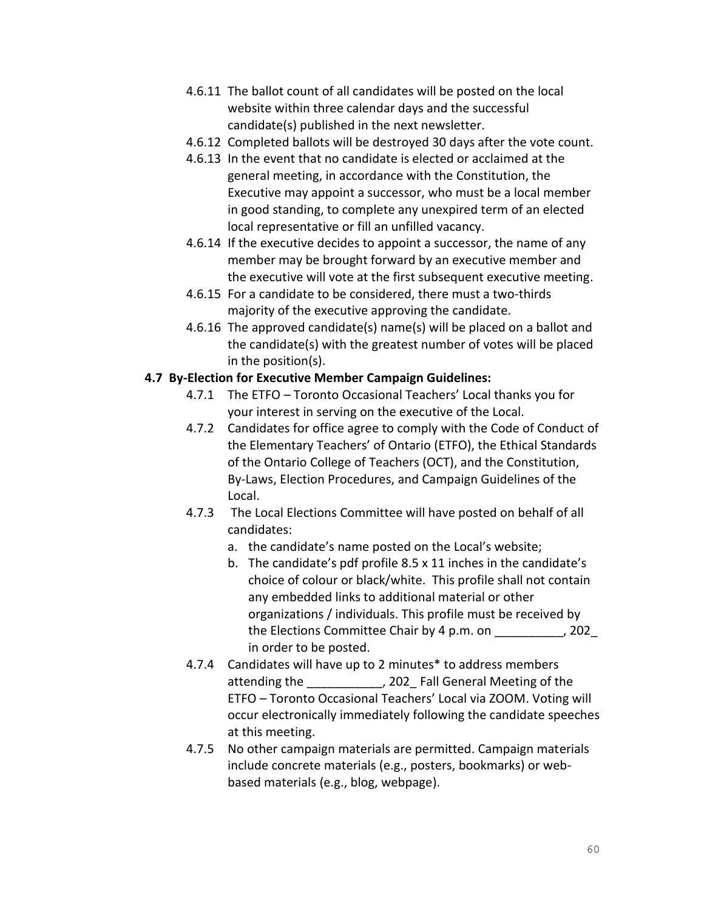4.6.11 The ballot count of all candidates will be posted on the local website within three calendar days and the successful candidate(s) published in the next newsletter.

4.6.12 Completed ballots will be destroyed 30 days after the vote count.

4.6.13 In the event that no candidate is elected or acclaimed at the general meeting, in accordance with the Constitution, the Executive may appoint a successor, who must be a local member in good standing, to complete any unexpired term of an elected local representative or fill an unfilled vacancy.

4.6.14 If the executive decides to appoint a successor, the name of any member may be brought forward by an executive member and the executive will vote at the first subsequent executive meeting.

4.6.15 For a candidate to be considered, there must a two-thirds majority of the executive approving the candidate.

4.6.16 The approved candidate(s) name(s) will be placed on a ballot and the candidate(s) with the greatest number of votes will be placed in the position(s).

**4.7 By-Election for Executive Member Campaign Guidelines:**

4.7.1 The ETFO – Toronto Occasional Teachers' Local thanks you for your interest in serving on the executive of the Local.

4.7.2 Candidates for office agree to comply with the Code of Conduct of the Elementary Teachers' of Ontario (ETFO), the Ethical Standards of the Ontario College of Teachers (OCT), and the Constitution, By-Laws, Election Procedures, and Campaign Guidelines of the Local.

4.7.3 The Local Elections Committee will have posted on behalf of all candidates:

a. the candidate's name posted on the Local's website;
b. The candidate's pdf profile 8.5 x 11 inches in the candidate's choice of colour or black/white. This profile shall not contain any embedded links to additional material or other organizations / individuals. This profile must be received by the Elections Committee Chair by 4 p.m. on __________, 202_ in order to be posted.

4.7.4 Candidates will have up to 2 minutes* to address members attending the ___________, 202_ Fall General Meeting of the ETFO – Toronto Occasional Teachers' Local via ZOOM. Voting will occur electronically immediately following the candidate speeches at this meeting.

4.7.5 No other campaign materials are permitted. Campaign materials include concrete materials (e.g., posters, bookmarks) or web-based materials (e.g., blog, webpage).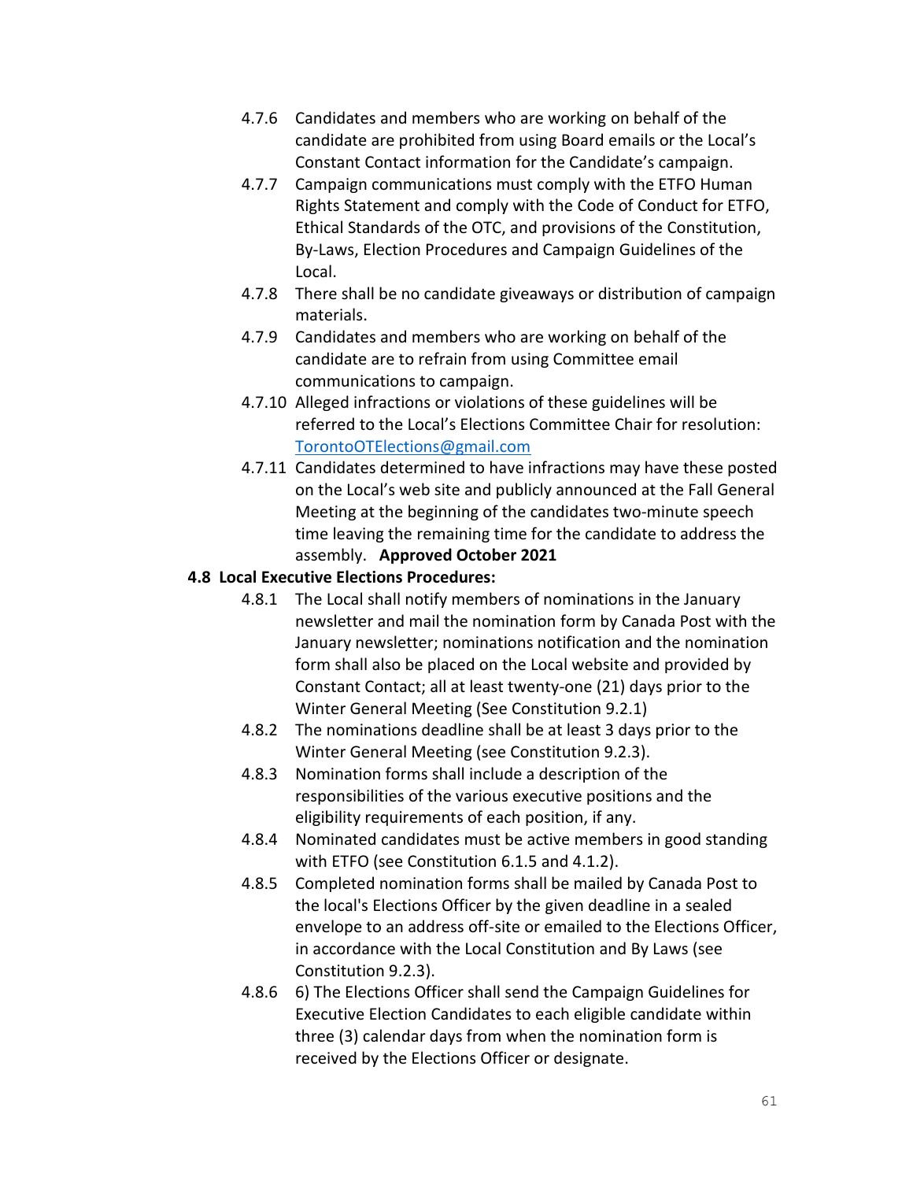4.7.6 Candidates and members who are working on behalf of the candidate are prohibited from using Board emails or the Local's Constant Contact information for the Candidate's campaign.

4.7.7 Campaign communications must comply with the ETFO Human Rights Statement and comply with the Code of Conduct for ETFO, Ethical Standards of the OTC, and provisions of the Constitution, By-Laws, Election Procedures and Campaign Guidelines of the Local.

4.7.8 There shall be no candidate giveaways or distribution of campaign materials.

4.7.9 Candidates and members who are working on behalf of the candidate are to refrain from using Committee email communications to campaign.

4.7.10 Alleged infractions or violations of these guidelines will be referred to the Local's Elections Committee Chair for resolution: [TorontoOTElections@gmail.com](mailto:TorontoOTElections@gmail.com)

4.7.11 Candidates determined to have infractions may have these posted on the Local's web site and publicly announced at the Fall General Meeting at the beginning of the candidates two-minute speech time leaving the remaining time for the candidate to address the assembly. **Approved October 2021**

**4.8 Local Executive Elections Procedures:**

4.8.1 The Local shall notify members of nominations in the January newsletter and mail the nomination form by Canada Post with the January newsletter; nominations notification and the nomination form shall also be placed on the Local website and provided by Constant Contact; all at least twenty-one (21) days prior to the Winter General Meeting (See Constitution 9.2.1)

4.8.2 The nominations deadline shall be at least 3 days prior to the Winter General Meeting (see Constitution 9.2.3).

4.8.3 Nomination forms shall include a description of the responsibilities of the various executive positions and the eligibility requirements of each position, if any.

4.8.4 Nominated candidates must be active members in good standing with ETFO (see Constitution 6.1.5 and 4.1.2).

4.8.5 Completed nomination forms shall be mailed by Canada Post to the local's Elections Officer by the given deadline in a sealed envelope to an address off-site or emailed to the Elections Officer, in accordance with the Local Constitution and By Laws (see Constitution 9.2.3).

4.8.6 6) The Elections Officer shall send the Campaign Guidelines for Executive Election Candidates to each eligible candidate within three (3) calendar days from when the nomination form is received by the Elections Officer or designate.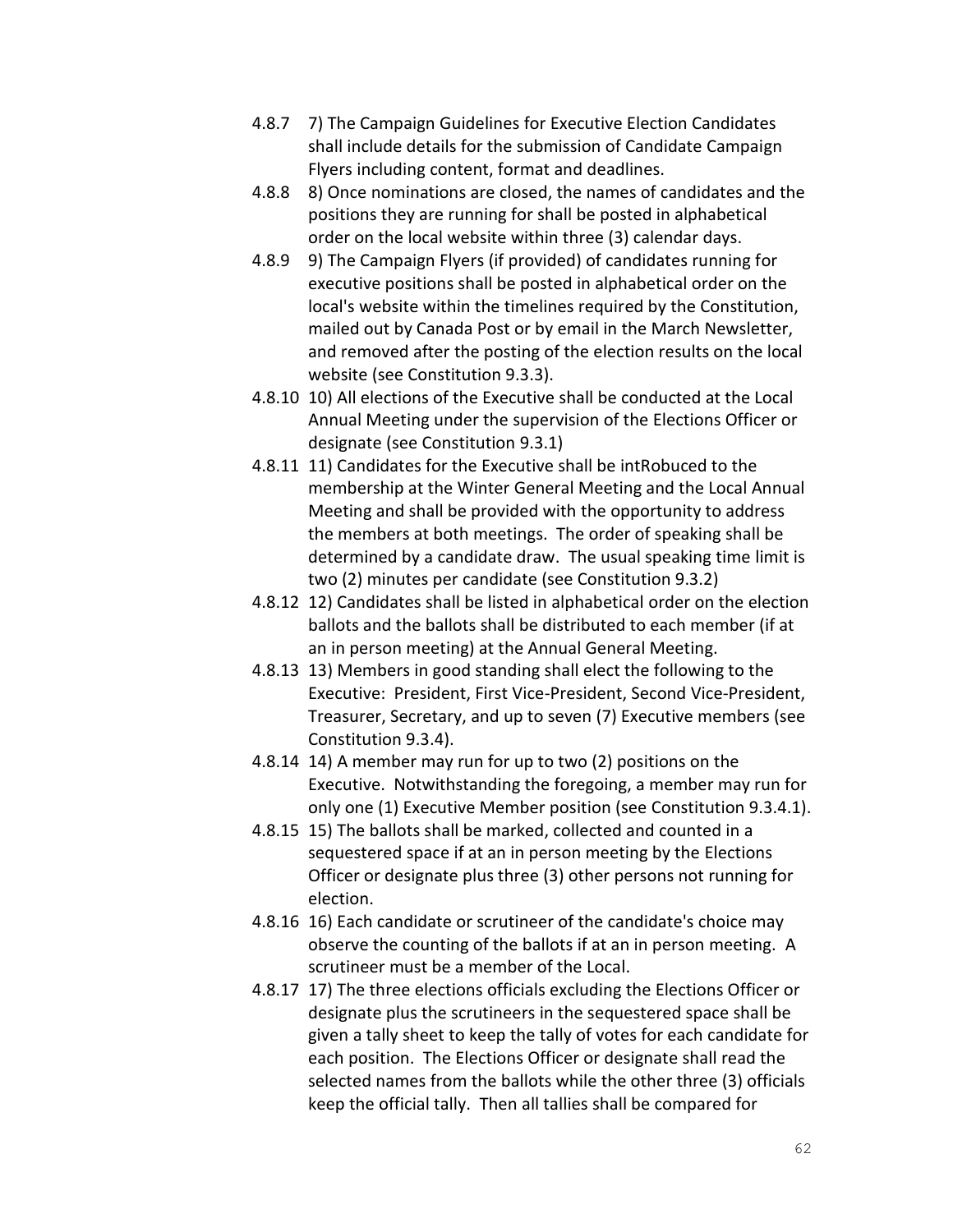4.8.7 7) The Campaign Guidelines for Executive Election Candidates shall include details for the submission of Candidate Campaign Flyers including content, format and deadlines.

4.8.8 8) Once nominations are closed, the names of candidates and the positions they are running for shall be posted in alphabetical order on the local website within three (3) calendar days.

4.8.9 9) The Campaign Flyers (if provided) of candidates running for executive positions shall be posted in alphabetical order on the local's website within the timelines required by the Constitution, mailed out by Canada Post or by email in the March Newsletter, and removed after the posting of the election results on the local website (see Constitution 9.3.3).

4.8.10 10) All elections of the Executive shall be conducted at the Local Annual Meeting under the supervision of the Elections Officer or designate (see Constitution 9.3.1)

4.8.11 11) Candidates for the Executive shall be intRobuced to the membership at the Winter General Meeting and the Local Annual Meeting and shall be provided with the opportunity to address the members at both meetings. The order of speaking shall be determined by a candidate draw. The usual speaking time limit is two (2) minutes per candidate (see Constitution 9.3.2)

4.8.12 12) Candidates shall be listed in alphabetical order on the election ballots and the ballots shall be distributed to each member (if at an in person meeting) at the Annual General Meeting.

4.8.13 13) Members in good standing shall elect the following to the Executive: President, First Vice-President, Second Vice-President, Treasurer, Secretary, and up to seven (7) Executive members (see Constitution 9.3.4).

4.8.14 14) A member may run for up to two (2) positions on the Executive. Notwithstanding the foregoing, a member may run for only one (1) Executive Member position (see Constitution 9.3.4.1).

4.8.15 15) The ballots shall be marked, collected and counted in a sequestered space if at an in person meeting by the Elections Officer or designate plus three (3) other persons not running for election.

4.8.16 16) Each candidate or scrutineer of the candidate's choice may observe the counting of the ballots if at an in person meeting. A scrutineer must be a member of the Local.

4.8.17 17) The three elections officials excluding the Elections Officer or designate plus the scrutineers in the sequestered space shall be given a tally sheet to keep the tally of votes for each candidate for each position. The Elections Officer or designate shall read the selected names from the ballots while the other three (3) officials keep the official tally. Then all tallies shall be compared for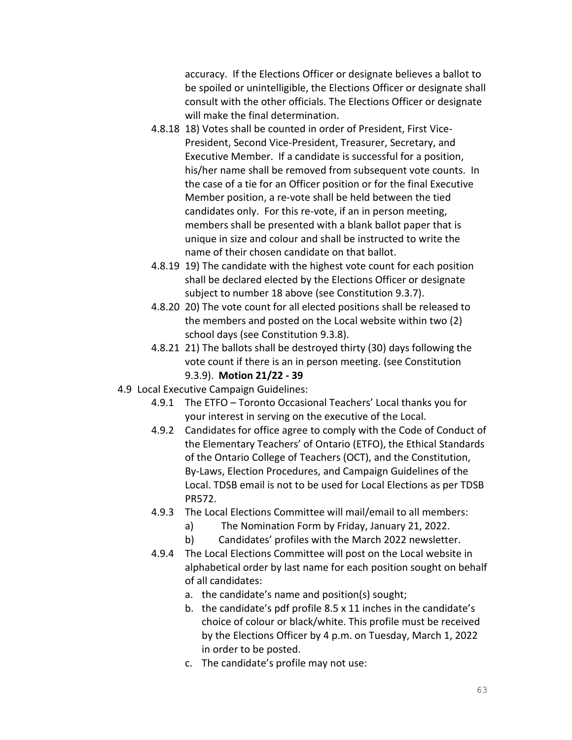accuracy. If the Elections Officer or designate believes a ballot to be spoiled or unintelligible, the Elections Officer or designate shall consult with the other officials. The Elections Officer or designate will make the final determination.

- 4.8.18 18) Votes shall be counted in order of President, First Vice-President, Second Vice-President, Treasurer, Secretary, and Executive Member. If a candidate is successful for a position, his/her name shall be removed from subsequent vote counts. In the case of a tie for an Officer position or for the final Executive Member position, a re-vote shall be held between the tied candidates only. For this re-vote, if an in person meeting, members shall be presented with a blank ballot paper that is unique in size and colour and shall be instructed to write the name of their chosen candidate on that ballot.
- 4.8.19 19) The candidate with the highest vote count for each position shall be declared elected by the Elections Officer or designate subject to number 18 above (see Constitution 9.3.7).
- 4.8.20 20) The vote count for all elected positions shall be released to the members and posted on the Local website within two (2) school days (see Constitution 9.3.8).
- 4.8.21 21) The ballots shall be destroyed thirty (30) days following the vote count if there is an in person meeting. (see Constitution 9.3.9). **Motion 21/22 - 39**

4.9 Local Executive Campaign Guidelines:

- 4.9.1 The ETFO – Toronto Occasional Teachers' Local thanks you for your interest in serving on the executive of the Local.
- 4.9.2 Candidates for office agree to comply with the Code of Conduct of the Elementary Teachers' of Ontario (ETFO), the Ethical Standards of the Ontario College of Teachers (OCT), and the Constitution, By-Laws, Election Procedures, and Campaign Guidelines of the Local. TDSB email is not to be used for Local Elections as per TDSB PR572.
- 4.9.3 The Local Elections Committee will mail/email to all members:
  - a) The Nomination Form by Friday, January 21, 2022.
  - b) Candidates' profiles with the March 2022 newsletter.
- 4.9.4 The Local Elections Committee will post on the Local website in alphabetical order by last name for each position sought on behalf of all candidates:
  - a. the candidate's name and position(s) sought;
  - b. the candidate's pdf profile 8.5 x 11 inches in the candidate's choice of colour or black/white. This profile must be received by the Elections Officer by 4 p.m. on Tuesday, March 1, 2022 in order to be posted.
  - c. The candidate's profile may not use: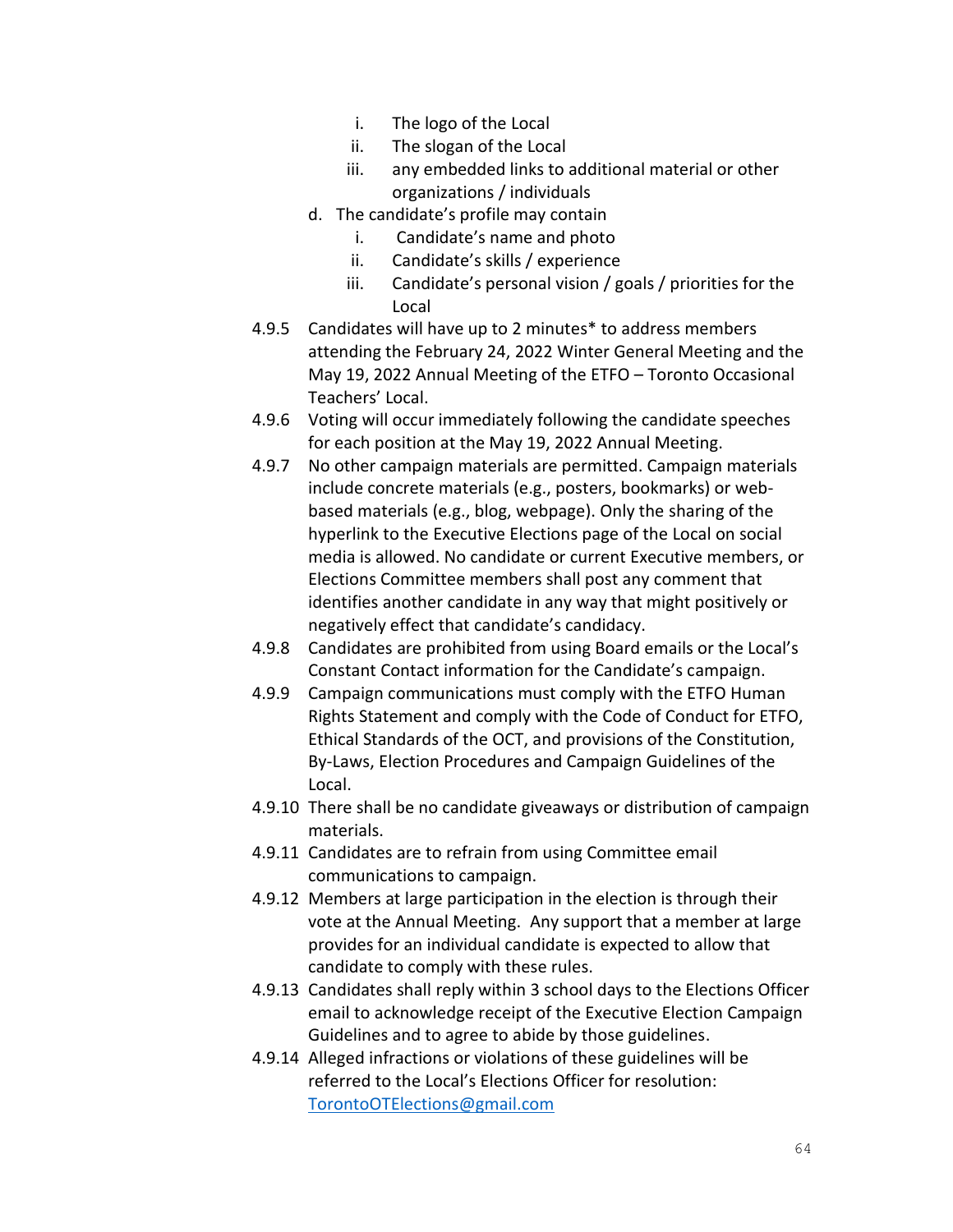i. The logo of the Local
  ii. The slogan of the Local
  iii. any embedded links to additional material or other organizations / individuals

d. The candidate's profile may contain
  i. Candidate's name and photo
  ii. Candidate's skills / experience
  iii. Candidate's personal vision / goals / priorities for the Local

4.9.5 Candidates will have up to 2 minutes* to address members attending the February 24, 2022 Winter General Meeting and the May 19, 2022 Annual Meeting of the ETFO – Toronto Occasional Teachers' Local.

4.9.6 Voting will occur immediately following the candidate speeches for each position at the May 19, 2022 Annual Meeting.

4.9.7 No other campaign materials are permitted. Campaign materials include concrete materials (e.g., posters, bookmarks) or web-based materials (e.g., blog, webpage). Only the sharing of the hyperlink to the Executive Elections page of the Local on social media is allowed. No candidate or current Executive members, or Elections Committee members shall post any comment that identifies another candidate in any way that might positively or negatively effect that candidate's candidacy.

4.9.8 Candidates are prohibited from using Board emails or the Local's Constant Contact information for the Candidate's campaign.

4.9.9 Campaign communications must comply with the ETFO Human Rights Statement and comply with the Code of Conduct for ETFO, Ethical Standards of the OCT, and provisions of the Constitution, By-Laws, Election Procedures and Campaign Guidelines of the Local.

4.9.10 There shall be no candidate giveaways or distribution of campaign materials.

4.9.11 Candidates are to refrain from using Committee email communications to campaign.

4.9.12 Members at large participation in the election is through their vote at the Annual Meeting. Any support that a member at large provides for an individual candidate is expected to allow that candidate to comply with these rules.

4.9.13 Candidates shall reply within 3 school days to the Elections Officer email to acknowledge receipt of the Executive Election Campaign Guidelines and to agree to abide by those guidelines.

4.9.14 Alleged infractions or violations of these guidelines will be referred to the Local's Elections Officer for resolution: TorontoOTElections@gmail.com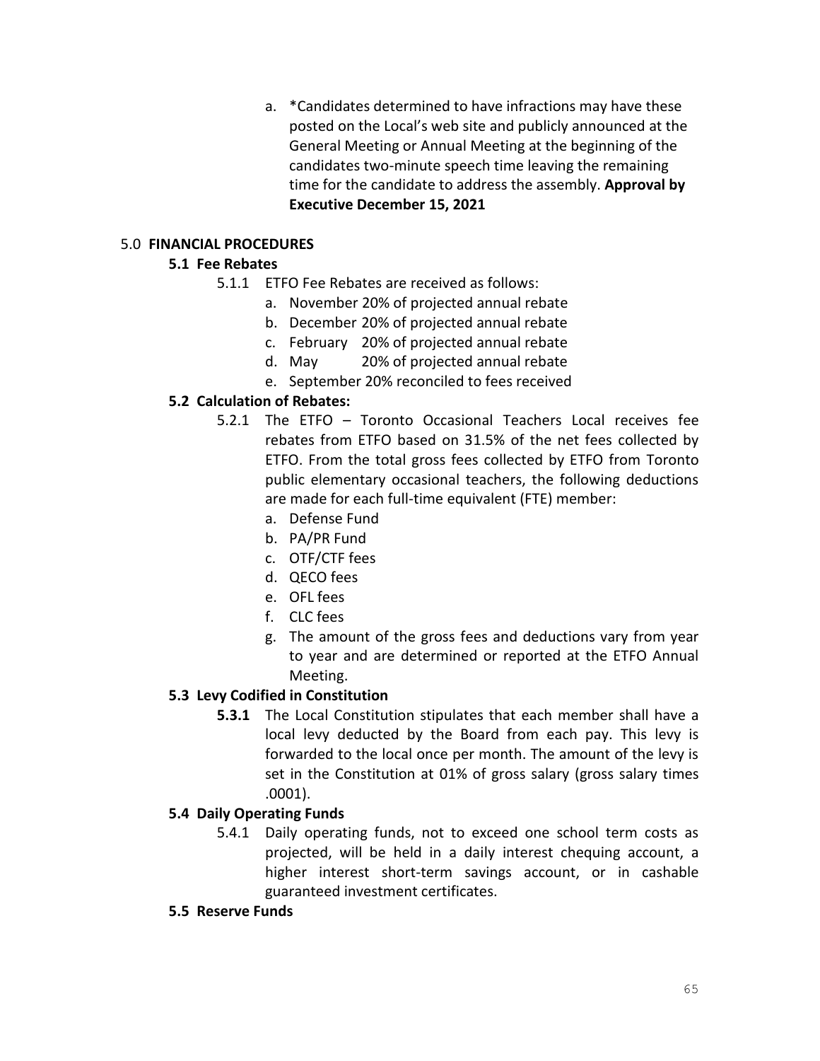a. *Candidates determined to have infractions may have these posted on the Local's web site and publicly announced at the General Meeting or Annual Meeting at the beginning of the candidates two-minute speech time leaving the remaining time for the candidate to address the assembly. **Approval by Executive December 15, 2021**

## 5.0 FINANCIAL PROCEDURES

### 5.1 Fee Rebates

5.1.1 ETFO Fee Rebates are received as follows:

a. November 20% of projected annual rebate
b. December 20% of projected annual rebate
c. February 20% of projected annual rebate
d. May 20% of projected annual rebate
e. September 20% reconciled to fees received

### 5.2 Calculation of Rebates:

5.2.1 The ETFO – Toronto Occasional Teachers Local receives fee rebates from ETFO based on 31.5% of the net fees collected by ETFO. From the total gross fees collected by ETFO from Toronto public elementary occasional teachers, the following deductions are made for each full-time equivalent (FTE) member:

a. Defense Fund
b. PA/PR Fund
c. OTF/CTF fees
d. QECO fees
e. OFL fees
f. CLC fees
g. The amount of the gross fees and deductions vary from year to year and are determined or reported at the ETFO Annual Meeting.

### 5.3 Levy Codified in Constitution

**5.3.1** The Local Constitution stipulates that each member shall have a local levy deducted by the Board from each pay. This levy is forwarded to the local once per month. The amount of the levy is set in the Constitution at 01% of gross salary (gross salary times .0001).

### 5.4 Daily Operating Funds

5.4.1 Daily operating funds, not to exceed one school term costs as projected, will be held in a daily interest chequing account, a higher interest short-term savings account, or in cashable guaranteed investment certificates.

### 5.5 Reserve Funds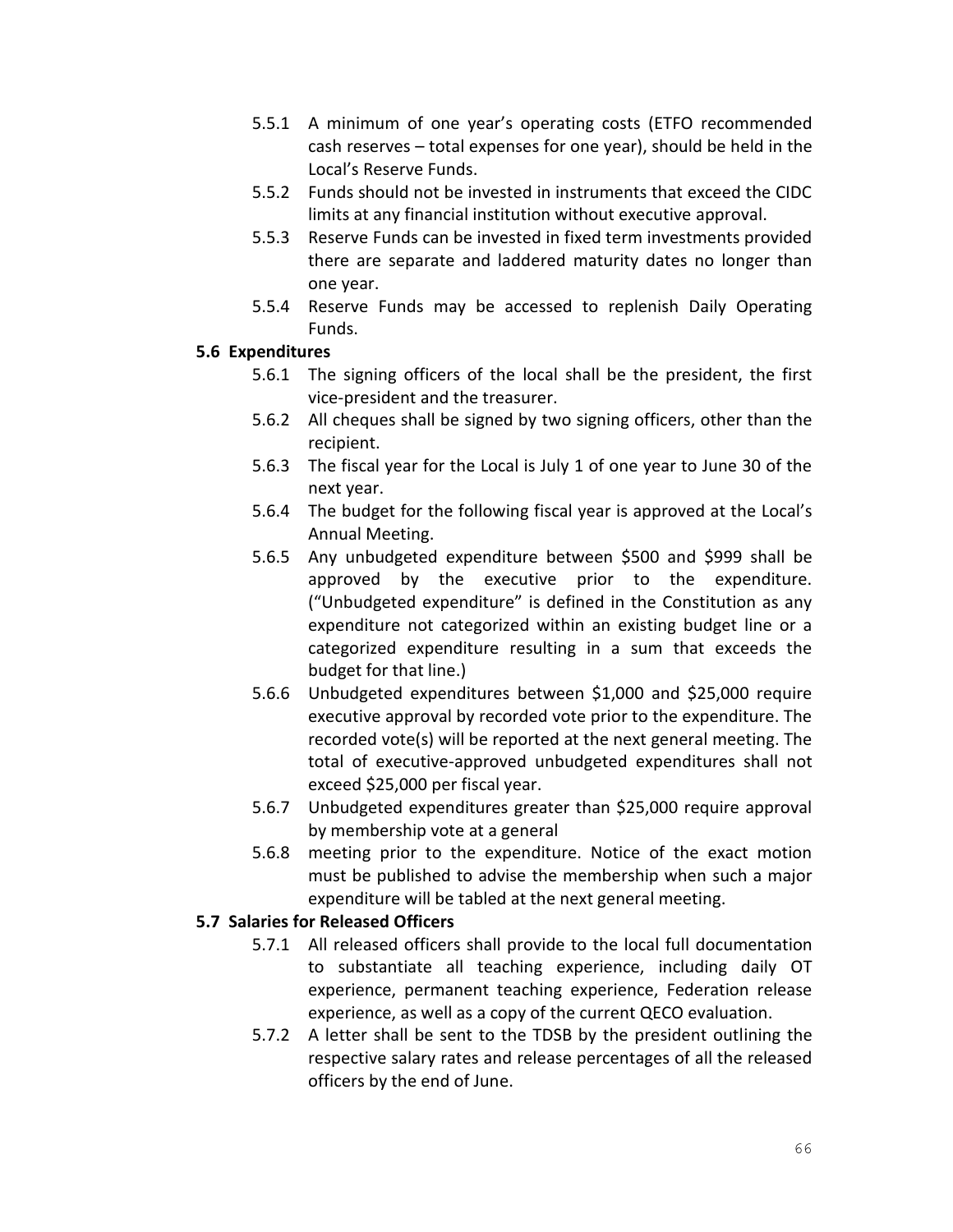5.5.1 A minimum of one year's operating costs (ETFO recommended cash reserves – total expenses for one year), should be held in the Local's Reserve Funds.

5.5.2 Funds should not be invested in instruments that exceed the CIDC limits at any financial institution without executive approval.

5.5.3 Reserve Funds can be invested in fixed term investments provided there are separate and laddered maturity dates no longer than one year.

5.5.4 Reserve Funds may be accessed to replenish Daily Operating Funds.

### 5.6 Expenditures

5.6.1 The signing officers of the local shall be the president, the first vice-president and the treasurer.

5.6.2 All cheques shall be signed by two signing officers, other than the recipient.

5.6.3 The fiscal year for the Local is July 1 of one year to June 30 of the next year.

5.6.4 The budget for the following fiscal year is approved at the Local's Annual Meeting.

5.6.5 Any unbudgeted expenditure between $500 and $999 shall be approved by the executive prior to the expenditure. ("Unbudgeted expenditure" is defined in the Constitution as any expenditure not categorized within an existing budget line or a categorized expenditure resulting in a sum that exceeds the budget for that line.)

5.6.6 Unbudgeted expenditures between $1,000 and $25,000 require executive approval by recorded vote prior to the expenditure. The recorded vote(s) will be reported at the next general meeting. The total of executive-approved unbudgeted expenditures shall not exceed $25,000 per fiscal year.

5.6.7 Unbudgeted expenditures greater than $25,000 require approval by membership vote at a general

5.6.8 meeting prior to the expenditure. Notice of the exact motion must be published to advise the membership when such a major expenditure will be tabled at the next general meeting.

### 5.7 Salaries for Released Officers

5.7.1 All released officers shall provide to the local full documentation to substantiate all teaching experience, including daily OT experience, permanent teaching experience, Federation release experience, as well as a copy of the current QECO evaluation.

5.7.2 A letter shall be sent to the TDSB by the president outlining the respective salary rates and release percentages of all the released officers by the end of June.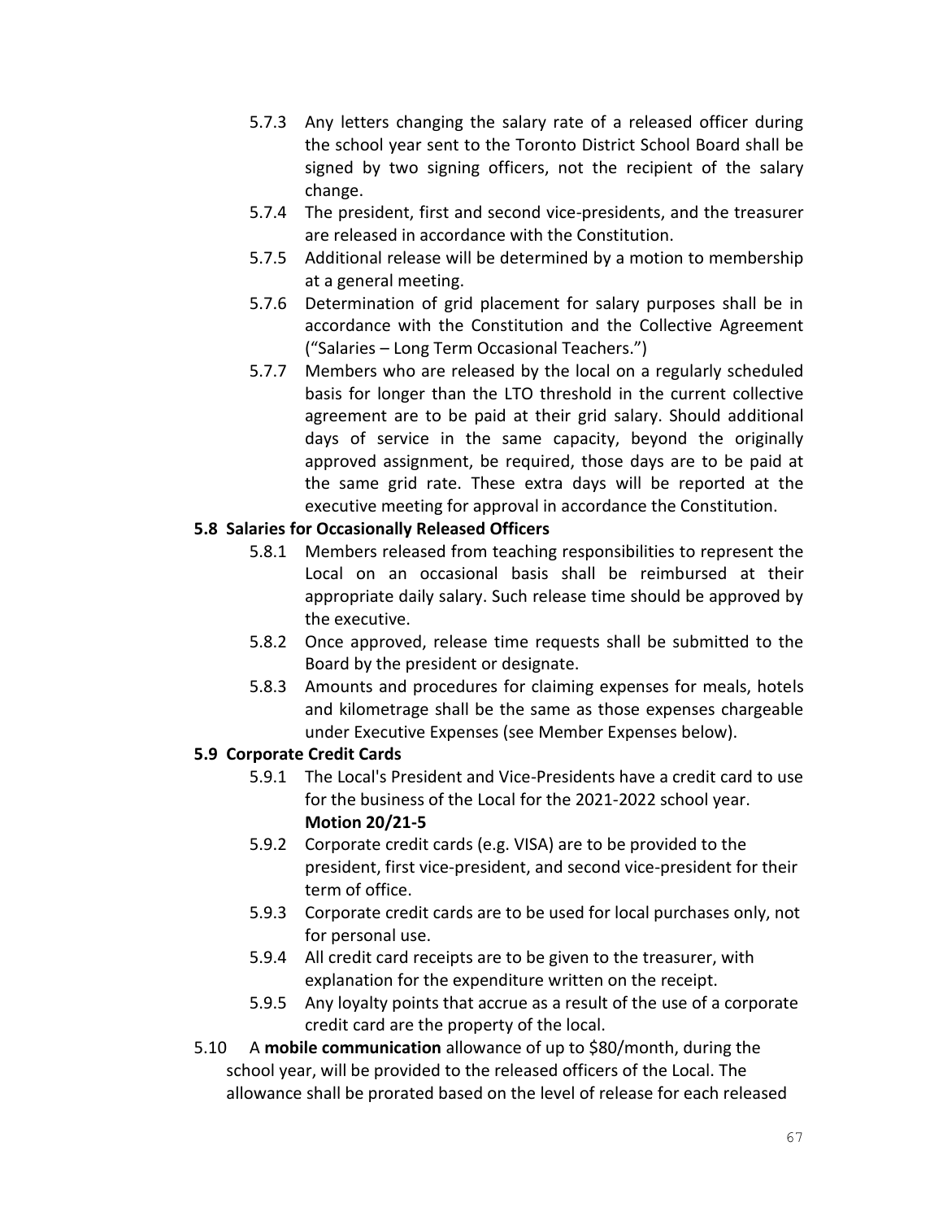5.7.3 Any letters changing the salary rate of a released officer during the school year sent to the Toronto District School Board shall be signed by two signing officers, not the recipient of the salary change.

5.7.4 The president, first and second vice-presidents, and the treasurer are released in accordance with the Constitution.

5.7.5 Additional release will be determined by a motion to membership at a general meeting.

5.7.6 Determination of grid placement for salary purposes shall be in accordance with the Constitution and the Collective Agreement ("Salaries – Long Term Occasional Teachers.")

5.7.7 Members who are released by the local on a regularly scheduled basis for longer than the LTO threshold in the current collective agreement are to be paid at their grid salary. Should additional days of service in the same capacity, beyond the originally approved assignment, be required, those days are to be paid at the same grid rate. These extra days will be reported at the executive meeting for approval in accordance the Constitution.

### 5.8 Salaries for Occasionally Released Officers

5.8.1 Members released from teaching responsibilities to represent the Local on an occasional basis shall be reimbursed at their appropriate daily salary. Such release time should be approved by the executive.

5.8.2 Once approved, release time requests shall be submitted to the Board by the president or designate.

5.8.3 Amounts and procedures for claiming expenses for meals, hotels and kilometrage shall be the same as those expenses chargeable under Executive Expenses (see Member Expenses below).

### 5.9 Corporate Credit Cards

5.9.1 The Local's President and Vice-Presidents have a credit card to use for the business of the Local for the 2021-2022 school year.
**Motion 20/21-5**

5.9.2 Corporate credit cards (e.g. VISA) are to be provided to the president, first vice-president, and second vice-president for their term of office.

5.9.3 Corporate credit cards are to be used for local purchases only, not for personal use.

5.9.4 All credit card receipts are to be given to the treasurer, with explanation for the expenditure written on the receipt.

5.9.5 Any loyalty points that accrue as a result of the use of a corporate credit card are the property of the local.

5.10 A **mobile communication** allowance of up to $80/month, during the school year, will be provided to the released officers of the Local. The allowance shall be prorated based on the level of release for each released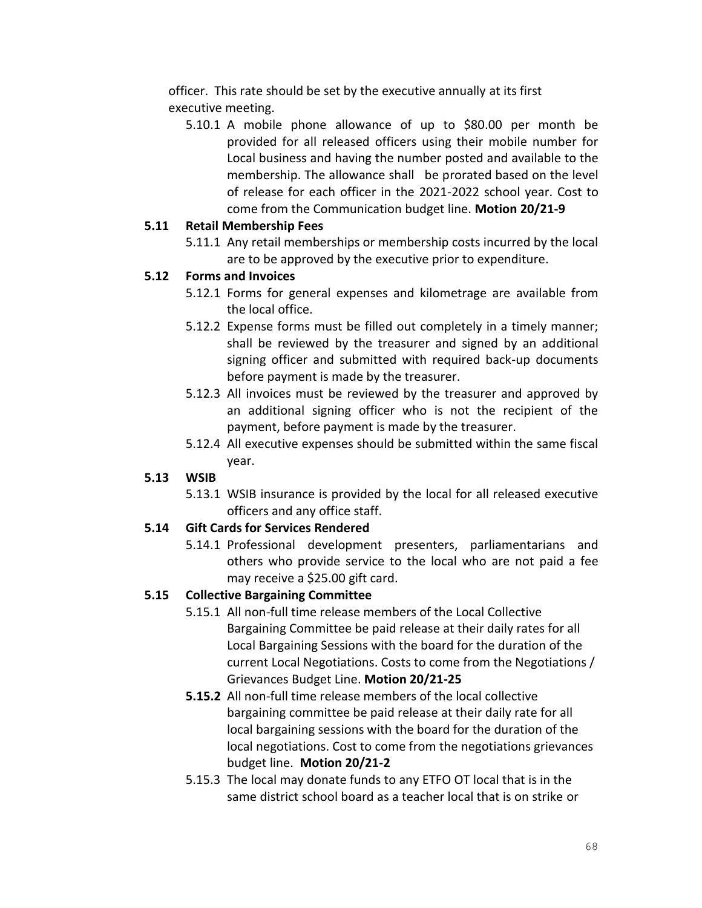officer. This rate should be set by the executive annually at its first executive meeting.

5.10.1 A mobile phone allowance of up to $80.00 per month be provided for all released officers using their mobile number for Local business and having the number posted and available to the membership. The allowance shall be prorated based on the level of release for each officer in the 2021-2022 school year. Cost to come from the Communication budget line. **Motion 20/21-9**

### 5.11 Retail Membership Fees

5.11.1 Any retail memberships or membership costs incurred by the local are to be approved by the executive prior to expenditure.

### 5.12 Forms and Invoices

5.12.1 Forms for general expenses and kilometrage are available from the local office.

5.12.2 Expense forms must be filled out completely in a timely manner; shall be reviewed by the treasurer and signed by an additional signing officer and submitted with required back-up documents before payment is made by the treasurer.

5.12.3 All invoices must be reviewed by the treasurer and approved by an additional signing officer who is not the recipient of the payment, before payment is made by the treasurer.

5.12.4 All executive expenses should be submitted within the same fiscal year.

### 5.13 WSIB

5.13.1 WSIB insurance is provided by the local for all released executive officers and any office staff.

### 5.14 Gift Cards for Services Rendered

5.14.1 Professional development presenters, parliamentarians and others who provide service to the local who are not paid a fee may receive a $25.00 gift card.

### 5.15 Collective Bargaining Committee

5.15.1 All non-full time release members of the Local Collective Bargaining Committee be paid release at their daily rates for all Local Bargaining Sessions with the board for the duration of the current Local Negotiations. Costs to come from the Negotiations / Grievances Budget Line. **Motion 20/21-25**

**5.15.2** All non-full time release members of the local collective bargaining committee be paid release at their daily rate for all local bargaining sessions with the board for the duration of the local negotiations. Cost to come from the negotiations grievances budget line. **Motion 20/21-2**

5.15.3 The local may donate funds to any ETFO OT local that is in the same district school board as a teacher local that is on strike or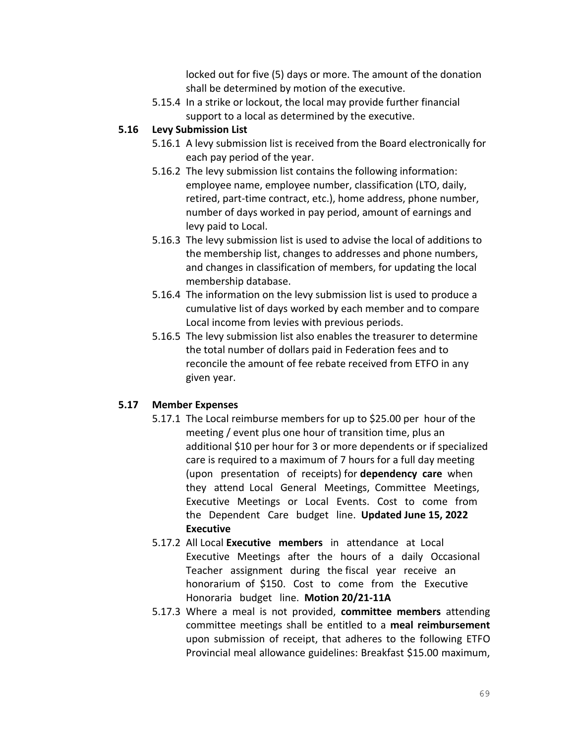locked out for five (5) days or more. The amount of the donation shall be determined by motion of the executive.

5.15.4 In a strike or lockout, the local may provide further financial support to a local as determined by the executive.

**5.16 Levy Submission List**

5.16.1 A levy submission list is received from the Board electronically for each pay period of the year.

5.16.2 The levy submission list contains the following information: employee name, employee number, classification (LTO, daily, retired, part-time contract, etc.), home address, phone number, number of days worked in pay period, amount of earnings and levy paid to Local.

5.16.3 The levy submission list is used to advise the local of additions to the membership list, changes to addresses and phone numbers, and changes in classification of members, for updating the local membership database.

5.16.4 The information on the levy submission list is used to produce a cumulative list of days worked by each member and to compare Local income from levies with previous periods.

5.16.5 The levy submission list also enables the treasurer to determine the total number of dollars paid in Federation fees and to reconcile the amount of fee rebate received from ETFO in any given year.

**5.17 Member Expenses**

5.17.1 The Local reimburse members for up to $25.00 per hour of the meeting / event plus one hour of transition time, plus an additional $10 per hour for 3 or more dependents or if specialized care is required to a maximum of 7 hours for a full day meeting (upon presentation of receipts) for **dependency care** when they attend Local General Meetings, Committee Meetings, Executive Meetings or Local Events. Cost to come from the Dependent Care budget line. **Updated June 15, 2022 Executive**

5.17.2 All Local **Executive members** in attendance at Local Executive Meetings after the hours of a daily Occasional Teacher assignment during the fiscal year receive an honorarium of $150. Cost to come from the Executive Honoraria budget line. **Motion 20/21-11A**

5.17.3 Where a meal is not provided, **committee members** attending committee meetings shall be entitled to a **meal reimbursement** upon submission of receipt, that adheres to the following ETFO Provincial meal allowance guidelines: Breakfast $15.00 maximum,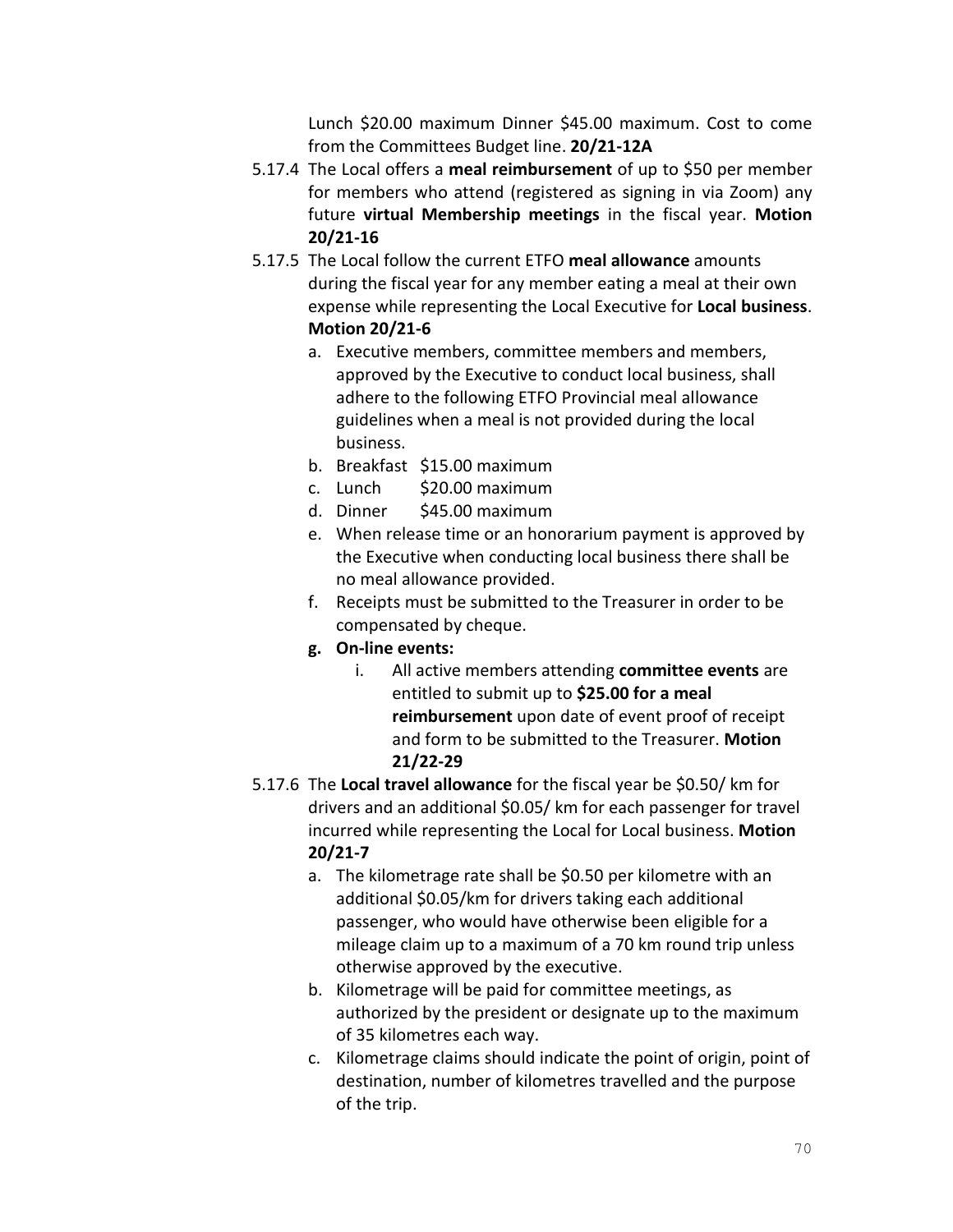Lunch $20.00 maximum Dinner $45.00 maximum. Cost to come from the Committees Budget line. **20/21-12A**

5.17.4 The Local offers a **meal reimbursement** of up to $50 per member for members who attend (registered as signing in via Zoom) any future **virtual Membership meetings** in the fiscal year. **Motion 20/21-16**

5.17.5 The Local follow the current ETFO **meal allowance** amounts during the fiscal year for any member eating a meal at their own expense while representing the Local Executive for **Local business**. **Motion 20/21-6**

   a. Executive members, committee members and members, approved by the Executive to conduct local business, shall adhere to the following ETFO Provincial meal allowance guidelines when a meal is not provided during the local business.
   b. Breakfast $15.00 maximum
   c. Lunch $20.00 maximum
   d. Dinner $45.00 maximum
   e. When release time or an honorarium payment is approved by the Executive when conducting local business there shall be no meal allowance provided.
   f. Receipts must be submitted to the Treasurer in order to be compensated by cheque.
   g. **On-line events:**
      i. All active members attending **committee events** are entitled to submit up to **$25.00 for a meal reimbursement** upon date of event proof of receipt and form to be submitted to the Treasurer. **Motion 21/22-29**

5.17.6 The **Local travel allowance** for the fiscal year be $0.50/ km for drivers and an additional $0.05/ km for each passenger for travel incurred while representing the Local for Local business. **Motion 20/21-7**

   a. The kilometrage rate shall be $0.50 per kilometre with an additional $0.05/km for drivers taking each additional passenger, who would have otherwise been eligible for a mileage claim up to a maximum of a 70 km round trip unless otherwise approved by the executive.
   b. Kilometrage will be paid for committee meetings, as authorized by the president or designate up to the maximum of 35 kilometres each way.
   c. Kilometrage claims should indicate the point of origin, point of destination, number of kilometres travelled and the purpose of the trip.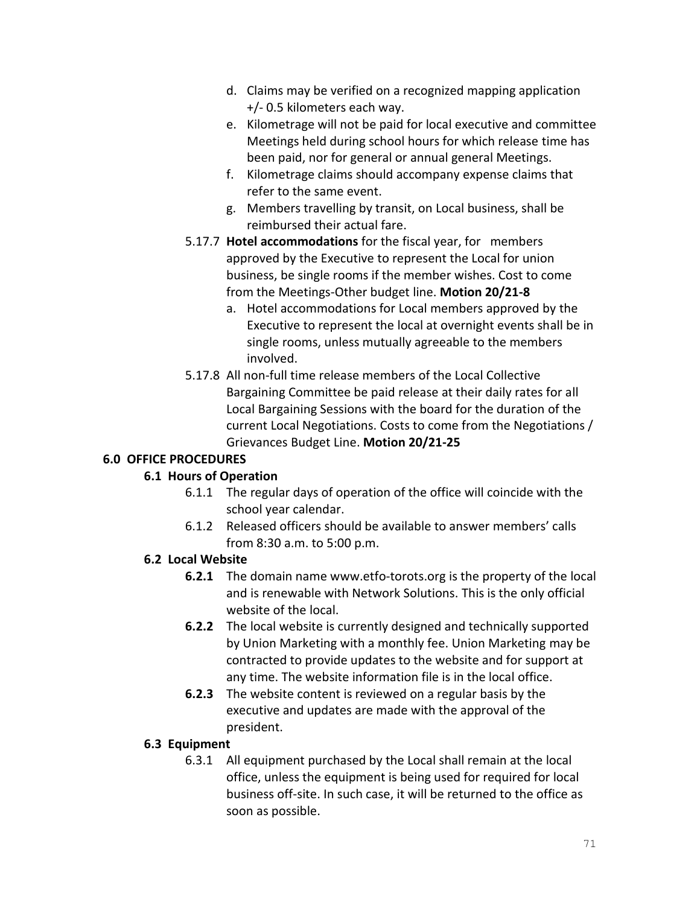d. Claims may be verified on a recognized mapping application +/- 0.5 kilometers each way.
e. Kilometrage will not be paid for local executive and committee Meetings held during school hours for which release time has been paid, nor for general or annual general Meetings.
f. Kilometrage claims should accompany expense claims that refer to the same event.
g. Members travelling by transit, on Local business, shall be reimbursed their actual fare.

5.17.7 **Hotel accommodations** for the fiscal year, for members approved by the Executive to represent the Local for union business, be single rooms if the member wishes. Cost to come from the Meetings-Other budget line. **Motion 20/21-8**

a. Hotel accommodations for Local members approved by the Executive to represent the local at overnight events shall be in single rooms, unless mutually agreeable to the members involved.

5.17.8 All non-full time release members of the Local Collective Bargaining Committee be paid release at their daily rates for all Local Bargaining Sessions with the board for the duration of the current Local Negotiations. Costs to come from the Negotiations / Grievances Budget Line. **Motion 20/21-25**

## 6.0 OFFICE PROCEDURES

### 6.1 Hours of Operation

6.1.1 The regular days of operation of the office will coincide with the school year calendar.

6.1.2 Released officers should be available to answer members' calls from 8:30 a.m. to 5:00 p.m.

### 6.2 Local Website

**6.2.1** The domain name www.etfo-torots.org is the property of the local and is renewable with Network Solutions. This is the only official website of the local.

**6.2.2** The local website is currently designed and technically supported by Union Marketing with a monthly fee. Union Marketing may be contracted to provide updates to the website and for support at any time. The website information file is in the local office.

**6.2.3** The website content is reviewed on a regular basis by the executive and updates are made with the approval of the president.

### 6.3 Equipment

6.3.1 All equipment purchased by the Local shall remain at the local office, unless the equipment is being used for required for local business off-site. In such case, it will be returned to the office as soon as possible.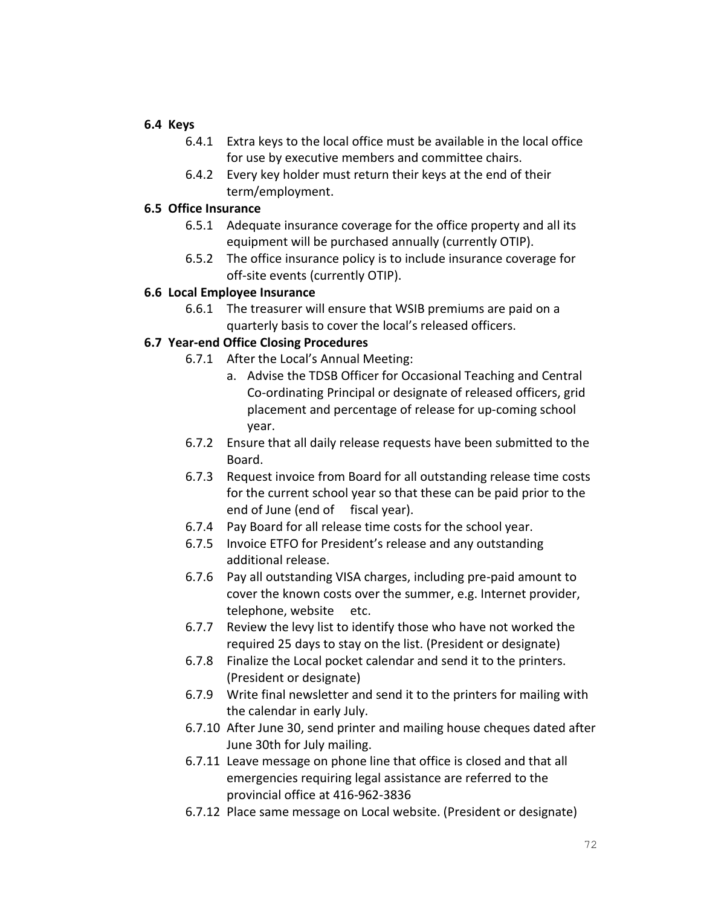### 6.4 Keys

- 6.4.1 Extra keys to the local office must be available in the local office for use by executive members and committee chairs.
- 6.4.2 Every key holder must return their keys at the end of their term/employment.

### 6.5 Office Insurance

- 6.5.1 Adequate insurance coverage for the office property and all its equipment will be purchased annually (currently OTIP).
- 6.5.2 The office insurance policy is to include insurance coverage for off-site events (currently OTIP).

### 6.6 Local Employee Insurance

- 6.6.1 The treasurer will ensure that WSIB premiums are paid on a quarterly basis to cover the local's released officers.

### 6.7 Year-end Office Closing Procedures

- 6.7.1 After the Local's Annual Meeting:
  - a. Advise the TDSB Officer for Occasional Teaching and Central Co-ordinating Principal or designate of released officers, grid placement and percentage of release for up-coming school year.
- 6.7.2 Ensure that all daily release requests have been submitted to the Board.
- 6.7.3 Request invoice from Board for all outstanding release time costs for the current school year so that these can be paid prior to the end of June (end of fiscal year).
- 6.7.4 Pay Board for all release time costs for the school year.
- 6.7.5 Invoice ETFO for President's release and any outstanding additional release.
- 6.7.6 Pay all outstanding VISA charges, including pre-paid amount to cover the known costs over the summer, e.g. Internet provider, telephone, website etc.
- 6.7.7 Review the levy list to identify those who have not worked the required 25 days to stay on the list. (President or designate)
- 6.7.8 Finalize the Local pocket calendar and send it to the printers. (President or designate)
- 6.7.9 Write final newsletter and send it to the printers for mailing with the calendar in early July.
- 6.7.10 After June 30, send printer and mailing house cheques dated after June 30th for July mailing.
- 6.7.11 Leave message on phone line that office is closed and that all emergencies requiring legal assistance are referred to the provincial office at 416-962-3836
- 6.7.12 Place same message on Local website. (President or designate)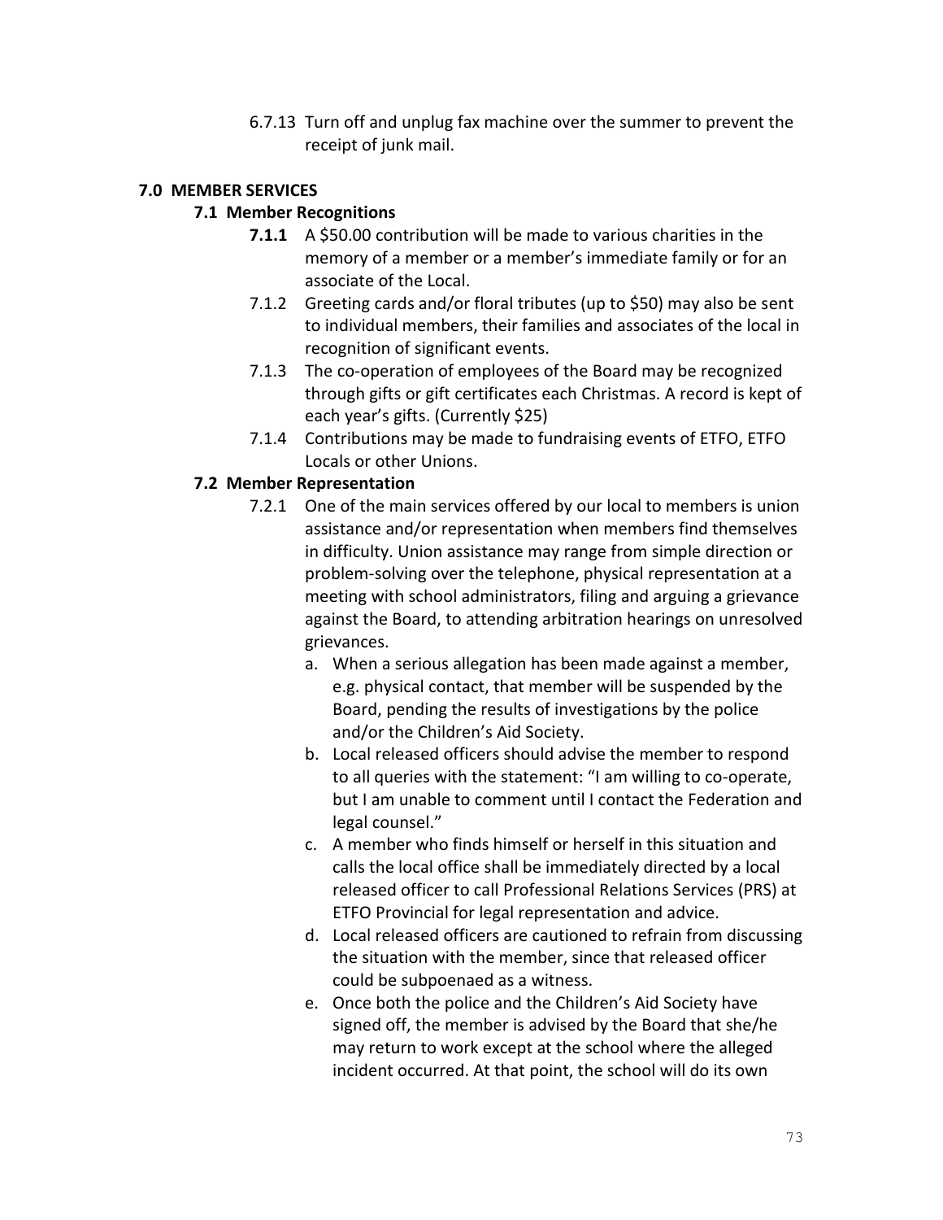6.7.13 Turn off and unplug fax machine over the summer to prevent the receipt of junk mail.

## 7.0 MEMBER SERVICES

### 7.1 Member Recognitions

**7.1.1** A $50.00 contribution will be made to various charities in the memory of a member or a member's immediate family or for an associate of the Local.

7.1.2 Greeting cards and/or floral tributes (up to $50) may also be sent to individual members, their families and associates of the local in recognition of significant events.

7.1.3 The co-operation of employees of the Board may be recognized through gifts or gift certificates each Christmas. A record is kept of each year's gifts. (Currently $25)

7.1.4 Contributions may be made to fundraising events of ETFO, ETFO Locals or other Unions.

### 7.2 Member Representation

7.2.1 One of the main services offered by our local to members is union assistance and/or representation when members find themselves in difficulty. Union assistance may range from simple direction or problem-solving over the telephone, physical representation at a meeting with school administrators, filing and arguing a grievance against the Board, to attending arbitration hearings on unresolved grievances.

a. When a serious allegation has been made against a member, e.g. physical contact, that member will be suspended by the Board, pending the results of investigations by the police and/or the Children's Aid Society.

b. Local released officers should advise the member to respond to all queries with the statement: "I am willing to co-operate, but I am unable to comment until I contact the Federation and legal counsel."

c. A member who finds himself or herself in this situation and calls the local office shall be immediately directed by a local released officer to call Professional Relations Services (PRS) at ETFO Provincial for legal representation and advice.

d. Local released officers are cautioned to refrain from discussing the situation with the member, since that released officer could be subpoenaed as a witness.

e. Once both the police and the Children's Aid Society have signed off, the member is advised by the Board that she/he may return to work except at the school where the alleged incident occurred. At that point, the school will do its own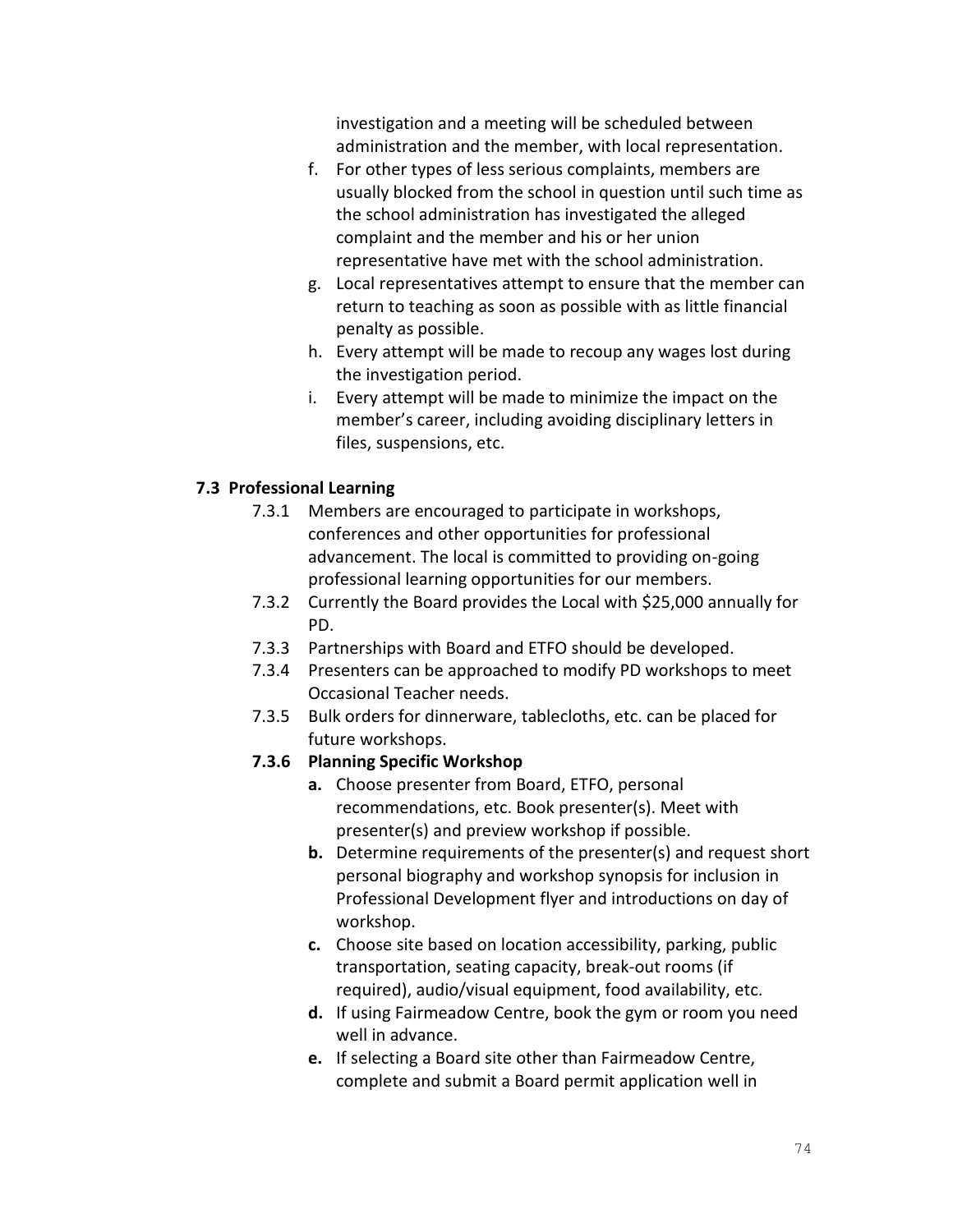investigation and a meeting will be scheduled between administration and the member, with local representation.

f. For other types of less serious complaints, members are usually blocked from the school in question until such time as the school administration has investigated the alleged complaint and the member and his or her union representative have met with the school administration.
g. Local representatives attempt to ensure that the member can return to teaching as soon as possible with as little financial penalty as possible.
h. Every attempt will be made to recoup any wages lost during the investigation period.
i. Every attempt will be made to minimize the impact on the member's career, including avoiding disciplinary letters in files, suspensions, etc.

### 7.3 Professional Learning

7.3.1 Members are encouraged to participate in workshops, conferences and other opportunities for professional advancement. The local is committed to providing on-going professional learning opportunities for our members.

7.3.2 Currently the Board provides the Local with $25,000 annually for PD.

7.3.3 Partnerships with Board and ETFO should be developed.

7.3.4 Presenters can be approached to modify PD workshops to meet Occasional Teacher needs.

7.3.5 Bulk orders for dinnerware, tablecloths, etc. can be placed for future workshops.

**7.3.6 Planning Specific Workshop**

**a.** Choose presenter from Board, ETFO, personal recommendations, etc. Book presenter(s). Meet with presenter(s) and preview workshop if possible.

**b.** Determine requirements of the presenter(s) and request short personal biography and workshop synopsis for inclusion in Professional Development flyer and introductions on day of workshop.

**c.** Choose site based on location accessibility, parking, public transportation, seating capacity, break-out rooms (if required), audio/visual equipment, food availability, etc.

**d.** If using Fairmeadow Centre, book the gym or room you need well in advance.

**e.** If selecting a Board site other than Fairmeadow Centre, complete and submit a Board permit application well in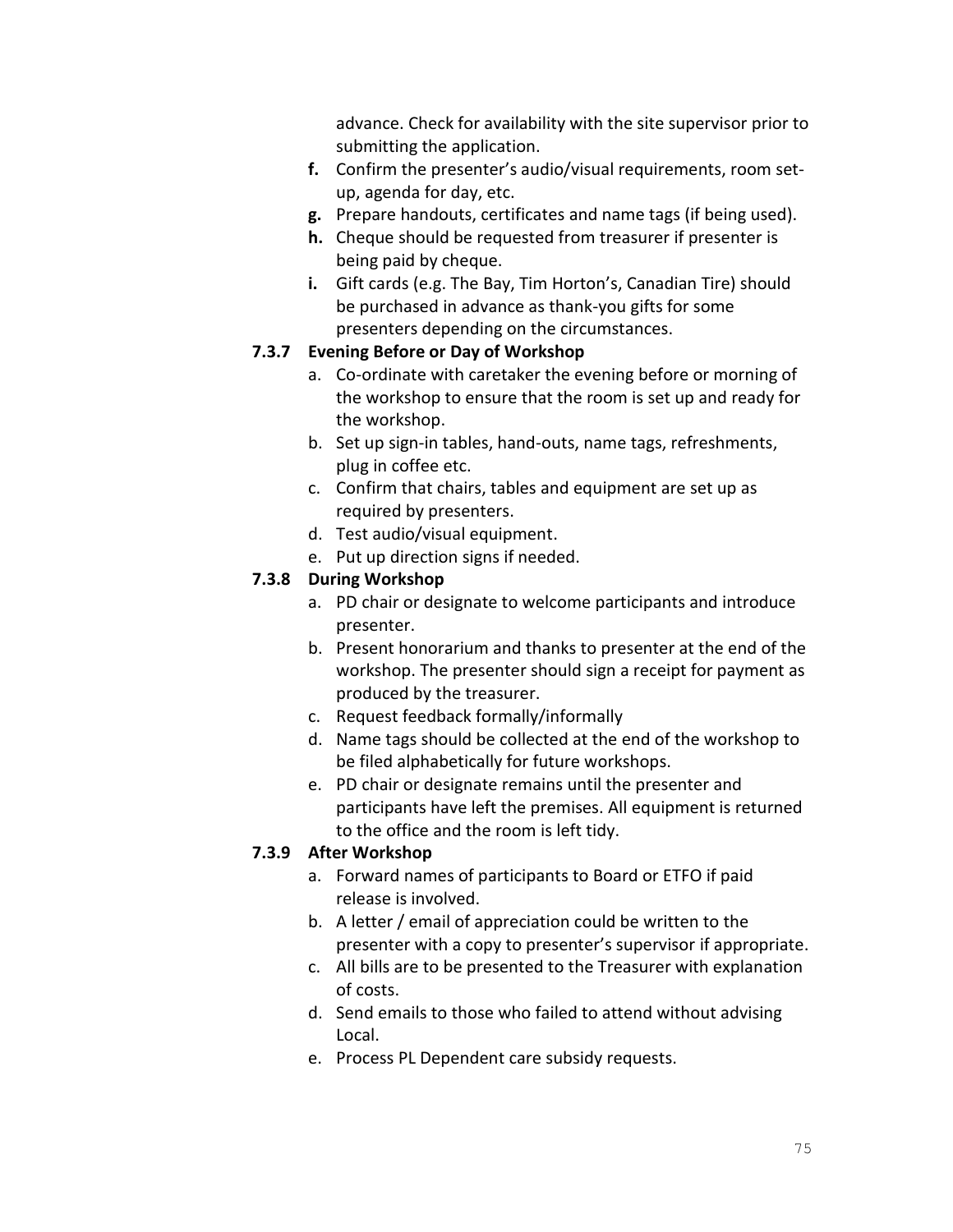advance. Check for availability with the site supervisor prior to submitting the application.

**f.** Confirm the presenter's audio/visual requirements, room set-up, agenda for day, etc.

**g.** Prepare handouts, certificates and name tags (if being used).

**h.** Cheque should be requested from treasurer if presenter is being paid by cheque.

**i.** Gift cards (e.g. The Bay, Tim Horton's, Canadian Tire) should be purchased in advance as thank-you gifts for some presenters depending on the circumstances.

**7.3.7 Evening Before or Day of Workshop**

a. Co-ordinate with caretaker the evening before or morning of the workshop to ensure that the room is set up and ready for the workshop.
b. Set up sign-in tables, hand-outs, name tags, refreshments, plug in coffee etc.
c. Confirm that chairs, tables and equipment are set up as required by presenters.
d. Test audio/visual equipment.
e. Put up direction signs if needed.

**7.3.8 During Workshop**

a. PD chair or designate to welcome participants and introduce presenter.
b. Present honorarium and thanks to presenter at the end of the workshop. The presenter should sign a receipt for payment as produced by the treasurer.
c. Request feedback formally/informally
d. Name tags should be collected at the end of the workshop to be filed alphabetically for future workshops.
e. PD chair or designate remains until the presenter and participants have left the premises. All equipment is returned to the office and the room is left tidy.

**7.3.9 After Workshop**

a. Forward names of participants to Board or ETFO if paid release is involved.
b. A letter / email of appreciation could be written to the presenter with a copy to presenter's supervisor if appropriate.
c. All bills are to be presented to the Treasurer with explanation of costs.
d. Send emails to those who failed to attend without advising Local.
e. Process PL Dependent care subsidy requests.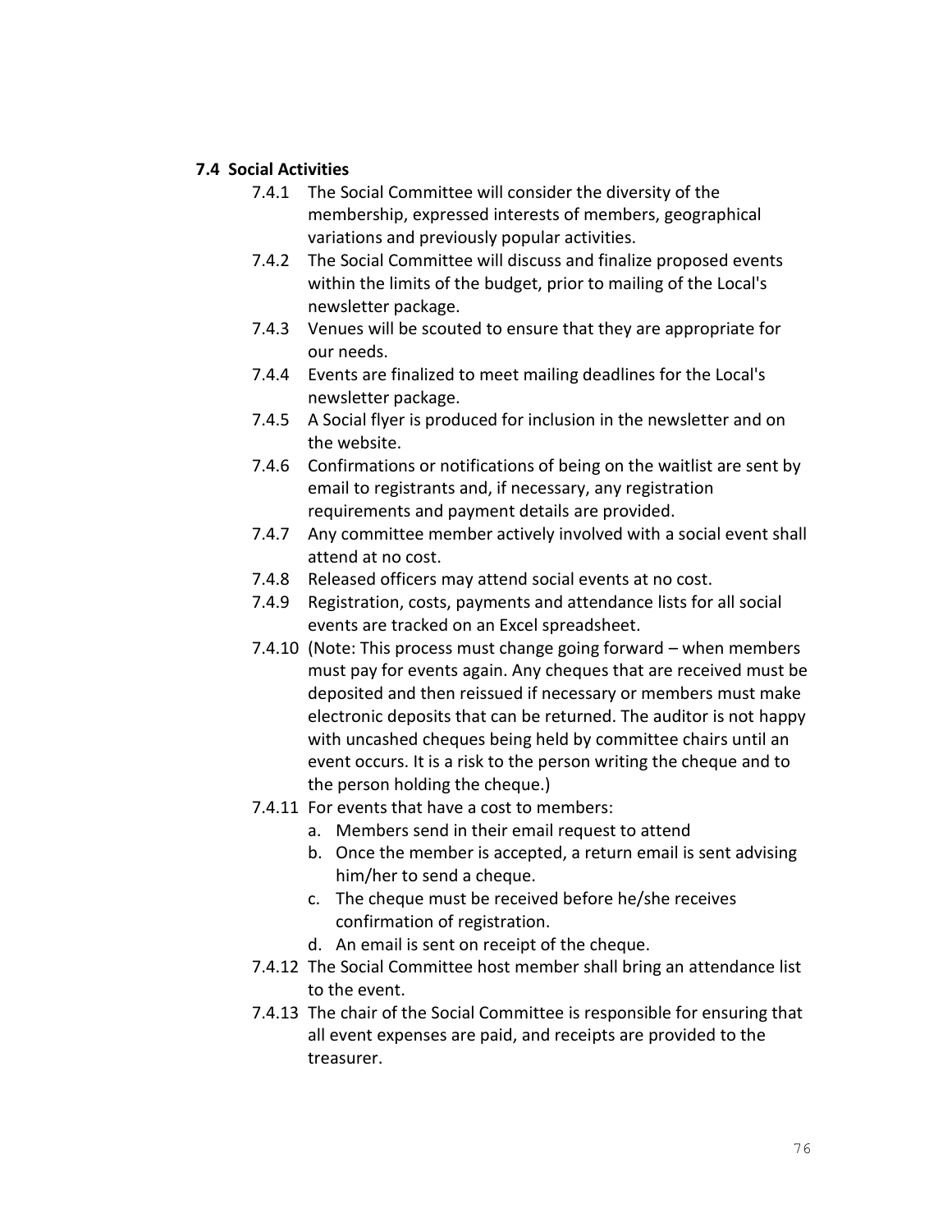### 7.4 Social Activities

7.4.1 The Social Committee will consider the diversity of the membership, expressed interests of members, geographical variations and previously popular activities.

7.4.2 The Social Committee will discuss and finalize proposed events within the limits of the budget, prior to mailing of the Local's newsletter package.

7.4.3 Venues will be scouted to ensure that they are appropriate for our needs.

7.4.4 Events are finalized to meet mailing deadlines for the Local's newsletter package.

7.4.5 A Social flyer is produced for inclusion in the newsletter and on the website.

7.4.6 Confirmations or notifications of being on the waitlist are sent by email to registrants and, if necessary, any registration requirements and payment details are provided.

7.4.7 Any committee member actively involved with a social event shall attend at no cost.

7.4.8 Released officers may attend social events at no cost.

7.4.9 Registration, costs, payments and attendance lists for all social events are tracked on an Excel spreadsheet.

7.4.10 (Note: This process must change going forward – when members must pay for events again. Any cheques that are received must be deposited and then reissued if necessary or members must make electronic deposits that can be returned. The auditor is not happy with uncashed cheques being held by committee chairs until an event occurs. It is a risk to the person writing the cheque and to the person holding the cheque.)

7.4.11 For events that have a cost to members:

a. Members send in their email request to attend
b. Once the member is accepted, a return email is sent advising him/her to send a cheque.
c. The cheque must be received before he/she receives confirmation of registration.
d. An email is sent on receipt of the cheque.

7.4.12 The Social Committee host member shall bring an attendance list to the event.

7.4.13 The chair of the Social Committee is responsible for ensuring that all event expenses are paid, and receipts are provided to the treasurer.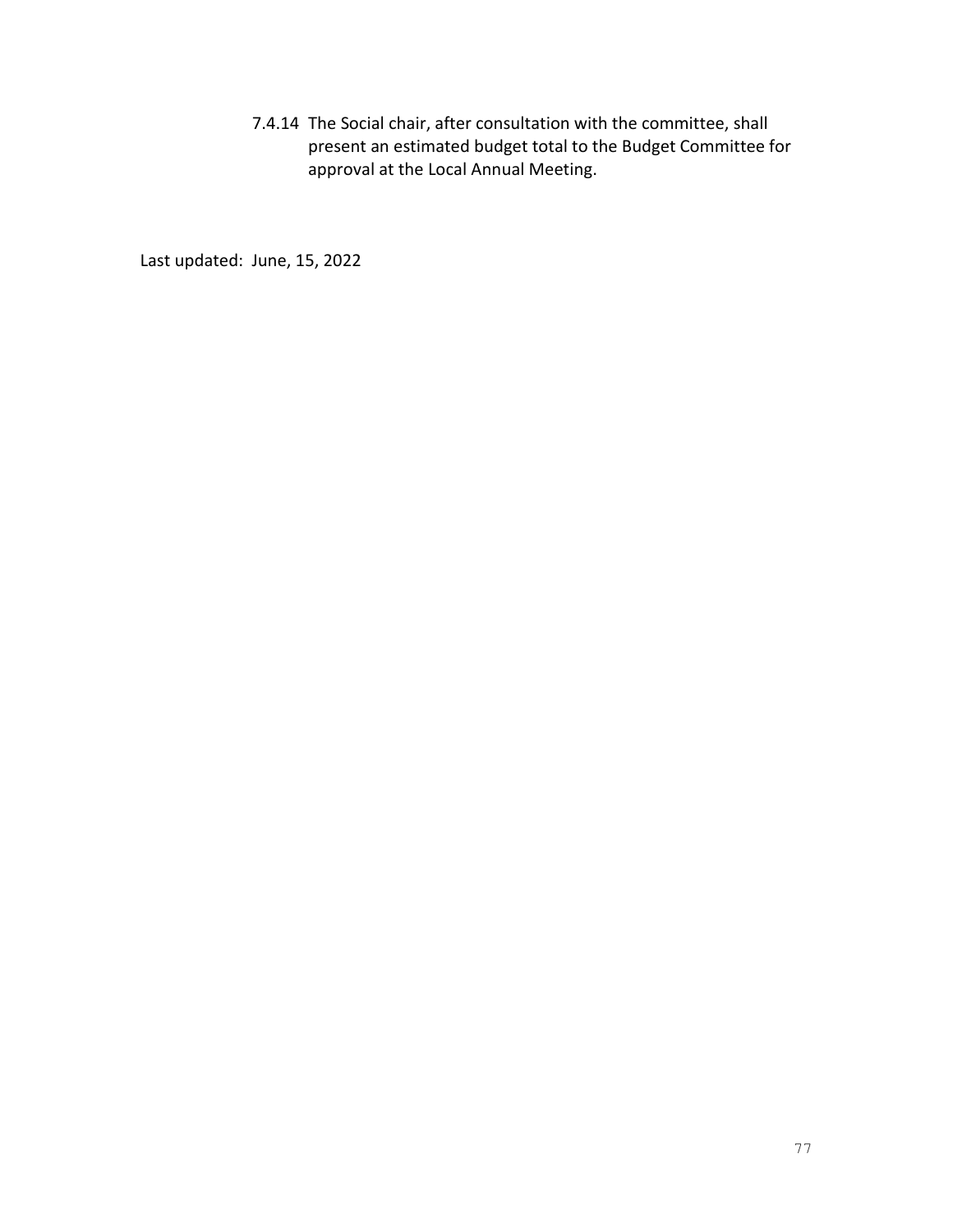7.4.14 The Social chair, after consultation with the committee, shall present an estimated budget total to the Budget Committee for approval at the Local Annual Meeting.

Last updated: June, 15, 2022